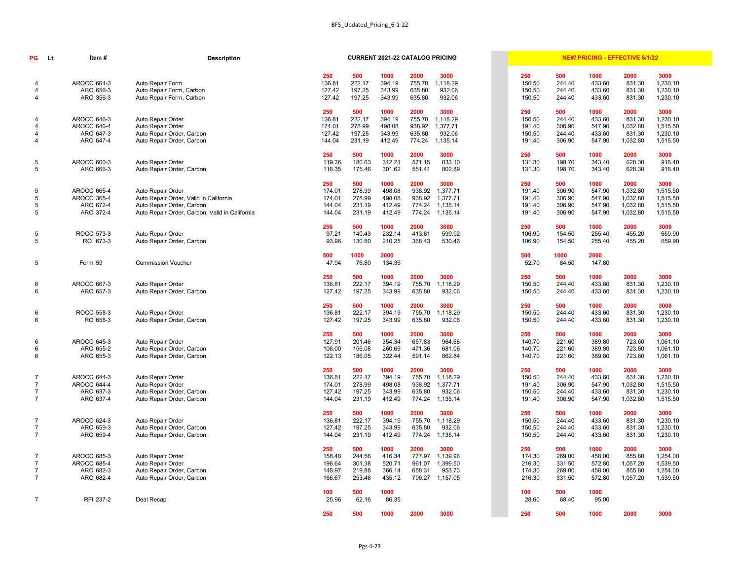# BFS_Updated_Pricing_6-1-22

| PG | Lt | Item # | Description | CURRENT 2021-22 CATALOG PRICING | | | | | NEW PRICING - EFFECTIVE 6/1/22 | | | | |
|---|---|---|---|---|---|---|---|---|---|---|---|---|---|
| | | | | 250 | 500 | 1000 | 2000 | 3000 | 250 | 500 | 1000 | 2000 | 3000 |
| 4 | | AROCC 664-3 | Auto Repair Form | 136.81 | 222.17 | 394.19 | 755.70 | 1,118.29 | 150.50 | 244.40 | 433.60 | 831.30 | 1,230.10 |
| 4 | | ARO 656-3 | Auto Repair Form, Carbon | 127.42 | 197.25 | 343.99 | 635.80 | 932.06 | 150.50 | 244.40 | 433.60 | 831.30 | 1,230.10 |
| 4 | | ARO 356-3 | Auto Repair Form, Carbon | 127.42 | 197.25 | 343.99 | 635.80 | 932.06 | 150.50 | 244.40 | 433.60 | 831.30 | 1,230.10 |
| | | | | 250 | 500 | 1000 | 2000 | 3000 | 250 | 500 | 1000 | 2000 | 3000 |
| 4 | | AROCC 646-3 | Auto Repair Order | 136.81 | 222.17 | 394.19 | 755.70 | 1,118.29 | 150.50 | 244.40 | 433.60 | 831.30 | 1,230.10 |
| 4 | | AROCC 646-4 | Auto Repair Order | 174.01 | 278.99 | 498.08 | 938.92 | 1,377.71 | 191.40 | 306.90 | 547.90 | 1,032.80 | 1,515.50 |
| 4 | | ARO 647-3 | Auto Repair Order, Carbon | 127.42 | 197.25 | 343.99 | 635.80 | 932.06 | 150.50 | 244.40 | 433.60 | 831.30 | 1,230.10 |
| 4 | | ARO 647-4 | Auto Repair Order, Carbon | 144.04 | 231.19 | 412.49 | 774.24 | 1,135.14 | 191.40 | 306.90 | 547.90 | 1,032.80 | 1,515.50 |
| | | | | 250 | 500 | 1000 | 2000 | 3000 | 250 | 500 | 1000 | 2000 | 3000 |
| 5 | | AROCC 600-3 | Auto Repair Order | 119.36 | 180.63 | 312.21 | 571.15 | 833.10 | 131.30 | 198.70 | 343.40 | 628.30 | 916.40 |
| 5 | | ARO 666-3 | Auto Repair Order, Carbon | 116.35 | 175.46 | 301.62 | 551.41 | 802.89 | 131.30 | 198.70 | 343.40 | 628.30 | 916.40 |
| | | | | 250 | 500 | 1000 | 2000 | 3000 | 250 | 500 | 1000 | 2000 | 3000 |
| 5 | | AROCC 665-4 | Auto Repair Order | 174.01 | 278.99 | 498.08 | 938.92 | 1,377.71 | 191.40 | 306.90 | 547.90 | 1,032.80 | 1,515.50 |
| 5 | | AROCC 365-4 | Auto Repair Order, Valid in California | 174.01 | 278.99 | 498.08 | 938.92 | 1,377.71 | 191.40 | 306.90 | 547.90 | 1,032.80 | 1,515.50 |
| 5 | | ARO 672-4 | Auto Repair Order, Carbon | 144.04 | 231.19 | 412.49 | 774.24 | 1,135.14 | 191.40 | 306.90 | 547.90 | 1,032.80 | 1,515.50 |
| 5 | | ARO 372-4 | Auto Repair Order, Carbon, Valid in California | 144.04 | 231.19 | 412.49 | 774.24 | 1,135.14 | 191.40 | 306.90 | 547.90 | 1,032.80 | 1,515.50 |
| | | | | 250 | 500 | 1000 | 2000 | 3000 | 250 | 500 | 1000 | 2000 | 3000 |
| 5 | | ROCC 573-3 | Auto Repair Order | 97.21 | 140.43 | 232.14 | 413.81 | 599.92 | 106.90 | 154.50 | 255.40 | 455.20 | 659.90 |
| 5 | | RO 673-3 | Auto Repair Order, Carbon | 93.96 | 130.80 | 210.25 | 368.43 | 530.46 | 106.90 | 154.50 | 255.40 | 455.20 | 659.90 |
| | | | | 500 | 1000 | 2000 | | | 500 | 1000 | 2000 | | |
| 5 | | Form 59 | Commission Voucher | 47.94 | 76.80 | 134.35 | | | 52.70 | 84.50 | 147.80 | | |
| | | | | 250 | 500 | 1000 | 2000 | 3000 | 250 | 500 | 1000 | 2000 | 3000 |
| 6 | | AROCC 667-3 | Auto Repair Order | 136.81 | 222.17 | 394.19 | 755.70 | 1,118.29 | 150.50 | 244.40 | 433.60 | 831.30 | 1,230.10 |
| 6 | | ARO 657-3 | Auto Repair Order, Carbon | 127.42 | 197.25 | 343.99 | 635.80 | 932.06 | 150.50 | 244.40 | 433.60 | 831.30 | 1,230.10 |
| | | | | 250 | 500 | 1000 | 2000 | 3000 | 250 | 500 | 1000 | 2000 | 3000 |
| 6 | | ROCC 558-3 | Auto Repair Order | 136.81 | 222.17 | 394.19 | 755.70 | 1,118.29 | 150.50 | 244.40 | 433.60 | 831.30 | 1,230.10 |
| 6 | | RO 658-3 | Auto Repair Order, Carbon | 127.42 | 197.25 | 343.99 | 635.80 | 932.06 | 150.50 | 244.40 | 433.60 | 831.30 | 1,230.10 |
| | | | | 250 | 500 | 1000 | 2000 | 3000 | 250 | 500 | 1000 | 2000 | 3000 |
| 6 | | AROCC 645-3 | Auto Repair Order | 127.91 | 201.46 | 354.34 | 657.83 | 964.68 | 140.70 | 221.60 | 389.80 | 723.60 | 1,061.10 |
| 6 | | ARO 655-2 | Auto Repair Order, Carbon | 106.00 | 156.08 | 260.69 | 471.36 | 681.06 | 140.70 | 221.60 | 389.80 | 723.60 | 1,061.10 |
| 6 | | ARO 655-3 | Auto Repair Order, Carbon | 122.13 | 186.05 | 322.44 | 591.14 | 862.84 | 140.70 | 221.60 | 389.80 | 723.60 | 1,061.10 |
| | | | | 250 | 500 | 1000 | 2000 | 3000 | 250 | 500 | 1000 | 2000 | 3000 |
| 7 | | AROCC 644-3 | Auto Repair Order | 136.81 | 222.17 | 394.19 | 755.70 | 1,118.29 | 150.50 | 244.40 | 433.60 | 831.30 | 1,230.10 |
| 7 | | AROCC 644-4 | Auto Repair Order | 174.01 | 278.99 | 498.08 | 938.92 | 1,377.71 | 191.40 | 306.90 | 547.90 | 1,032.80 | 1,515.50 |
| 7 | | ARO 637-3 | Auto Repair Order, Carbon | 127.42 | 197.25 | 343.99 | 635.80 | 932.06 | 150.50 | 244.40 | 433.60 | 831.30 | 1,230.10 |
| 7 | | ARO 637-4 | Auto Repair Order, Carbon | 144.04 | 231.19 | 412.49 | 774.24 | 1,135.14 | 191.40 | 306.90 | 547.90 | 1,032.80 | 1,515.50 |
| | | | | 250 | 500 | 1000 | 2000 | 3000 | 250 | 500 | 1000 | 2000 | 3000 |
| 7 | | AROCC 624-3 | Auto Repair Order | 136.81 | 222.17 | 394.19 | 755.70 | 1,118.29 | 150.50 | 244.40 | 433.60 | 831.30 | 1,230.10 |
| 7 | | ARO 659-3 | Auto Repair Order, Carbon | 127.42 | 197.25 | 343.99 | 635.80 | 932.06 | 150.50 | 244.40 | 433.60 | 831.30 | 1,230.10 |
| 7 | | ARO 659-4 | Auto Repair Order, Carbon | 144.04 | 231.19 | 412.49 | 774.24 | 1,135.14 | 150.50 | 244.40 | 433.60 | 831.30 | 1,230.10 |
| | | | | 250 | 500 | 1000 | 2000 | 3000 | 250 | 500 | 1000 | 2000 | 3000 |
| 7 | | AROCC 685-3 | Auto Repair Order | 158.48 | 244.56 | 416.34 | 777.97 | 1,139.96 | 174.30 | 269.00 | 458.00 | 855.80 | 1,254.00 |
| 7 | | AROCC 685-4 | Auto Repair Order | 196.64 | 301.38 | 520.71 | 961.07 | 1,399.50 | 216.30 | 331.50 | 572.80 | 1,057.20 | 1,539.50 |
| 7 | | ARO 682-3 | Auto Repair Order, Carbon | 148.97 | 219.88 | 366.14 | 658.31 | 953.73 | 174.30 | 269.00 | 458.00 | 855.80 | 1,254.00 |
| 7 | | ARO 682-4 | Auto Repair Order, Carbon | 166.67 | 253.46 | 435.12 | 796.27 | 1,157.05 | 216.30 | 331.50 | 572.80 | 1,057.20 | 1,539.50 |
| | | | | 100 | 500 | 1000 | | | 100 | 500 | 1000 | | |
| 7 | | RFI 237-2 | Deal Recap | 25.96 | 62.16 | 86.35 | | | 28.60 | 68.40 | 95.00 | | |
| | | | | 250 | 500 | 1000 | 2000 | 3000 | 250 | 500 | 1000 | 2000 | 3000 |

Pgs 4-23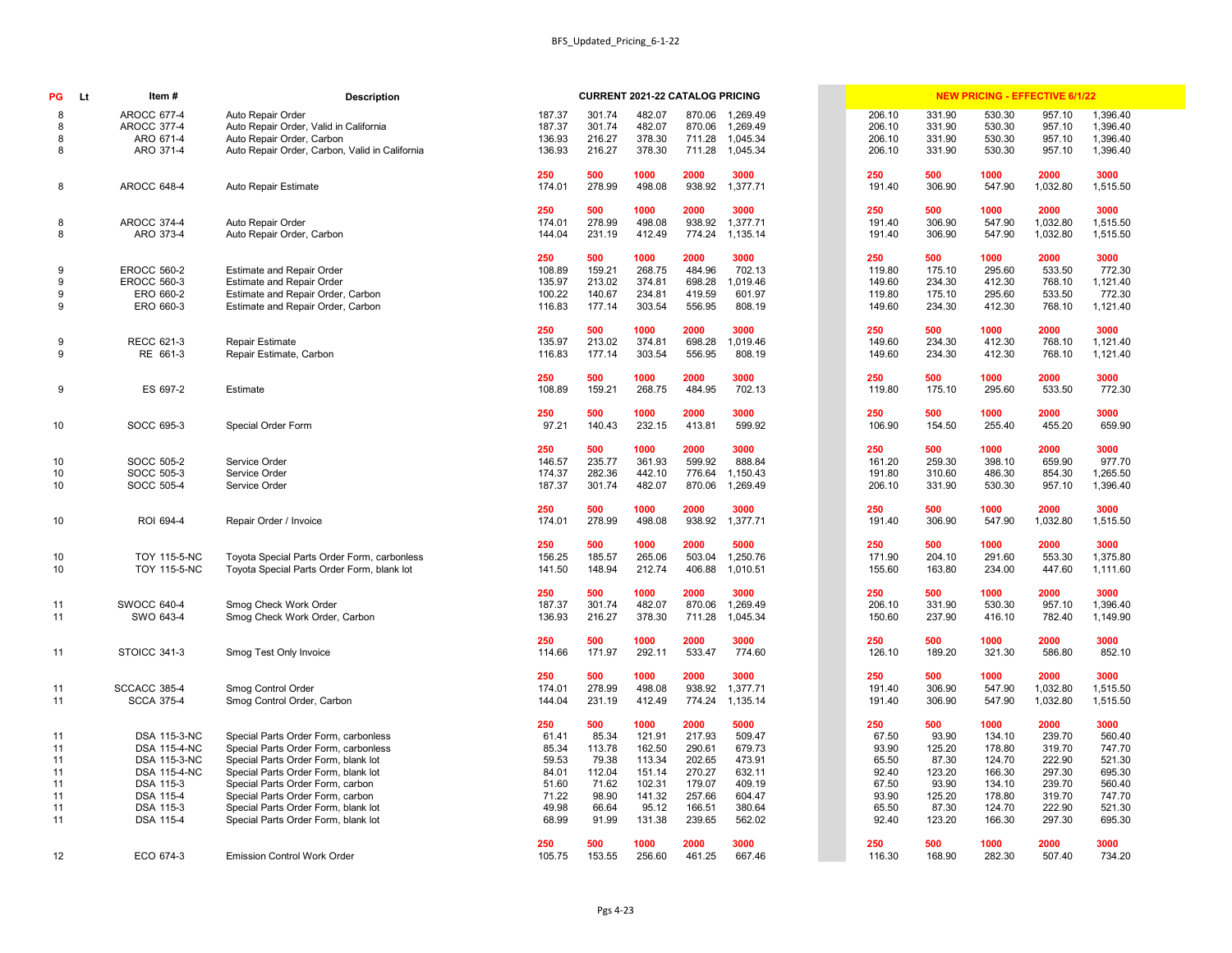| PG | Lt | Item # | Description | CURRENT 2021-22 CATALOG PRICING | | | | | NEW PRICING - EFFECTIVE 6/1/22 | | | | |
|---|---|---|---|---|---|---|---|---|---|---|---|---|---|
| 8 | | AROCC 677-4 | Auto Repair Order | 187.37 | 301.74 | 482.07 | 870.06 | 1,269.49 | 206.10 | 331.90 | 530.30 | 957.10 | 1,396.40 |
| 8 | | AROCC 377-4 | Auto Repair Order, Valid in California | 187.37 | 301.74 | 482.07 | 870.06 | 1,269.49 | 206.10 | 331.90 | 530.30 | 957.10 | 1,396.40 |
| 8 | | ARO 671-4 | Auto Repair Order, Carbon | 136.93 | 216.27 | 378.30 | 711.28 | 1,045.34 | 206.10 | 331.90 | 530.30 | 957.10 | 1,396.40 |
| 8 | | ARO 371-4 | Auto Repair Order, Carbon, Valid in California | 136.93 | 216.27 | 378.30 | 711.28 | 1,045.34 | 206.10 | 331.90 | 530.30 | 957.10 | 1,396.40 |
| | | | | 250 | 500 | 1000 | 2000 | 3000 | 250 | 500 | 1000 | 2000 | 3000 |
| 8 | | AROCC 648-4 | Auto Repair Estimate | 174.01 | 278.99 | 498.08 | 938.92 | 1,377.71 | 191.40 | 306.90 | 547.90 | 1,032.80 | 1,515.50 |
| | | | | 250 | 500 | 1000 | 2000 | 3000 | 250 | 500 | 1000 | 2000 | 3000 |
| 8 | | AROCC 374-4 | Auto Repair Order | 174.01 | 278.99 | 498.08 | 938.92 | 1,377.71 | 191.40 | 306.90 | 547.90 | 1,032.80 | 1,515.50 |
| 8 | | ARO 373-4 | Auto Repair Order, Carbon | 144.04 | 231.19 | 412.49 | 774.24 | 1,135.14 | 191.40 | 306.90 | 547.90 | 1,032.80 | 1,515.50 |
| | | | | 250 | 500 | 1000 | 2000 | 3000 | 250 | 500 | 1000 | 2000 | 3000 |
| 9 | | EROCC 560-2 | Estimate and Repair Order | 108.89 | 159.21 | 268.75 | 484.96 | 702.13 | 119.80 | 175.10 | 295.60 | 533.50 | 772.30 |
| 9 | | EROCC 560-3 | Estimate and Repair Order | 135.97 | 213.02 | 374.81 | 698.28 | 1,019.46 | 149.60 | 234.30 | 412.30 | 768.10 | 1,121.40 |
| 9 | | ERO 660-2 | Estimate and Repair Order, Carbon | 100.22 | 140.67 | 234.81 | 419.59 | 601.97 | 119.80 | 175.10 | 295.60 | 533.50 | 772.30 |
| 9 | | ERO 660-3 | Estimate and Repair Order, Carbon | 116.83 | 177.14 | 303.54 | 556.95 | 808.19 | 149.60 | 234.30 | 412.30 | 768.10 | 1,121.40 |
| | | | | 250 | 500 | 1000 | 2000 | 3000 | 250 | 500 | 1000 | 2000 | 3000 |
| 9 | | RECC 621-3 | Repair Estimate | 135.97 | 213.02 | 374.81 | 698.28 | 1,019.46 | 149.60 | 234.30 | 412.30 | 768.10 | 1,121.40 |
| 9 | | RE 661-3 | Repair Estimate, Carbon | 116.83 | 177.14 | 303.54 | 556.95 | 808.19 | 149.60 | 234.30 | 412.30 | 768.10 | 1,121.40 |
| | | | | 250 | 500 | 1000 | 2000 | 3000 | 250 | 500 | 1000 | 2000 | 3000 |
| 9 | | ES 697-2 | Estimate | 108.89 | 159.21 | 268.75 | 484.95 | 702.13 | 119.80 | 175.10 | 295.60 | 533.50 | 772.30 |
| | | | | 250 | 500 | 1000 | 2000 | 3000 | 250 | 500 | 1000 | 2000 | 3000 |
| 10 | | SOCC 695-3 | Special Order Form | 97.21 | 140.43 | 232.15 | 413.81 | 599.92 | 106.90 | 154.50 | 255.40 | 455.20 | 659.90 |
| | | | | 250 | 500 | 1000 | 2000 | 3000 | 250 | 500 | 1000 | 2000 | 3000 |
| 10 | | SOCC 505-2 | Service Order | 146.57 | 235.77 | 361.93 | 599.92 | 888.84 | 161.20 | 259.30 | 398.10 | 659.90 | 977.70 |
| 10 | | SOCC 505-3 | Service Order | 174.37 | 282.36 | 442.10 | 776.64 | 1,150.43 | 191.80 | 310.60 | 486.30 | 854.30 | 1,265.50 |
| 10 | | SOCC 505-4 | Service Order | 187.37 | 301.74 | 482.07 | 870.06 | 1,269.49 | 206.10 | 331.90 | 530.30 | 957.10 | 1,396.40 |
| | | | | 250 | 500 | 1000 | 2000 | 3000 | 250 | 500 | 1000 | 2000 | 3000 |
| 10 | | ROI 694-4 | Repair Order / Invoice | 174.01 | 278.99 | 498.08 | 938.92 | 1,377.71 | 191.40 | 306.90 | 547.90 | 1,032.80 | 1,515.50 |
| | | | | 250 | 500 | 1000 | 2000 | 5000 | 250 | 500 | 1000 | 2000 | 3000 |
| 10 | | TOY 115-5-NC | Toyota Special Parts Order Form, carbonless | 156.25 | 185.57 | 265.06 | 503.04 | 1,250.76 | 171.90 | 204.10 | 291.60 | 553.30 | 1,375.80 |
| 10 | | TOY 115-5-NC | Toyota Special Parts Order Form, blank lot | 141.50 | 148.94 | 212.74 | 406.88 | 1,010.51 | 155.60 | 163.80 | 234.00 | 447.60 | 1,111.60 |
| | | | | 250 | 500 | 1000 | 2000 | 3000 | 250 | 500 | 1000 | 2000 | 3000 |
| 11 | | SWOCC 640-4 | Smog Check Work Order | 187.37 | 301.74 | 482.07 | 870.06 | 1,269.49 | 206.10 | 331.90 | 530.30 | 957.10 | 1,396.40 |
| 11 | | SWO 643-4 | Smog Check Work Order, Carbon | 136.93 | 216.27 | 378.30 | 711.28 | 1,045.34 | 150.60 | 237.90 | 416.10 | 782.40 | 1,149.90 |
| | | | | 250 | 500 | 1000 | 2000 | 3000 | 250 | 500 | 1000 | 2000 | 3000 |
| 11 | | STOICC 341-3 | Smog Test Only Invoice | 114.66 | 171.97 | 292.11 | 533.47 | 774.60 | 126.10 | 189.20 | 321.30 | 586.80 | 852.10 |
| | | | | 250 | 500 | 1000 | 2000 | 3000 | 250 | 500 | 1000 | 2000 | 3000 |
| 11 | | SCCACC 385-4 | Smog Control Order | 174.01 | 278.99 | 498.08 | 938.92 | 1,377.71 | 191.40 | 306.90 | 547.90 | 1,032.80 | 1,515.50 |
| 11 | | SCCA 375-4 | Smog Control Order, Carbon | 144.04 | 231.19 | 412.49 | 774.24 | 1,135.14 | 191.40 | 306.90 | 547.90 | 1,032.80 | 1,515.50 |
| | | | | 250 | 500 | 1000 | 2000 | 5000 | 250 | 500 | 1000 | 2000 | 3000 |
| 11 | | DSA 115-3-NC | Special Parts Order Form, carbonless | 61.41 | 85.34 | 121.91 | 217.93 | 509.47 | 67.50 | 93.90 | 134.10 | 239.70 | 560.40 |
| 11 | | DSA 115-4-NC | Special Parts Order Form, carbonless | 85.34 | 113.78 | 162.50 | 290.61 | 679.73 | 93.90 | 125.20 | 178.80 | 319.70 | 747.70 |
| 11 | | DSA 115-3-NC | Special Parts Order Form, blank lot | 59.53 | 79.38 | 113.34 | 202.65 | 473.91 | 65.50 | 87.30 | 124.70 | 222.90 | 521.30 |
| 11 | | DSA 115-4-NC | Special Parts Order Form, blank lot | 84.01 | 112.04 | 151.14 | 270.27 | 632.11 | 92.40 | 123.20 | 166.30 | 297.30 | 695.30 |
| 11 | | DSA 115-3 | Special Parts Order Form, carbon | 51.60 | 71.62 | 102.31 | 179.07 | 409.19 | 67.50 | 93.90 | 134.10 | 239.70 | 560.40 |
| 11 | | DSA 115-4 | Special Parts Order Form, carbon | 71.22 | 98.90 | 141.32 | 257.66 | 604.47 | 93.90 | 125.20 | 178.80 | 319.70 | 747.70 |
| 11 | | DSA 115-3 | Special Parts Order Form, blank lot | 49.98 | 66.64 | 95.12 | 166.51 | 380.64 | 65.50 | 87.30 | 124.70 | 222.90 | 521.30 |
| 11 | | DSA 115-4 | Special Parts Order Form, blank lot | 68.99 | 91.99 | 131.38 | 239.65 | 562.02 | 92.40 | 123.20 | 166.30 | 297.30 | 695.30 |
| | | | | 250 | 500 | 1000 | 2000 | 3000 | 250 | 500 | 1000 | 2000 | 3000 |
| 12 | | ECO 674-3 | Emission Control Work Order | 105.75 | 153.55 | 256.60 | 461.25 | 667.46 | 116.30 | 168.90 | 282.30 | 507.40 | 734.20 |

Pgs 4-23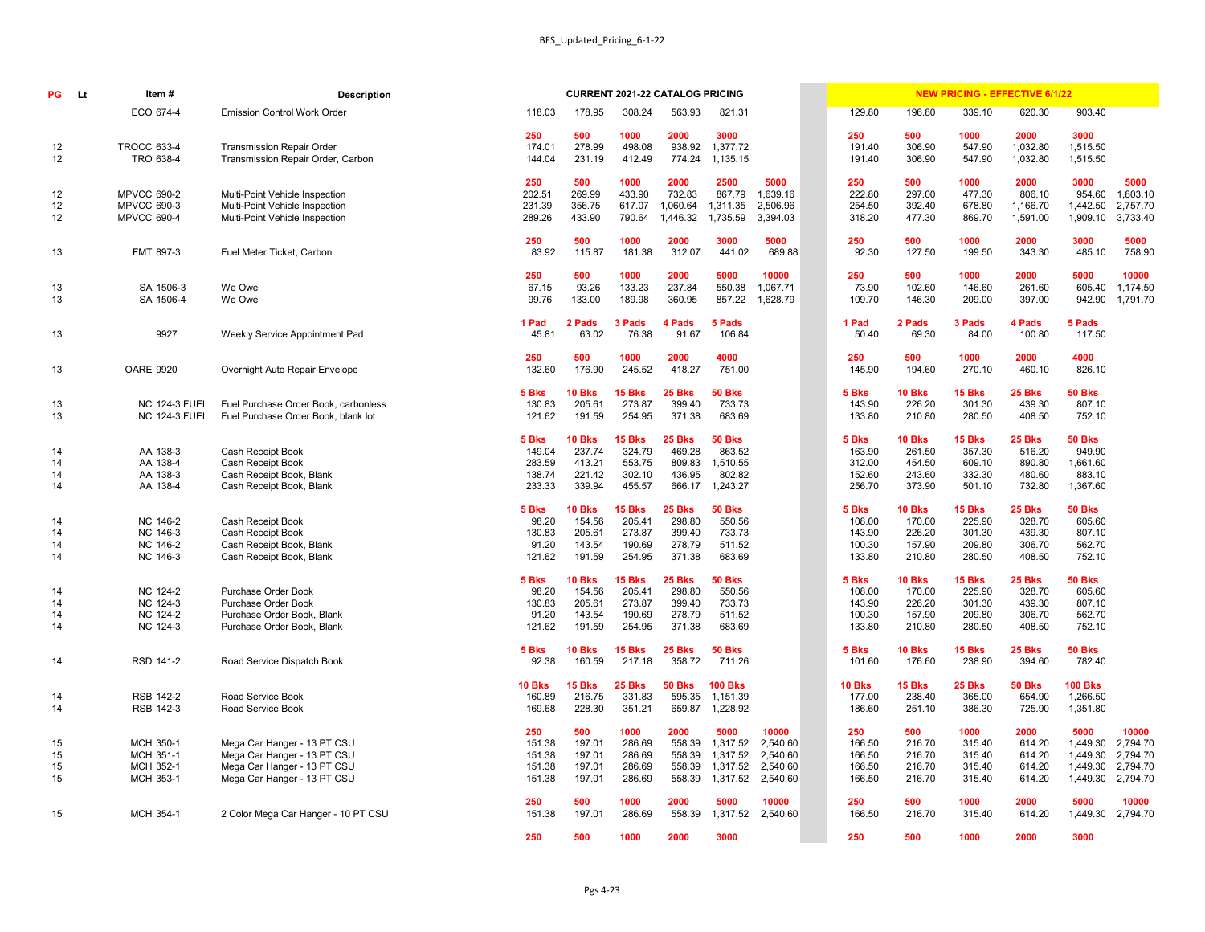| PG | Lt | Item # | Description | CURRENT 2021-22 CATALOG PRICING | | | | | | NEW PRICING - EFFECTIVE 6/1/22 | | | | | |
|---|---|---|---|---|---|---|---|---|---|---|---|---|---|---|---|
| | | ECO 674-4 | Emission Control Work Order | 118.03 | 178.95 | 308.24 | 563.93 | 821.31 | | 129.80 | 196.80 | 339.10 | 620.30 | 903.40 | |
| | | | | **250** | **500** | **1000** | **2000** | **3000** | | **250** | **500** | **1000** | **2000** | **3000** | |
| 12 | | TROCC 633-4 | Transmission Repair Order | 174.01 | 278.99 | 498.08 | 938.92 | 1,377.72 | | 191.40 | 306.90 | 547.90 | 1,032.80 | 1,515.50 | |
| 12 | | TRO 638-4 | Transmission Repair Order, Carbon | 144.04 | 231.19 | 412.49 | 774.24 | 1,135.15 | | 191.40 | 306.90 | 547.90 | 1,032.80 | 1,515.50 | |
| | | | | **250** | **500** | **1000** | **2000** | **2500** | **5000** | **250** | **500** | **1000** | **2000** | **3000** | **5000** |
| 12 | | MPVCC 690-2 | Multi-Point Vehicle Inspection | 202.51 | 269.99 | 433.90 | 732.83 | 867.79 | 1,639.16 | 222.80 | 297.00 | 477.30 | 806.10 | 954.60 | 1,803.10 |
| 12 | | MPVCC 690-3 | Multi-Point Vehicle Inspection | 231.39 | 356.75 | 617.07 | 1,060.64 | 1,311.35 | 2,506.96 | 254.50 | 392.40 | 678.80 | 1,166.70 | 1,442.50 | 2,757.70 |
| 12 | | MPVCC 690-4 | Multi-Point Vehicle Inspection | 289.26 | 433.90 | 790.64 | 1,446.32 | 1,735.59 | 3,394.03 | 318.20 | 477.30 | 869.70 | 1,591.00 | 1,909.10 | 3,733.40 |
| | | | | **250** | **500** | **1000** | **2000** | **3000** | **5000** | **250** | **500** | **1000** | **2000** | **3000** | **5000** |
| 13 | | FMT 897-3 | Fuel Meter Ticket, Carbon | 83.92 | 115.87 | 181.38 | 312.07 | 441.02 | 689.88 | 92.30 | 127.50 | 199.50 | 343.30 | 485.10 | 758.90 |
| | | | | **250** | **500** | **1000** | **2000** | **5000** | **10000** | **250** | **500** | **1000** | **2000** | **5000** | **10000** |
| 13 | | SA 1506-3 | We Owe | 67.15 | 93.26 | 133.23 | 237.84 | 550.38 | 1,067.71 | 73.90 | 102.60 | 146.60 | 261.60 | 605.40 | 1,174.50 |
| 13 | | SA 1506-4 | We Owe | 99.76 | 133.00 | 189.98 | 360.95 | 857.22 | 1,628.79 | 109.70 | 146.30 | 209.00 | 397.00 | 942.90 | 1,791.70 |
| | | | | **1 Pad** | **2 Pads** | **3 Pads** | **4 Pads** | **5 Pads** | | **1 Pad** | **2 Pads** | **3 Pads** | **4 Pads** | **5 Pads** | |
| 13 | | 9927 | Weekly Service Appointment Pad | 45.81 | 63.02 | 76.38 | 91.67 | 106.84 | | 50.40 | 69.30 | 84.00 | 100.80 | 117.50 | |
| | | | | **250** | **500** | **1000** | **2000** | **4000** | | **250** | **500** | **1000** | **2000** | **4000** | |
| 13 | | OARE 9920 | Overnight Auto Repair Envelope | 132.60 | 176.90 | 245.52 | 418.27 | 751.00 | | 145.90 | 194.60 | 270.10 | 460.10 | 826.10 | |
| | | | | **5 Bks** | **10 Bks** | **15 Bks** | **25 Bks** | **50 Bks** | | **5 Bks** | **10 Bks** | **15 Bks** | **25 Bks** | **50 Bks** | |
| 13 | | NC 124-3 FUEL | Fuel Purchase Order Book, carbonless | 130.83 | 205.61 | 273.87 | 399.40 | 733.73 | | 143.90 | 226.20 | 301.30 | 439.30 | 807.10 | |
| 13 | | NC 124-3 FUEL | Fuel Purchase Order Book, blank lot | 121.62 | 191.59 | 254.95 | 371.38 | 683.69 | | 133.80 | 210.80 | 280.50 | 408.50 | 752.10 | |
| | | | | **5 Bks** | **10 Bks** | **15 Bks** | **25 Bks** | **50 Bks** | | **5 Bks** | **10 Bks** | **15 Bks** | **25 Bks** | **50 Bks** | |
| 14 | | AA 138-3 | Cash Receipt Book | 149.04 | 237.74 | 324.79 | 469.28 | 863.52 | | 163.90 | 261.50 | 357.30 | 516.20 | 949.90 | |
| 14 | | AA 138-4 | Cash Receipt Book | 283.59 | 413.21 | 553.75 | 809.83 | 1,510.55 | | 312.00 | 454.50 | 609.10 | 890.80 | 1,661.60 | |
| 14 | | AA 138-3 | Cash Receipt Book, Blank | 138.74 | 221.42 | 302.10 | 436.95 | 802.82 | | 152.60 | 243.60 | 332.30 | 480.60 | 883.10 | |
| 14 | | AA 138-4 | Cash Receipt Book, Blank | 233.33 | 339.94 | 455.57 | 666.17 | 1,243.27 | | 256.70 | 373.90 | 501.10 | 732.80 | 1,367.60 | |
| | | | | **5 Bks** | **10 Bks** | **15 Bks** | **25 Bks** | **50 Bks** | | **5 Bks** | **10 Bks** | **15 Bks** | **25 Bks** | **50 Bks** | |
| 14 | | NC 146-2 | Cash Receipt Book | 98.20 | 154.56 | 205.41 | 298.80 | 550.56 | | 108.00 | 170.00 | 225.90 | 328.70 | 605.60 | |
| 14 | | NC 146-3 | Cash Receipt Book | 130.83 | 205.61 | 273.87 | 399.40 | 733.73 | | 143.90 | 226.20 | 301.30 | 439.30 | 807.10 | |
| 14 | | NC 146-2 | Cash Receipt Book, Blank | 91.20 | 143.54 | 190.69 | 278.79 | 511.52 | | 100.30 | 157.90 | 209.80 | 306.70 | 562.70 | |
| 14 | | NC 146-3 | Cash Receipt Book, Blank | 121.62 | 191.59 | 254.95 | 371.38 | 683.69 | | 133.80 | 210.80 | 280.50 | 408.50 | 752.10 | |
| | | | | **5 Bks** | **10 Bks** | **15 Bks** | **25 Bks** | **50 Bks** | | **5 Bks** | **10 Bks** | **15 Bks** | **25 Bks** | **50 Bks** | |
| 14 | | NC 124-2 | Purchase Order Book | 98.20 | 154.56 | 205.41 | 298.80 | 550.56 | | 108.00 | 170.00 | 225.90 | 328.70 | 605.60 | |
| 14 | | NC 124-3 | Purchase Order Book | 130.83 | 205.61 | 273.87 | 399.40 | 733.73 | | 143.90 | 226.20 | 301.30 | 439.30 | 807.10 | |
| 14 | | NC 124-2 | Purchase Order Book, Blank | 91.20 | 143.54 | 190.69 | 278.79 | 511.52 | | 100.30 | 157.90 | 209.80 | 306.70 | 562.70 | |
| 14 | | NC 124-3 | Purchase Order Book, Blank | 121.62 | 191.59 | 254.95 | 371.38 | 683.69 | | 133.80 | 210.80 | 280.50 | 408.50 | 752.10 | |
| | | | | **5 Bks** | **10 Bks** | **15 Bks** | **25 Bks** | **50 Bks** | | **5 Bks** | **10 Bks** | **15 Bks** | **25 Bks** | **50 Bks** | |
| 14 | | RSD 141-2 | Road Service Dispatch Book | 92.38 | 160.59 | 217.18 | 358.72 | 711.26 | | 101.60 | 176.60 | 238.90 | 394.60 | 782.40 | |
| | | | | **10 Bks** | **15 Bks** | **25 Bks** | **50 Bks** | **100 Bks** | | **10 Bks** | **15 Bks** | **25 Bks** | **50 Bks** | **100 Bks** | |
| 14 | | RSB 142-2 | Road Service Book | 160.89 | 216.75 | 331.83 | 595.35 | 1,151.39 | | 177.00 | 238.40 | 365.00 | 654.90 | 1,266.50 | |
| 14 | | RSB 142-3 | Road Service Book | 169.68 | 228.30 | 351.21 | 659.87 | 1,228.92 | | 186.60 | 251.10 | 386.30 | 725.90 | 1,351.80 | |
| | | | | **250** | **500** | **1000** | **2000** | **5000** | **10000** | **250** | **500** | **1000** | **2000** | **5000** | **10000** |
| 15 | | MCH 350-1 | Mega Car Hanger - 13 PT CSU | 151.38 | 197.01 | 286.69 | 558.39 | 1,317.52 | 2,540.60 | 166.50 | 216.70 | 315.40 | 614.20 | 1,449.30 | 2,794.70 |
| 15 | | MCH 351-1 | Mega Car Hanger - 13 PT CSU | 151.38 | 197.01 | 286.69 | 558.39 | 1,317.52 | 2,540.60 | 166.50 | 216.70 | 315.40 | 614.20 | 1,449.30 | 2,794.70 |
| 15 | | MCH 352-1 | Mega Car Hanger - 13 PT CSU | 151.38 | 197.01 | 286.69 | 558.39 | 1,317.52 | 2,540.60 | 166.50 | 216.70 | 315.40 | 614.20 | 1,449.30 | 2,794.70 |
| 15 | | MCH 353-1 | Mega Car Hanger - 13 PT CSU | 151.38 | 197.01 | 286.69 | 558.39 | 1,317.52 | 2,540.60 | 166.50 | 216.70 | 315.40 | 614.20 | 1,449.30 | 2,794.70 |
| | | | | **250** | **500** | **1000** | **2000** | **5000** | **10000** | **250** | **500** | **1000** | **2000** | **5000** | **10000** |
| 15 | | MCH 354-1 | 2 Color Mega Car Hanger - 10 PT CSU | 151.38 | 197.01 | 286.69 | 558.39 | 1,317.52 | 2,540.60 | 166.50 | 216.70 | 315.40 | 614.20 | 1,449.30 | 2,794.70 |
| | | | | **250** | **500** | **1000** | **2000** | **3000** | | **250** | **500** | **1000** | **2000** | **3000** | |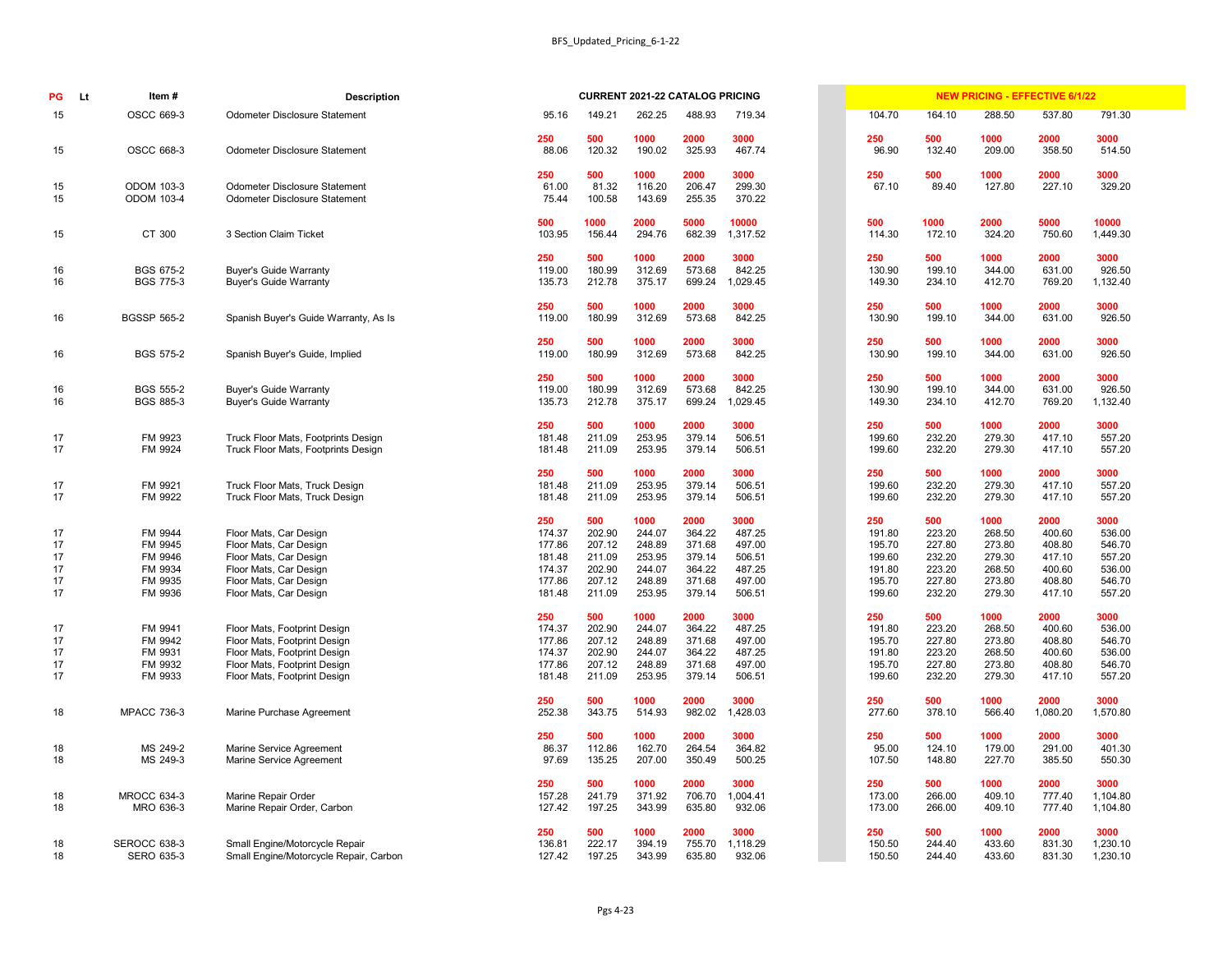| PG | Lt | Item # | Description | CURRENT 2021-22 CATALOG PRICING | | | | | NEW PRICING - EFFECTIVE 6/1/22 | | | | |
|---|---|---|---|---|---|---|---|---|---|---|---|---|---|
| 15 | | OSCC 669-3 | Odometer Disclosure Statement | 95.16 | 149.21 | 262.25 | 488.93 | 719.34 | 104.70 | 164.10 | 288.50 | 537.80 | 791.30 |
| | | | | 250 | 500 | 1000 | 2000 | 3000 | 250 | 500 | 1000 | 2000 | 3000 |
| 15 | | OSCC 668-3 | Odometer Disclosure Statement | 88.06 | 120.32 | 190.02 | 325.93 | 467.74 | 96.90 | 132.40 | 209.00 | 358.50 | 514.50 |
| | | | | 250 | 500 | 1000 | 2000 | 3000 | 250 | 500 | 1000 | 2000 | 3000 |
| 15 | | ODOM 103-3 | Odometer Disclosure Statement | 61.00 | 81.32 | 116.20 | 206.47 | 299.30 | 67.10 | 89.40 | 127.80 | 227.10 | 329.20 |
| 15 | | ODOM 103-4 | Odometer Disclosure Statement | 75.44 | 100.58 | 143.69 | 255.35 | 370.22 | | | | | |
| | | | | 500 | 1000 | 2000 | 5000 | 10000 | 500 | 1000 | 2000 | 5000 | 10000 |
| 15 | | CT 300 | 3 Section Claim Ticket | 103.95 | 156.44 | 294.76 | 682.39 | 1,317.52 | 114.30 | 172.10 | 324.20 | 750.60 | 1,449.30 |
| | | | | 250 | 500 | 1000 | 2000 | 3000 | 250 | 500 | 1000 | 2000 | 3000 |
| 16 | | BGS 675-2 | Buyer's Guide Warranty | 119.00 | 180.99 | 312.69 | 573.68 | 842.25 | 130.90 | 199.10 | 344.00 | 631.00 | 926.50 |
| 16 | | BGS 775-3 | Buyer's Guide Warranty | 135.73 | 212.78 | 375.17 | 699.24 | 1,029.45 | 149.30 | 234.10 | 412.70 | 769.20 | 1,132.40 |
| | | | | 250 | 500 | 1000 | 2000 | 3000 | 250 | 500 | 1000 | 2000 | 3000 |
| 16 | | BGSSP 565-2 | Spanish Buyer's Guide Warranty, As Is | 119.00 | 180.99 | 312.69 | 573.68 | 842.25 | 130.90 | 199.10 | 344.00 | 631.00 | 926.50 |
| | | | | 250 | 500 | 1000 | 2000 | 3000 | 250 | 500 | 1000 | 2000 | 3000 |
| 16 | | BGS 575-2 | Spanish Buyer's Guide, Implied | 119.00 | 180.99 | 312.69 | 573.68 | 842.25 | 130.90 | 199.10 | 344.00 | 631.00 | 926.50 |
| | | | | 250 | 500 | 1000 | 2000 | 3000 | 250 | 500 | 1000 | 2000 | 3000 |
| 16 | | BGS 555-2 | Buyer's Guide Warranty | 119.00 | 180.99 | 312.69 | 573.68 | 842.25 | 130.90 | 199.10 | 344.00 | 631.00 | 926.50 |
| 16 | | BGS 885-3 | Buyer's Guide Warranty | 135.73 | 212.78 | 375.17 | 699.24 | 1,029.45 | 149.30 | 234.10 | 412.70 | 769.20 | 1,132.40 |
| | | | | 250 | 500 | 1000 | 2000 | 3000 | 250 | 500 | 1000 | 2000 | 3000 |
| 17 | | FM 9923 | Truck Floor Mats, Footprints Design | 181.48 | 211.09 | 253.95 | 379.14 | 506.51 | 199.60 | 232.20 | 279.30 | 417.10 | 557.20 |
| 17 | | FM 9924 | Truck Floor Mats, Footprints Design | 181.48 | 211.09 | 253.95 | 379.14 | 506.51 | 199.60 | 232.20 | 279.30 | 417.10 | 557.20 |
| | | | | 250 | 500 | 1000 | 2000 | 3000 | 250 | 500 | 1000 | 2000 | 3000 |
| 17 | | FM 9921 | Truck Floor Mats, Truck Design | 181.48 | 211.09 | 253.95 | 379.14 | 506.51 | 199.60 | 232.20 | 279.30 | 417.10 | 557.20 |
| 17 | | FM 9922 | Truck Floor Mats, Truck Design | 181.48 | 211.09 | 253.95 | 379.14 | 506.51 | 199.60 | 232.20 | 279.30 | 417.10 | 557.20 |
| | | | | 250 | 500 | 1000 | 2000 | 3000 | 250 | 500 | 1000 | 2000 | 3000 |
| 17 | | FM 9944 | Floor Mats, Car Design | 174.37 | 202.90 | 244.07 | 364.22 | 487.25 | 191.80 | 223.20 | 268.50 | 400.60 | 536.00 |
| 17 | | FM 9945 | Floor Mats, Car Design | 177.86 | 207.12 | 248.89 | 371.68 | 497.00 | 195.70 | 227.80 | 273.80 | 408.80 | 546.70 |
| 17 | | FM 9946 | Floor Mats, Car Design | 181.48 | 211.09 | 253.95 | 379.14 | 506.51 | 199.60 | 232.20 | 279.30 | 417.10 | 557.20 |
| 17 | | FM 9934 | Floor Mats, Car Design | 174.37 | 202.90 | 244.07 | 364.22 | 487.25 | 191.80 | 223.20 | 268.50 | 400.60 | 536.00 |
| 17 | | FM 9935 | Floor Mats, Car Design | 177.86 | 207.12 | 248.89 | 371.68 | 497.00 | 195.70 | 227.80 | 273.80 | 408.80 | 546.70 |
| 17 | | FM 9936 | Floor Mats, Car Design | 181.48 | 211.09 | 253.95 | 379.14 | 506.51 | 199.60 | 232.20 | 279.30 | 417.10 | 557.20 |
| | | | | 250 | 500 | 1000 | 2000 | 3000 | 250 | 500 | 1000 | 2000 | 3000 |
| 17 | | FM 9941 | Floor Mats, Footprint Design | 174.37 | 202.90 | 244.07 | 364.22 | 487.25 | 191.80 | 223.20 | 268.50 | 400.60 | 536.00 |
| 17 | | FM 9942 | Floor Mats, Footprint Design | 177.86 | 207.12 | 248.89 | 371.68 | 497.00 | 195.70 | 227.80 | 273.80 | 408.80 | 546.70 |
| 17 | | FM 9931 | Floor Mats, Footprint Design | 174.37 | 202.90 | 244.07 | 364.22 | 487.25 | 191.80 | 223.20 | 268.50 | 400.60 | 536.00 |
| 17 | | FM 9932 | Floor Mats, Footprint Design | 177.86 | 207.12 | 248.89 | 371.68 | 497.00 | 195.70 | 227.80 | 273.80 | 408.80 | 546.70 |
| 17 | | FM 9933 | Floor Mats, Footprint Design | 181.48 | 211.09 | 253.95 | 379.14 | 506.51 | 199.60 | 232.20 | 279.30 | 417.10 | 557.20 |
| | | | | 250 | 500 | 1000 | 2000 | 3000 | 250 | 500 | 1000 | 2000 | 3000 |
| 18 | | MPACC 736-3 | Marine Purchase Agreement | 252.38 | 343.75 | 514.93 | 982.02 | 1,428.03 | 277.60 | 378.10 | 566.40 | 1,080.20 | 1,570.80 |
| | | | | 250 | 500 | 1000 | 2000 | 3000 | 250 | 500 | 1000 | 2000 | 3000 |
| 18 | | MS 249-2 | Marine Service Agreement | 86.37 | 112.86 | 162.70 | 264.54 | 364.82 | 95.00 | 124.10 | 179.00 | 291.00 | 401.30 |
| 18 | | MS 249-3 | Marine Service Agreement | 97.69 | 135.25 | 207.00 | 350.49 | 500.25 | 107.50 | 148.80 | 227.70 | 385.50 | 550.30 |
| | | | | 250 | 500 | 1000 | 2000 | 3000 | 250 | 500 | 1000 | 2000 | 3000 |
| 18 | | MROCC 634-3 | Marine Repair Order | 157.28 | 241.79 | 371.92 | 706.70 | 1,004.41 | 173.00 | 266.00 | 409.10 | 777.40 | 1,104.80 |
| 18 | | MRO 636-3 | Marine Repair Order, Carbon | 127.42 | 197.25 | 343.99 | 635.80 | 932.06 | 173.00 | 266.00 | 409.10 | 777.40 | 1,104.80 |
| | | | | 250 | 500 | 1000 | 2000 | 3000 | 250 | 500 | 1000 | 2000 | 3000 |
| 18 | | SEROCC 638-3 | Small Engine/Motorcycle Repair | 136.81 | 222.17 | 394.19 | 755.70 | 1,118.29 | 150.50 | 244.40 | 433.60 | 831.30 | 1,230.10 |
| 18 | | SERO 635-3 | Small Engine/Motorcycle Repair, Carbon | 127.42 | 197.25 | 343.99 | 635.80 | 932.06 | 150.50 | 244.40 | 433.60 | 831.30 | 1,230.10 |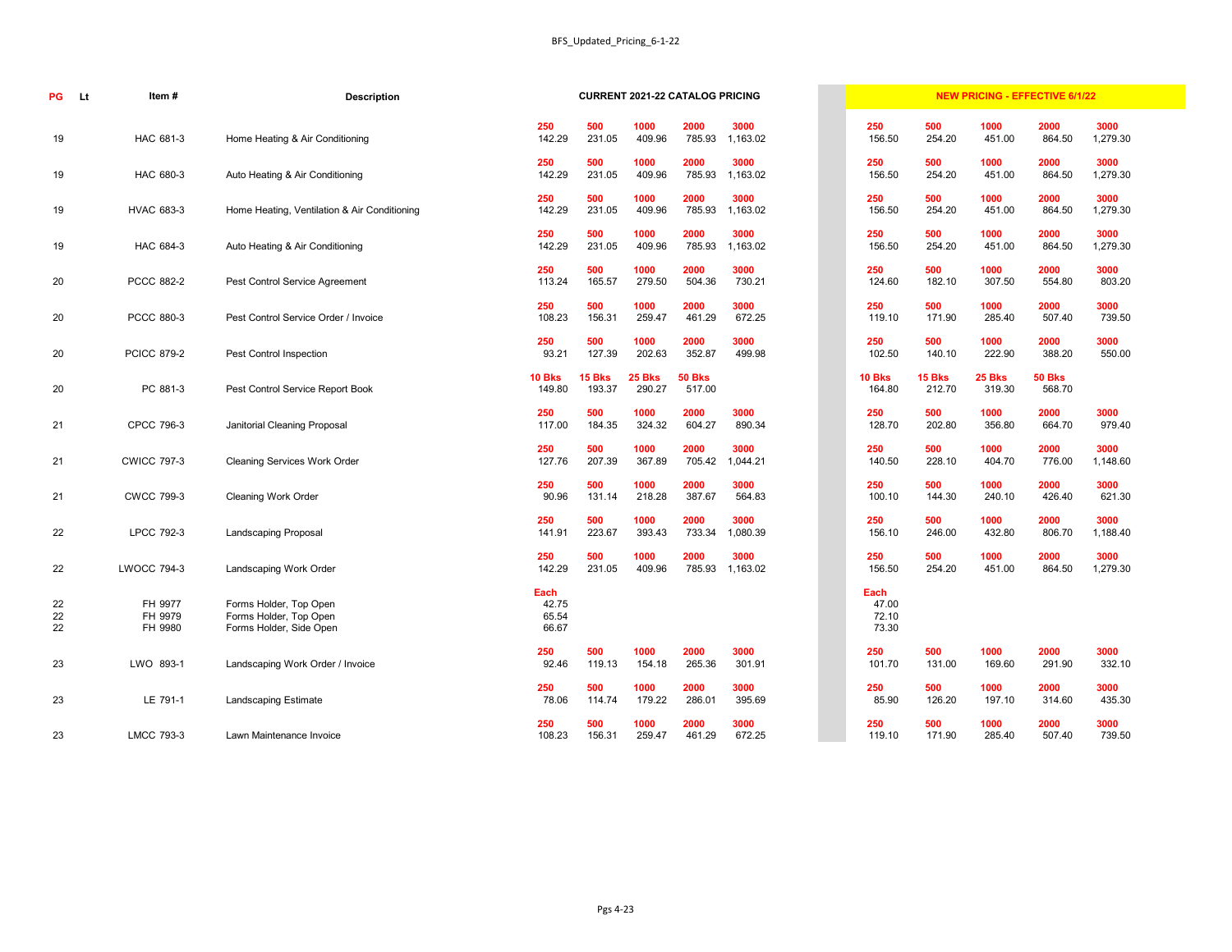| PG | Lt | Item # | Description | CURRENT 2021-22 CATALOG PRICING | | | | | NEW PRICING - EFFECTIVE 6/1/22 | | | | |
|---|---|---|---|---|---|---|---|---|---|---|---|---|---|
| | | | | 250 | 500 | 1000 | 2000 | 3000 | 250 | 500 | 1000 | 2000 | 3000 |
| 19 | | HAC 681-3 | Home Heating & Air Conditioning | 142.29 | 231.05 | 409.96 | 785.93 | 1,163.02 | 156.50 | 254.20 | 451.00 | 864.50 | 1,279.30 |
| | | | | 250 | 500 | 1000 | 2000 | 3000 | 250 | 500 | 1000 | 2000 | 3000 |
| 19 | | HAC 680-3 | Auto Heating & Air Conditioning | 142.29 | 231.05 | 409.96 | 785.93 | 1,163.02 | 156.50 | 254.20 | 451.00 | 864.50 | 1,279.30 |
| | | | | 250 | 500 | 1000 | 2000 | 3000 | 250 | 500 | 1000 | 2000 | 3000 |
| 19 | | HVAC 683-3 | Home Heating, Ventilation & Air Conditioning | 142.29 | 231.05 | 409.96 | 785.93 | 1,163.02 | 156.50 | 254.20 | 451.00 | 864.50 | 1,279.30 |
| | | | | 250 | 500 | 1000 | 2000 | 3000 | 250 | 500 | 1000 | 2000 | 3000 |
| 19 | | HAC 684-3 | Auto Heating & Air Conditioning | 142.29 | 231.05 | 409.96 | 785.93 | 1,163.02 | 156.50 | 254.20 | 451.00 | 864.50 | 1,279.30 |
| | | | | 250 | 500 | 1000 | 2000 | 3000 | 250 | 500 | 1000 | 2000 | 3000 |
| 20 | | PCCC 882-2 | Pest Control Service Agreement | 113.24 | 165.57 | 279.50 | 504.36 | 730.21 | 124.60 | 182.10 | 307.50 | 554.80 | 803.20 |
| | | | | 250 | 500 | 1000 | 2000 | 3000 | 250 | 500 | 1000 | 2000 | 3000 |
| 20 | | PCCC 880-3 | Pest Control Service Order / Invoice | 108.23 | 156.31 | 259.47 | 461.29 | 672.25 | 119.10 | 171.90 | 285.40 | 507.40 | 739.50 |
| | | | | 250 | 500 | 1000 | 2000 | 3000 | 250 | 500 | 1000 | 2000 | 3000 |
| 20 | | PCICC 879-2 | Pest Control Inspection | 93.21 | 127.39 | 202.63 | 352.87 | 499.98 | 102.50 | 140.10 | 222.90 | 388.20 | 550.00 |
| | | | | 10 Bks | 15 Bks | 25 Bks | 50 Bks | | 10 Bks | 15 Bks | 25 Bks | 50 Bks | |
| 20 | | PC 881-3 | Pest Control Service Report Book | 149.80 | 193.37 | 290.27 | 517.00 | | 164.80 | 212.70 | 319.30 | 568.70 | |
| | | | | 250 | 500 | 1000 | 2000 | 3000 | 250 | 500 | 1000 | 2000 | 3000 |
| 21 | | CPCC 796-3 | Janitorial Cleaning Proposal | 117.00 | 184.35 | 324.32 | 604.27 | 890.34 | 128.70 | 202.80 | 356.80 | 664.70 | 979.40 |
| | | | | 250 | 500 | 1000 | 2000 | 3000 | 250 | 500 | 1000 | 2000 | 3000 |
| 21 | | CWICC 797-3 | Cleaning Services Work Order | 127.76 | 207.39 | 367.89 | 705.42 | 1,044.21 | 140.50 | 228.10 | 404.70 | 776.00 | 1,148.60 |
| | | | | 250 | 500 | 1000 | 2000 | 3000 | 250 | 500 | 1000 | 2000 | 3000 |
| 21 | | CWCC 799-3 | Cleaning Work Order | 90.96 | 131.14 | 218.28 | 387.67 | 564.83 | 100.10 | 144.30 | 240.10 | 426.40 | 621.30 |
| | | | | 250 | 500 | 1000 | 2000 | 3000 | 250 | 500 | 1000 | 2000 | 3000 |
| 22 | | LPCC 792-3 | Landscaping Proposal | 141.91 | 223.67 | 393.43 | 733.34 | 1,080.39 | 156.10 | 246.00 | 432.80 | 806.70 | 1,188.40 |
| | | | | 250 | 500 | 1000 | 2000 | 3000 | 250 | 500 | 1000 | 2000 | 3000 |
| 22 | | LWOCC 794-3 | Landscaping Work Order | 142.29 | 231.05 | 409.96 | 785.93 | 1,163.02 | 156.50 | 254.20 | 451.00 | 864.50 | 1,279.30 |
| | | | | Each | | | | | Each | | | | |
| 22 | | FH 9977 | Forms Holder, Top Open | 42.75 | | | | | 47.00 | | | | |
| 22 | | FH 9979 | Forms Holder, Top Open | 65.54 | | | | | 72.10 | | | | |
| 22 | | FH 9980 | Forms Holder, Side Open | 66.67 | | | | | 73.30 | | | | |
| | | | | 250 | 500 | 1000 | 2000 | 3000 | 250 | 500 | 1000 | 2000 | 3000 |
| 23 | | LWO 893-1 | Landscaping Work Order / Invoice | 92.46 | 119.13 | 154.18 | 265.36 | 301.91 | 101.70 | 131.00 | 169.60 | 291.90 | 332.10 |
| | | | | 250 | 500 | 1000 | 2000 | 3000 | 250 | 500 | 1000 | 2000 | 3000 |
| 23 | | LE 791-1 | Landscaping Estimate | 78.06 | 114.74 | 179.22 | 286.01 | 395.69 | 85.90 | 126.20 | 197.10 | 314.60 | 435.30 |
| | | | | 250 | 500 | 1000 | 2000 | 3000 | 250 | 500 | 1000 | 2000 | 3000 |
| 23 | | LMCC 793-3 | Lawn Maintenance Invoice | 108.23 | 156.31 | 259.47 | 461.29 | 672.25 | 119.10 | 171.90 | 285.40 | 507.40 | 739.50 |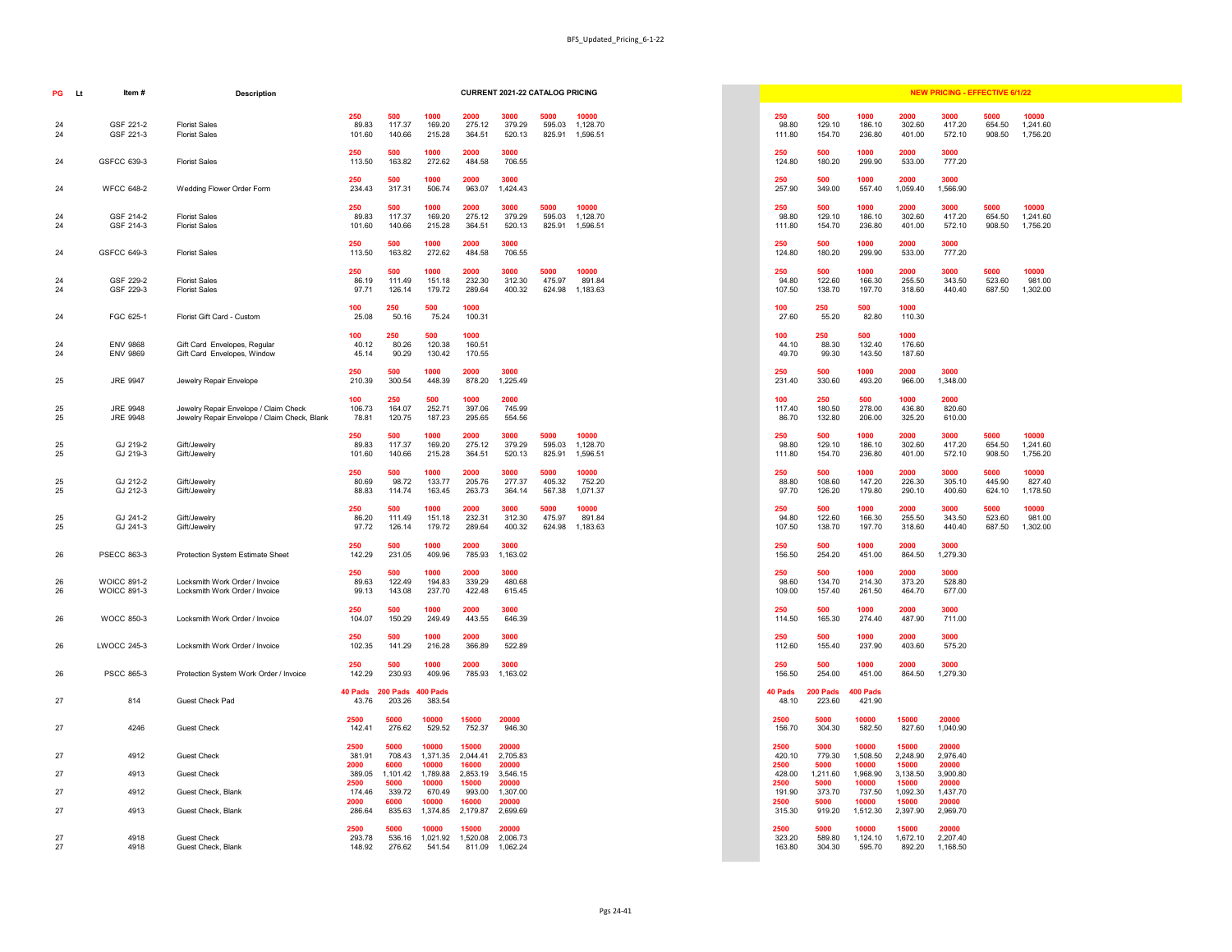| PG | Lt | Item # | Description | CURRENT 2021-22 CATALOG PRICING | | | | | | | NEW PRICING - EFFECTIVE 6/1/22 | | | | | | |
|---|---|---|---|---|---|---|---|---|---|---|---|---|---|---|---|---|---|
| | | | | **250** | **500** | **1000** | **2000** | **3000** | **5000** | **10000** | **250** | **500** | **1000** | **2000** | **3000** | **5000** | **10000** |
| 24 | | GSF 221-2 | Florist Sales | 89.83 | 117.37 | 169.20 | 275.12 | 379.29 | 595.03 | 1,128.70 | 98.80 | 129.10 | 186.10 | 302.60 | 417.20 | 654.50 | 1,241.60 |
| 24 | | GSF 221-3 | Florist Sales | 101.60 | 140.66 | 215.28 | 364.51 | 520.13 | 825.91 | 1,596.51 | 111.80 | 154.70 | 236.80 | 401.00 | 572.10 | 908.50 | 1,756.20 |
| | | | | **250** | **500** | **1000** | **2000** | **3000** | | | **250** | **500** | **1000** | **2000** | **3000** | | |
| 24 | | GSFCC 639-3 | Florist Sales | 113.50 | 163.82 | 272.62 | 484.58 | 706.55 | | | 124.80 | 180.20 | 299.90 | 533.00 | 777.20 | | |
| | | | | **250** | **500** | **1000** | **2000** | **3000** | | | **250** | **500** | **1000** | **2000** | **3000** | | |
| 24 | | WFCC 648-2 | Wedding Flower Order Form | 234.43 | 317.31 | 506.74 | 963.07 | 1,424.43 | | | 257.90 | 349.00 | 557.40 | 1,059.40 | 1,566.90 | | |
| | | | | **250** | **500** | **1000** | **2000** | **3000** | **5000** | **10000** | **250** | **500** | **1000** | **2000** | **3000** | **5000** | **10000** |
| 24 | | GSF 214-2 | Florist Sales | 89.83 | 117.37 | 169.20 | 275.12 | 379.29 | 595.03 | 1,128.70 | 98.80 | 129.10 | 186.10 | 302.60 | 417.20 | 654.50 | 1,241.60 |
| 24 | | GSF 214-3 | Florist Sales | 101.60 | 140.66 | 215.28 | 364.51 | 520.13 | 825.91 | 1,596.51 | 111.80 | 154.70 | 236.80 | 401.00 | 572.10 | 908.50 | 1,756.20 |
| | | | | **250** | **500** | **1000** | **2000** | **3000** | | | **250** | **500** | **1000** | **2000** | **3000** | | |
| 24 | | GSFCC 649-3 | Florist Sales | 113.50 | 163.82 | 272.62 | 484.58 | 706.55 | | | 124.80 | 180.20 | 299.90 | 533.00 | 777.20 | | |
| | | | | **250** | **500** | **1000** | **2000** | **3000** | **5000** | **10000** | **250** | **500** | **1000** | **2000** | **3000** | **5000** | **10000** |
| 24 | | GSF 229-2 | Florist Sales | 86.19 | 111.49 | 151.18 | 232.30 | 312.30 | 475.97 | 891.84 | 94.80 | 122.60 | 166.30 | 255.50 | 343.50 | 523.60 | 981.00 |
| 24 | | GSF 229-3 | Florist Sales | 97.71 | 126.14 | 179.72 | 289.64 | 400.32 | 624.98 | 1,183.63 | 107.50 | 138.70 | 197.70 | 318.60 | 440.40 | 687.50 | 1,302.00 |
| | | | | **100** | **250** | **500** | **1000** | | | | **100** | **250** | **500** | **1000** | | | |
| 24 | | FGC 625-1 | Florist Gift Card - Custom | 25.08 | 50.16 | 75.24 | 100.31 | | | | 27.60 | 55.20 | 82.80 | 110.30 | | | |
| | | | | **100** | **250** | **500** | **1000** | | | | **100** | **250** | **500** | **1000** | | | |
| 24 | | ENV 9868 | Gift Card Envelopes, Regular | 40.12 | 80.26 | 120.38 | 160.51 | | | | 44.10 | 88.30 | 132.40 | 176.60 | | | |
| 24 | | ENV 9869 | Gift Card Envelopes, Window | 45.14 | 90.29 | 130.42 | 170.55 | | | | 49.70 | 99.30 | 143.50 | 187.60 | | | |
| | | | | **250** | **500** | **1000** | **2000** | **3000** | | | **250** | **500** | **1000** | **2000** | **3000** | | |
| 25 | | JRE 9947 | Jewelry Repair Envelope | 210.39 | 300.54 | 448.39 | 878.20 | 1,225.49 | | | 231.40 | 330.60 | 493.20 | 966.00 | 1,348.00 | | |
| | | | | **100** | **250** | **500** | **1000** | **2000** | | | **100** | **250** | **500** | **1000** | **2000** | | |
| 25 | | JRE 9948 | Jewelry Repair Envelope / Claim Check | 106.73 | 164.07 | 252.71 | 397.06 | 745.99 | | | 117.40 | 180.50 | 278.00 | 436.80 | 820.60 | | |
| 25 | | JRE 9948 | Jewelry Repair Envelope / Claim Check, Blank | 78.81 | 120.75 | 187.23 | 295.65 | 554.56 | | | 86.70 | 132.80 | 206.00 | 325.20 | 610.00 | | |
| | | | | **250** | **500** | **1000** | **2000** | **3000** | **5000** | **10000** | **250** | **500** | **1000** | **2000** | **3000** | **5000** | **10000** |
| 25 | | GJ 219-2 | Gift/Jewelry | 89.83 | 117.37 | 169.20 | 275.12 | 379.29 | 595.03 | 1,128.70 | 98.80 | 129.10 | 186.10 | 302.60 | 417.20 | 654.50 | 1,241.60 |
| 25 | | GJ 219-3 | Gift/Jewelry | 101.60 | 140.66 | 215.28 | 364.51 | 520.13 | 825.91 | 1,596.51 | 111.80 | 154.70 | 236.80 | 401.00 | 572.10 | 908.50 | 1,756.20 |
| | | | | **250** | **500** | **1000** | **2000** | **3000** | **5000** | **10000** | **250** | **500** | **1000** | **2000** | **3000** | **5000** | **10000** |
| 25 | | GJ 212-2 | Gift/Jewelry | 80.69 | 98.72 | 133.77 | 205.76 | 277.37 | 405.32 | 752.20 | 88.80 | 108.60 | 147.20 | 226.30 | 305.10 | 445.90 | 827.40 |
| 25 | | GJ 212-3 | Gift/Jewelry | 88.83 | 114.74 | 163.45 | 263.73 | 364.14 | 567.38 | 1,071.37 | 97.70 | 126.20 | 179.80 | 290.10 | 400.60 | 624.10 | 1,178.50 |
| | | | | **250** | **500** | **1000** | **2000** | **3000** | **5000** | **10000** | **250** | **500** | **1000** | **2000** | **3000** | **5000** | **10000** |
| 25 | | GJ 241-2 | Gift/Jewelry | 86.20 | 111.49 | 151.18 | 232.31 | 312.30 | 475.97 | 891.84 | 94.80 | 122.60 | 166.30 | 255.50 | 343.50 | 523.60 | 981.00 |
| 25 | | GJ 241-3 | Gift/Jewelry | 97.72 | 126.14 | 179.72 | 289.63 | 400.32 | 624.98 | 1,183.63 | 107.50 | 138.70 | 197.70 | 318.60 | 440.40 | 687.50 | 1,302.00 |
| | | | | **250** | **500** | **1000** | **2000** | **3000** | | | **250** | **500** | **1000** | **2000** | **3000** | | |
| 26 | | PSECC 863-3 | Protection System Estimate Sheet | 142.29 | 231.05 | 409.96 | 785.93 | 1,163.02 | | | 156.50 | 254.20 | 451.00 | 864.50 | 1,279.30 | | |
| | | | | **250** | **500** | **1000** | **2000** | **3000** | | | **250** | **500** | **1000** | **2000** | **3000** | | |
| 26 | | WOICC 891-2 | Locksmith Work Order / Invoice | 89.63 | 122.49 | 194.83 | 339.29 | 480.68 | | | 98.60 | 134.70 | 214.30 | 373.20 | 528.80 | | |
| 26 | | WOICC 891-3 | Locksmith Work Order / Invoice | 99.13 | 143.08 | 237.70 | 422.48 | 615.45 | | | 109.00 | 157.40 | 261.50 | 464.70 | 677.00 | | |
| | | | | **250** | **500** | **1000** | **2000** | **3000** | | | **250** | **500** | **1000** | **2000** | **3000** | | |
| 26 | | WOCC 850-3 | Locksmith Work Order / Invoice | 104.07 | 150.29 | 249.49 | 443.55 | 646.39 | | | 114.50 | 165.30 | 274.40 | 487.90 | 711.00 | | |
| | | | | **250** | **500** | **1000** | **2000** | **3000** | | | **250** | **500** | **1000** | **2000** | **3000** | | |
| 26 | | LWOCC 245-3 | Locksmith Work Order / Invoice | 102.35 | 141.29 | 216.28 | 366.89 | 522.89 | | | 112.60 | 155.40 | 237.90 | 403.60 | 575.20 | | |
| | | | | **250** | **500** | **1000** | **2000** | **3000** | | | **250** | **500** | **1000** | **2000** | **3000** | | |
| 26 | | PSCC 865-3 | Protection System Work Order / Invoice | 142.29 | 230.93 | 409.96 | 785.93 | 1,163.02 | | | 156.50 | 254.00 | 451.00 | 864.50 | 1,279.30 | | |
| | | | | **40 Pads** | **200 Pads** | **400 Pads** | | | | | **40 Pads** | **200 Pads** | **400 Pads** | | | | |
| 27 | | 814 | Guest Check Pad | 43.76 | 203.26 | 383.54 | | | | | 48.10 | 223.60 | 421.90 | | | | |
| | | | | **2500** | **5000** | **10000** | **15000** | **20000** | | | **2500** | **5000** | **10000** | **15000** | **20000** | | |
| 27 | | 4246 | Guest Check | 142.41 | 276.62 | 529.52 | 752.37 | 946.30 | | | 156.70 | 304.30 | 582.50 | 827.60 | 1,040.90 | | |
| | | | | **2500** | **5000** | **10000** | **15000** | **20000** | | | **2500** | **5000** | **10000** | **15000** | **20000** | | |
| 27 | | 4912 | Guest Check | 381.91 | 708.43 | 1,371.35 | 2,044.41 | 2,705.83 | | | 420.10 | 779.30 | 1,508.50 | 2,248.90 | 2,976.40 | | |
| | | | | **2000** | **6000** | **10000** | **16000** | **20000** | | | **2500** | **5000** | **10000** | **15000** | **20000** | | |
| 27 | | 4913 | Guest Check | 389.05 | 1,101.42 | 1,789.88 | 2,853.19 | 3,546.15 | | | 428.00 | 1,211.60 | 1,968.90 | 3,138.50 | 3,900.80 | | |
| | | | | **2500** | **5000** | **10000** | **15000** | **20000** | | | **2500** | **5000** | **10000** | **15000** | **20000** | | |
| 27 | | 4912 | Guest Check, Blank | 174.46 | 339.72 | 670.49 | 993.00 | 1,307.00 | | | 191.90 | 373.70 | 737.50 | 1,092.30 | 1,437.70 | | |
| | | | | **2000** | **6000** | **10000** | **16000** | **20000** | | | **2500** | **5000** | **10000** | **15000** | **20000** | | |
| 27 | | 4913 | Guest Check, Blank | 286.64 | 835.63 | 1,374.85 | 2,179.87 | 2,699.69 | | | 315.30 | 919.20 | 1,512.30 | 2,397.90 | 2,969.70 | | |
| | | | | **2500** | **5000** | **10000** | **15000** | **20000** | | | **2500** | **5000** | **10000** | **15000** | **20000** | | |
| 27 | | 4918 | Guest Check | 293.78 | 536.16 | 1,021.92 | 1,520.08 | 2,006.73 | | | 323.20 | 589.80 | 1,124.10 | 1,672.10 | 2,207.40 | | |
| 27 | | 4918 | Guest Check, Blank | 148.92 | 276.62 | 541.54 | 811.09 | 1,062.24 | | | 163.80 | 304.30 | 595.70 | 892.20 | 1,168.50 | | |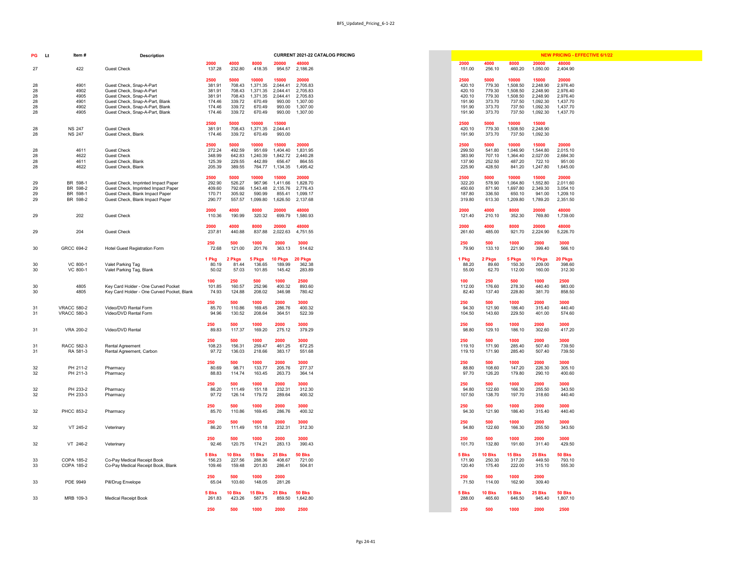| PG | Lt | Item # | Description | CURRENT 2021-22 CATALOG PRICING | | | | | NEW PRICING - EFFECTIVE 6/1/22 | | | | |
|---|---|---|---|---|---|---|---|---|---|---|---|---|---|
| | | | | 2000 | 4000 | 8000 | 20000 | 48000 | 2000 | 4000 | 8000 | 20000 | 48000 |
| 27 | | 422 | Guest Check | 137.28 | 232.80 | 418.35 | 954.57 | 2,186.26 | 151.00 | 256.10 | 460.20 | 1,050.00 | 2,404.90 |
| | | | | 2500 | 5000 | 10000 | 15000 | 20000 | 2500 | 5000 | 10000 | 15000 | 20000 |
| 28 | | 4901 | Guest Check, Snap-A-Part | 381.91 | 708.43 | 1,371.35 | 2,044.41 | 2,705.83 | 420.10 | 779.30 | 1,508.50 | 2,248.90 | 2,976.40 |
| 28 | | 4902 | Guest Check, Snap-A-Part | 381.91 | 708.43 | 1,371.35 | 2,044.41 | 2,705.83 | 420.10 | 779.30 | 1,508.50 | 2,248.90 | 2,976.40 |
| 28 | | 4905 | Guest Check, Snap-A-Part | 381.91 | 708.43 | 1,371.35 | 2,044.41 | 2,705.83 | 420.10 | 779.30 | 1,508.50 | 2,248.90 | 2,976.40 |
| 28 | | 4901 | Guest Check, Snap-A-Part, Blank | 174.46 | 339.72 | 670.49 | 993.00 | 1,307.00 | 191.90 | 373.70 | 737.50 | 1,092.30 | 1,437.70 |
| 28 | | 4902 | Guest Check, Snap-A-Part, Blank | 174.46 | 339.72 | 670.49 | 993.00 | 1,307.00 | 191.90 | 373.70 | 737.50 | 1,092.30 | 1,437.70 |
| 28 | | 4905 | Guest Check, Snap-A-Part, Blank | 174.46 | 339.72 | 670.49 | 993.00 | 1,307.00 | 191.90 | 373.70 | 737.50 | 1,092.30 | 1,437.70 |
| | | | | 2500 | 5000 | 10000 | 15000 | | 2500 | 5000 | 10000 | 15000 | |
| 28 | | NS 247 | Guest Check | 381.91 | 708.43 | 1,371.35 | 2,044.41 | | 420.10 | 779.30 | 1,508.50 | 2,248.90 | |
| 28 | | NS 247 | Guest Check, Blank | 174.46 | 339.72 | 670.49 | 993.00 | | 191.90 | 373.70 | 737.50 | 1,092.30 | |
| | | | | 2500 | 5000 | 10000 | 15000 | 20000 | 2500 | 5000 | 10000 | 15000 | 20000 |
| 28 | | 4611 | Guest Check | 272.24 | 492.59 | 951.69 | 1,404.40 | 1,831.95 | 299.50 | 541.80 | 1,046.90 | 1,544.80 | 2,015.10 |
| 28 | | 4622 | Guest Check | 348.99 | 642.83 | 1,240.39 | 1,842.72 | 2,440.28 | 383.90 | 707.10 | 1,364.40 | 2,027.00 | 2,684.30 |
| 28 | | 4611 | Guest Check, Blank | 125.39 | 229.55 | 442.89 | 656.47 | 864.55 | 137.90 | 252.50 | 487.20 | 722.10 | 951.00 |
| 28 | | 4622 | Guest Check, Blank | 205.39 | 389.55 | 764.77 | 1,134.35 | 1,495.42 | 225.90 | 428.50 | 841.20 | 1,247.80 | 1,645.00 |
| | | | | 2500 | 5000 | 10000 | 15000 | 20000 | 2500 | 5000 | 10000 | 15000 | 20000 |
| 29 | | BR 598-1 | Guest Check, Imprinted Impact Paper | 292.90 | 526.27 | 967.96 | 1,411.66 | 1,828.70 | 322.20 | 578.90 | 1,064.80 | 1,552.80 | 2,011.60 |
| 29 | | BR 598-2 | Guest Check, Imprinted Impact Paper | 409.60 | 792.66 | 1,543.48 | 2,135.76 | 2,776.43 | 450.60 | 871.90 | 1,697.80 | 2,349.30 | 3,054.10 |
| 29 | | BR 598-1 | Guest Check, Blank Impact Paper | 170.71 | 305.92 | 590.99 | 855.41 | 1,099.17 | 187.80 | 336.50 | 650.10 | 941.00 | 1,209.10 |
| 29 | | BR 598-2 | Guest Check, Blank Impact Paper | 290.77 | 557.57 | 1,099.80 | 1,626.50 | 2,137.68 | 319.80 | 613.30 | 1,209.80 | 1,789.20 | 2,351.50 |
| | | | | 2000 | 4000 | 8000 | 20000 | 48000 | 2000 | 4000 | 8000 | 20000 | 48000 |
| 29 | | 202 | Guest Check | 110.36 | 190.99 | 320.32 | 699.79 | 1,580.93 | 121.40 | 210.10 | 352.30 | 769.80 | 1,739.00 |
| | | | | 2000 | 4000 | 8000 | 20000 | 48000 | 2000 | 4000 | 8000 | 20000 | 48000 |
| 29 | | 204 | Guest Check | 237.81 | 440.88 | 837.88 | 2,022.63 | 4,751.55 | 261.60 | 485.00 | 921.70 | 2,224.90 | 5,226.70 |
| | | | | 250 | 500 | 1000 | 2000 | 3000 | 250 | 500 | 1000 | 2000 | 3000 |
| 30 | | GRCC 694-2 | Hotel Guest Registration Form | 72.68 | 121.00 | 201.76 | 363.13 | 514.62 | 79.90 | 133.10 | 221.90 | 399.40 | 566.10 |
| | | | | 1 Pkg | 2 Pkgs | 5 Pkgs | 10 Pkgs | 20 Pkgs | 1 Pkg | 2 Pkgs | 5 Pkgs | 10 Pkgs | 20 Pkgs |
| 30 | | VC 800-1 | Valet Parking Tag | 80.19 | 81.44 | 136.65 | 189.99 | 362.38 | 88.20 | 89.60 | 150.30 | 209.00 | 398.60 |
| 30 | | VC 800-1 | Valet Parking Tag, Blank | 50.02 | 57.03 | 101.85 | 145.42 | 283.89 | 55.00 | 62.70 | 112.00 | 160.00 | 312.30 |
| | | | | 100 | 250 | 500 | 1000 | 2500 | 100 | 250 | 500 | 1000 | 2500 |
| 30 | | 4805 | Key Card Holder - One Curved Pocket | 101.85 | 160.57 | 252.96 | 400.32 | 893.60 | 112.00 | 176.60 | 278.30 | 440.40 | 983.00 |
| 30 | | 4805 | Key Card Holder - One Curved Pocket, Blank | 74.93 | 124.88 | 208.02 | 346.98 | 780.42 | 82.40 | 137.40 | 228.80 | 381.70 | 858.50 |
| | | | | 250 | 500 | 1000 | 2000 | 3000 | 250 | 500 | 1000 | 2000 | 3000 |
| 31 | | VRACC 580-2 | Video/DVD Rental Form | 85.70 | 110.86 | 169.45 | 286.76 | 400.32 | 94.30 | 121.90 | 186.40 | 315.40 | 440.40 |
| 31 | | VRACC 580-3 | Video/DVD Rental Form | 94.96 | 130.52 | 208.64 | 364.51 | 522.39 | 104.50 | 143.60 | 229.50 | 401.00 | 574.60 |
| | | | | 250 | 500 | 1000 | 2000 | 3000 | 250 | 500 | 1000 | 2000 | 3000 |
| 31 | | VRA 200-2 | Video/DVD Rental | 89.83 | 117.37 | 169.20 | 275.12 | 379.29 | 98.80 | 129.10 | 186.10 | 302.60 | 417.20 |
| | | | | 250 | 500 | 1000 | 2000 | 3000 | 250 | 500 | 1000 | 2000 | 3000 |
| 31 | | RACC 582-3 | Rental Agreement | 108.23 | 156.31 | 259.47 | 461.25 | 672.25 | 119.10 | 171.90 | 285.40 | 507.40 | 739.50 |
| 31 | | RA 581-3 | Rental Agreement, Carbon | 97.72 | 136.03 | 218.66 | 383.17 | 551.68 | 119.10 | 171.90 | 285.40 | 507.40 | 739.50 |
| | | | | 250 | 500 | 1000 | 2000 | 3000 | 250 | 500 | 1000 | 2000 | 3000 |
| 32 | | PH 211-2 | Pharmacy | 80.69 | 98.71 | 133.77 | 205.76 | 277.37 | 88.80 | 108.60 | 147.20 | 226.30 | 305.10 |
| 32 | | PH 211-3 | Pharmacy | 88.83 | 114.74 | 163.45 | 263.73 | 364.14 | 97.70 | 126.20 | 179.80 | 290.10 | 400.60 |
| | | | | 250 | 500 | 1000 | 2000 | 3000 | 250 | 500 | 1000 | 2000 | 3000 |
| 32 | | PH 233-2 | Pharmacy | 86.20 | 111.49 | 151.18 | 232.31 | 312.30 | 94.80 | 122.60 | 166.30 | 255.50 | 343.50 |
| 32 | | PH 233-3 | Pharmacy | 97.72 | 126.14 | 179.72 | 289.64 | 400.32 | 107.50 | 138.70 | 197.70 | 318.60 | 440.40 |
| | | | | 250 | 500 | 1000 | 2000 | 3000 | 250 | 500 | 1000 | 2000 | 3000 |
| 32 | | PHCC 853-2 | Pharmacy | 85.70 | 110.86 | 169.45 | 286.76 | 400.32 | 94.30 | 121.90 | 186.40 | 315.40 | 440.40 |
| | | | | 250 | 500 | 1000 | 2000 | 3000 | 250 | 500 | 1000 | 2000 | 3000 |
| 32 | | VT 245-2 | Veterinary | 86.20 | 111.49 | 151.18 | 232.31 | 312.30 | 94.80 | 122.60 | 166.30 | 255.50 | 343.50 |
| | | | | 250 | 500 | 1000 | 2000 | 3000 | 250 | 500 | 1000 | 2000 | 3000 |
| 32 | | VT 246-2 | Veterinary | 92.46 | 120.75 | 174.21 | 283.13 | 390.43 | 101.70 | 132.80 | 191.60 | 311.40 | 429.50 |
| | | | | 5 Bks | 10 Bks | 15 Bks | 25 Bks | 50 Bks | 5 Bks | 10 Bks | 15 Bks | 25 Bks | 50 Bks |
| 33 | | COPA 185-2 | Co-Pay Medical Receipt Book | 156.23 | 227.56 | 288.36 | 408.67 | 721.00 | 171.90 | 250.30 | 317.20 | 449.50 | 793.10 |
| 33 | | COPA 185-2 | Co-Pay Medical Receipt Book, Blank | 109.46 | 159.48 | 201.83 | 286.41 | 504.81 | 120.40 | 175.40 | 222.00 | 315.10 | 555.30 |
| | | | | 250 | 500 | 1000 | 2000 | | 250 | 500 | 1000 | 2000 | |
| 33 | | PDE 9949 | Pill/Drug Envelope | 65.04 | 103.60 | 148.05 | 281.26 | | 71.50 | 114.00 | 162.90 | 309.40 | |
| | | | | 5 Bks | 10 Bks | 15 Bks | 25 Bks | 50 Bks | 5 Bks | 10 Bks | 15 Bks | 25 Bks | 50 Bks |
| 33 | | MRB 109-3 | Medical Receipt Book | 261.83 | 423.26 | 587.75 | 859.50 | 1,642.80 | 288.00 | 465.60 | 646.50 | 945.40 | 1,807.10 |
| | | | | 250 | 500 | 1000 | 2000 | 2500 | 250 | 500 | 1000 | 2000 | 2500 |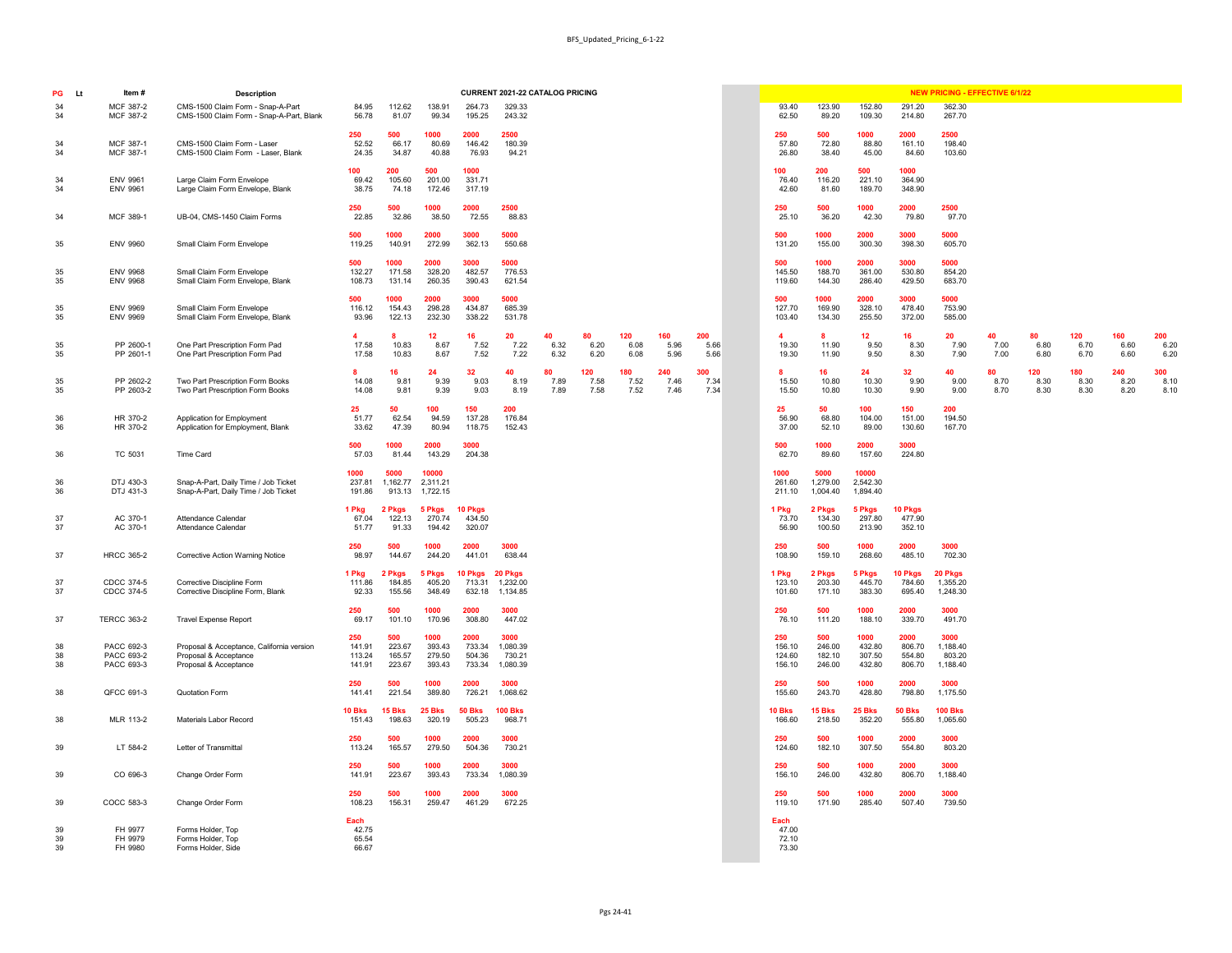| PG | Lt | Item # | Description | CURRENT 2021-22 CATALOG PRICING | | | | | | | | | | NEW PRICING - EFFECTIVE 6/1/22 | | | | | | | | | |
|---|---|---|---|---|---|---|---|---|---|---|---|---|---|---|---|---|---|---|---|---|---|---|---|
| 34 | | MCF 387-2 | CMS-1500 Claim Form - Snap-A-Part | 84.95 | 112.62 | 138.91 | 264.73 | 329.33 | | | | | | 93.40 | 123.90 | 152.80 | 291.20 | 362.30 | | | | | |
| 34 | | MCF 387-2 | CMS-1500 Claim Form - Snap-A-Part, Blank | 56.78 | 81.07 | 99.34 | 195.25 | 243.32 | | | | | | 62.50 | 89.20 | 109.30 | 214.80 | 267.70 | | | | | |
| | | | | **250** | **500** | **1000** | **2000** | **2500** | | | | | | **250** | **500** | **1000** | **2000** | **2500** | | | | | |
| 34 | | MCF 387-1 | CMS-1500 Claim Form - Laser | 52.52 | 66.17 | 80.69 | 146.42 | 180.39 | | | | | | 57.80 | 72.80 | 88.80 | 161.10 | 198.40 | | | | | |
| 34 | | MCF 387-1 | CMS-1500 Claim Form - Laser, Blank | 24.35 | 34.87 | 40.88 | 76.93 | 94.21 | | | | | | 26.80 | 38.40 | 45.00 | 84.60 | 103.60 | | | | | |
| | | | | **100** | **200** | **500** | **1000** | | | | | | | **100** | **200** | **500** | **1000** | | | | | | |
| 34 | | ENV 9961 | Large Claim Form Envelope | 69.42 | 105.60 | 201.00 | 331.71 | | | | | | | 76.40 | 116.20 | 221.10 | 364.90 | | | | | | |
| 34 | | ENV 9961 | Large Claim Form Envelope, Blank | 38.75 | 74.18 | 172.46 | 317.19 | | | | | | | 42.60 | 81.60 | 189.70 | 348.90 | | | | | | |
| | | | | **250** | **500** | **1000** | **2000** | **2500** | | | | | | **250** | **500** | **1000** | **2000** | **2500** | | | | | |
| 34 | | MCF 389-1 | UB-04, CMS-1450 Claim Forms | 22.85 | 32.86 | 38.50 | 72.55 | 88.83 | | | | | | 25.10 | 36.20 | 42.30 | 79.80 | 97.70 | | | | | |
| | | | | **500** | **1000** | **2000** | **3000** | **5000** | | | | | | **500** | **1000** | **2000** | **3000** | **5000** | | | | | |
| 35 | | ENV 9960 | Small Claim Form Envelope | 119.25 | 140.91 | 272.99 | 362.13 | 550.68 | | | | | | 131.20 | 155.00 | 300.30 | 398.30 | 605.70 | | | | | |
| | | | | **500** | **1000** | **2000** | **3000** | **5000** | | | | | | **500** | **1000** | **2000** | **3000** | **5000** | | | | | |
| 35 | | ENV 9968 | Small Claim Form Envelope | 132.27 | 171.58 | 328.20 | 482.57 | 776.53 | | | | | | 145.50 | 188.70 | 361.00 | 530.80 | 854.20 | | | | | |
| 35 | | ENV 9968 | Small Claim Form Envelope, Blank | 108.73 | 131.14 | 260.35 | 390.43 | 621.54 | | | | | | 119.60 | 144.30 | 286.40 | 429.50 | 683.70 | | | | | |
| | | | | **500** | **1000** | **2000** | **3000** | **5000** | | | | | | **500** | **1000** | **2000** | **3000** | **5000** | | | | | |
| 35 | | ENV 9969 | Small Claim Form Envelope | 116.12 | 154.43 | 298.28 | 434.87 | 685.39 | | | | | | 127.70 | 169.90 | 328.10 | 478.40 | 753.90 | | | | | |
| 35 | | ENV 9969 | Small Claim Form Envelope, Blank | 93.96 | 122.13 | 232.30 | 338.22 | 531.78 | | | | | | 103.40 | 134.30 | 255.50 | 372.00 | 585.00 | | | | | |
| | | | | **4** | **8** | **12** | **16** | **20** | **40** | **80** | **120** | **160** | **200** | **4** | **8** | **12** | **16** | **20** | **40** | **80** | **120** | **160** | **200** |
| 35 | | PP 2600-1 | One Part Prescription Form Pad | 17.58 | 10.83 | 8.67 | 7.52 | 7.22 | 6.32 | 6.20 | 6.08 | 5.96 | 5.66 | 19.30 | 11.90 | 9.50 | 8.30 | 7.90 | 7.00 | 6.80 | 6.70 | 6.60 | 6.20 |
| 35 | | PP 2601-1 | One Part Prescription Form Pad | 17.58 | 10.83 | 8.67 | 7.52 | 7.22 | 6.32 | 6.20 | 6.08 | 5.96 | 5.66 | 19.30 | 11.90 | 9.50 | 8.30 | 7.90 | 7.00 | 6.80 | 6.70 | 6.60 | 6.20 |
| | | | | **8** | **16** | **24** | **32** | **40** | **80** | **120** | **180** | **240** | **300** | **8** | **16** | **24** | **32** | **40** | **80** | **120** | **180** | **240** | **300** |
| 35 | | PP 2602-2 | Two Part Prescription Form Books | 14.08 | 9.81 | 9.39 | 9.03 | 8.19 | 7.89 | 7.58 | 7.52 | 7.46 | 7.34 | 15.50 | 10.80 | 10.30 | 9.90 | 9.00 | 8.70 | 8.30 | 8.30 | 8.20 | 8.10 |
| 35 | | PP 2603-2 | Two Part Prescription Form Books | 14.08 | 9.81 | 9.39 | 9.03 | 8.19 | 7.89 | 7.58 | 7.52 | 7.46 | 7.34 | 15.50 | 10.80 | 10.30 | 9.90 | 9.00 | 8.70 | 8.30 | 8.30 | 8.20 | 8.10 |
| | | | | **25** | **50** | **100** | **150** | **200** | | | | | | **25** | **50** | **100** | **150** | **200** | | | | | |
| 36 | | HR 370-2 | Application for Employment | 51.77 | 62.54 | 94.59 | 137.28 | 176.84 | | | | | | 56.90 | 68.80 | 104.00 | 151.00 | 194.50 | | | | | |
| 36 | | HR 370-2 | Application for Employment, Blank | 33.62 | 47.39 | 80.94 | 118.75 | 152.43 | | | | | | 37.00 | 52.10 | 89.00 | 130.60 | 167.70 | | | | | |
| | | | | **500** | **1000** | **2000** | **3000** | | | | | | | **500** | **1000** | **2000** | **3000** | | | | | | |
| 36 | | TC 5031 | Time Card | 57.03 | 81.44 | 143.29 | 204.38 | | | | | | | 62.70 | 89.60 | 157.60 | 224.80 | | | | | | |
| | | | | **1000** | **5000** | **10000** | | | | | | | | **1000** | **5000** | **10000** | | | | | | | |
| 36 | | DTJ 430-3 | Snap-A-Part, Daily Time / Job Ticket | 237.81 | 1,162.77 | 2,311.21 | | | | | | | | 261.60 | 1,279.00 | 2,542.30 | | | | | | | |
| 36 | | DTJ 431-3 | Snap-A-Part, Daily Time / Job Ticket | 191.86 | 913.13 | 1,722.15 | | | | | | | | 211.10 | 1,004.40 | 1,894.40 | | | | | | | |
| | | | | **1 Pkg** | **2 Pkgs** | **5 Pkgs** | **10 Pkgs** | | | | | | | **1 Pkg** | **2 Pkgs** | **5 Pkgs** | **10 Pkgs** | | | | | | |
| 37 | | AC 370-1 | Attendance Calendar | 67.04 | 122.13 | 270.74 | 434.50 | | | | | | | 73.70 | 134.30 | 297.80 | 477.90 | | | | | | |
| 37 | | AC 370-1 | Attendance Calendar | 51.77 | 91.33 | 194.42 | 320.07 | | | | | | | 56.90 | 100.50 | 213.90 | 352.10 | | | | | | |
| | | | | **250** | **500** | **1000** | **2000** | **3000** | | | | | | **250** | **500** | **1000** | **2000** | **3000** | | | | | |
| 37 | | HRCC 365-2 | Corrective Action Warning Notice | 98.97 | 144.67 | 244.20 | 441.01 | 638.44 | | | | | | 108.90 | 159.10 | 268.60 | 485.10 | 702.30 | | | | | |
| | | | | **1 Pkg** | **2 Pkgs** | **5 Pkgs** | **10 Pkgs** | **20 Pkgs** | | | | | | **1 Pkg** | **2 Pkgs** | **5 Pkgs** | **10 Pkgs** | **20 Pkgs** | | | | | |
| 37 | | CDCC 374-5 | Corrective Discipline Form | 111.86 | 184.85 | 405.20 | 713.31 | 1,232.00 | | | | | | 123.10 | 203.30 | 445.70 | 784.60 | 1,355.20 | | | | | |
| 37 | | CDCC 374-5 | Corrective Discipline Form, Blank | 92.33 | 155.56 | 348.49 | 632.18 | 1,134.85 | | | | | | 101.60 | 171.10 | 383.30 | 695.40 | 1,248.30 | | | | | |
| | | | | **250** | **500** | **1000** | **2000** | **3000** | | | | | | **250** | **500** | **1000** | **2000** | **3000** | | | | | |
| 37 | | TERCC 363-2 | Travel Expense Report | 69.17 | 101.10 | 170.96 | 308.80 | 447.02 | | | | | | 76.10 | 111.20 | 188.10 | 339.70 | 491.70 | | | | | |
| | | | | **250** | **500** | **1000** | **2000** | **3000** | | | | | | **250** | **500** | **1000** | **2000** | **3000** | | | | | |
| 38 | | PACC 692-3 | Proposal & Acceptance, California version | 141.91 | 223.67 | 393.43 | 733.34 | 1,080.39 | | | | | | 156.10 | 246.00 | 432.80 | 806.70 | 1,188.40 | | | | | |
| 38 | | PACC 693-2 | Proposal & Acceptance | 113.24 | 165.57 | 279.50 | 504.36 | 730.21 | | | | | | 124.60 | 182.10 | 307.50 | 554.80 | 803.20 | | | | | |
| 38 | | PACC 693-3 | Proposal & Acceptance | 141.91 | 223.67 | 393.43 | 733.34 | 1,080.39 | | | | | | 156.10 | 246.00 | 432.80 | 806.70 | 1,188.40 | | | | | |
| | | | | **250** | **500** | **1000** | **2000** | **3000** | | | | | | **250** | **500** | **1000** | **2000** | **3000** | | | | | |
| 38 | | QFCC 691-3 | Quotation Form | 141.41 | 221.54 | 389.80 | 726.21 | 1,068.62 | | | | | | 155.60 | 243.70 | 428.80 | 798.80 | 1,175.50 | | | | | |
| | | | | **10 Bks** | **15 Bks** | **25 Bks** | **50 Bks** | **100 Bks** | | | | | | **10 Bks** | **15 Bks** | **25 Bks** | **50 Bks** | **100 Bks** | | | | | |
| 38 | | MLR 113-2 | Materials Labor Record | 151.43 | 198.63 | 320.19 | 505.23 | 968.71 | | | | | | 166.60 | 218.50 | 352.20 | 555.80 | 1,065.60 | | | | | |
| | | | | **250** | **500** | **1000** | **2000** | **3000** | | | | | | **250** | **500** | **1000** | **2000** | **3000** | | | | | |
| 39 | | LT 584-2 | Letter of Transmittal | 113.24 | 165.57 | 279.50 | 504.36 | 730.21 | | | | | | 124.60 | 182.10 | 307.50 | 554.80 | 803.20 | | | | | |
| | | | | **250** | **500** | **1000** | **2000** | **3000** | | | | | | **250** | **500** | **1000** | **2000** | **3000** | | | | | |
| 39 | | CO 696-3 | Change Order Form | 141.91 | 223.67 | 393.43 | 733.34 | 1,080.39 | | | | | | 156.10 | 246.00 | 432.80 | 806.70 | 1,188.40 | | | | | |
| | | | | **250** | **500** | **1000** | **2000** | **3000** | | | | | | **250** | **500** | **1000** | **2000** | **3000** | | | | | |
| 39 | | COCC 583-3 | Change Order Form | 108.23 | 156.31 | 259.47 | 461.29 | 672.25 | | | | | | 119.10 | 171.90 | 285.40 | 507.40 | 739.50 | | | | | |
| | | | | **Each** | | | | | | | | | | **Each** | | | | | | | | | |
| 39 | | FH 9977 | Forms Holder, Top | 42.75 | | | | | | | | | | 47.00 | | | | | | | | | |
| 39 | | FH 9979 | Forms Holder, Top | 65.54 | | | | | | | | | | 72.10 | | | | | | | | | |
| 39 | | FH 9980 | Forms Holder, Side | 66.67 | | | | | | | | | | 73.30 | | | | | | | | | |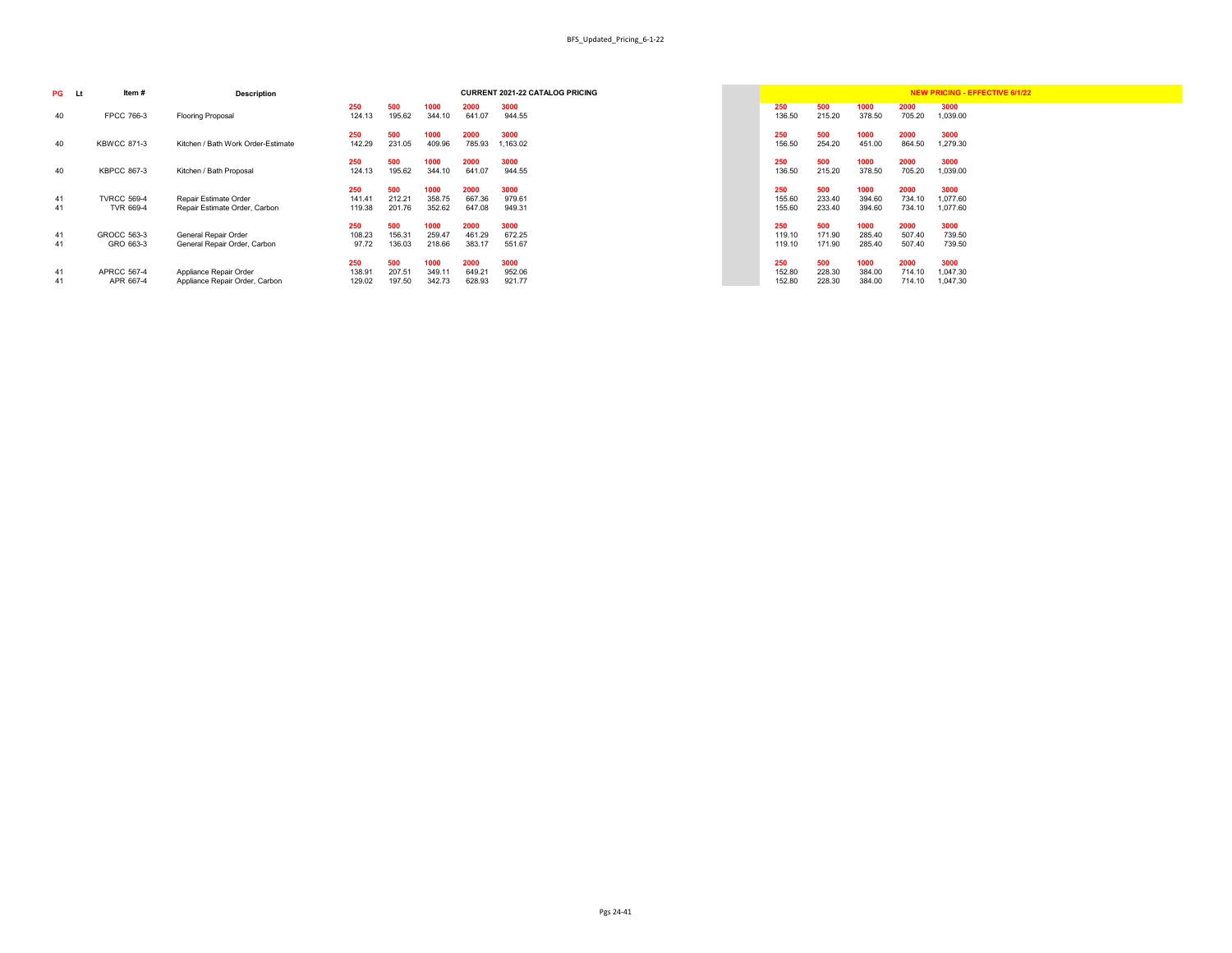| PG | Lt | Item # | Description | CURRENT 2021-22 CATALOG PRICING | | | | | NEW PRICING - EFFECTIVE 6/1/22 | | | | |
|---|---|---|---|---|---|---|---|---|---|---|---|---|---|
| | | | | 250 | 500 | 1000 | 2000 | 3000 | 250 | 500 | 1000 | 2000 | 3000 |
| 40 | | FPCC 766-3 | Flooring Proposal | 124.13 | 195.62 | 344.10 | 641.07 | 944.55 | 136.50 | 215.20 | 378.50 | 705.20 | 1,039.00 |
| | | | | 250 | 500 | 1000 | 2000 | 3000 | 250 | 500 | 1000 | 2000 | 3000 |
| 40 | | KBWCC 871-3 | Kitchen / Bath Work Order-Estimate | 142.29 | 231.05 | 409.96 | 785.93 | 1,163.02 | 156.50 | 254.20 | 451.00 | 864.50 | 1,279.30 |
| | | | | 250 | 500 | 1000 | 2000 | 3000 | 250 | 500 | 1000 | 2000 | 3000 |
| 40 | | KBPCC 867-3 | Kitchen / Bath Proposal | 124.13 | 195.62 | 344.10 | 641.07 | 944.55 | 136.50 | 215.20 | 378.50 | 705.20 | 1,039.00 |
| | | | | 250 | 500 | 1000 | 2000 | 3000 | 250 | 500 | 1000 | 2000 | 3000 |
| 41 | | TVRCC 569-4 | Repair Estimate Order | 141.41 | 212.21 | 358.75 | 667.36 | 979.61 | 155.60 | 233.40 | 394.60 | 734.10 | 1,077.60 |
| 41 | | TVR 669-4 | Repair Estimate Order, Carbon | 119.38 | 201.76 | 352.62 | 647.08 | 949.31 | 155.60 | 233.40 | 394.60 | 734.10 | 1,077.60 |
| | | | | 250 | 500 | 1000 | 2000 | 3000 | 250 | 500 | 1000 | 2000 | 3000 |
| 41 | | GROCC 563-3 | General Repair Order | 108.23 | 156.31 | 259.47 | 461.29 | 672.25 | 119.10 | 171.90 | 285.40 | 507.40 | 739.50 |
| 41 | | GRO 663-3 | General Repair Order, Carbon | 97.72 | 136.03 | 218.66 | 383.17 | 551.67 | 119.10 | 171.90 | 285.40 | 507.40 | 739.50 |
| | | | | 250 | 500 | 1000 | 2000 | 3000 | 250 | 500 | 1000 | 2000 | 3000 |
| 41 | | APRCC 567-4 | Appliance Repair Order | 138.91 | 207.51 | 349.11 | 649.21 | 952.06 | 152.80 | 228.30 | 384.00 | 714.10 | 1,047.30 |
| 41 | | APR 667-4 | Appliance Repair Order, Carbon | 129.02 | 197.50 | 342.73 | 628.93 | 921.77 | 152.80 | 228.30 | 384.00 | 714.10 | 1,047.30 |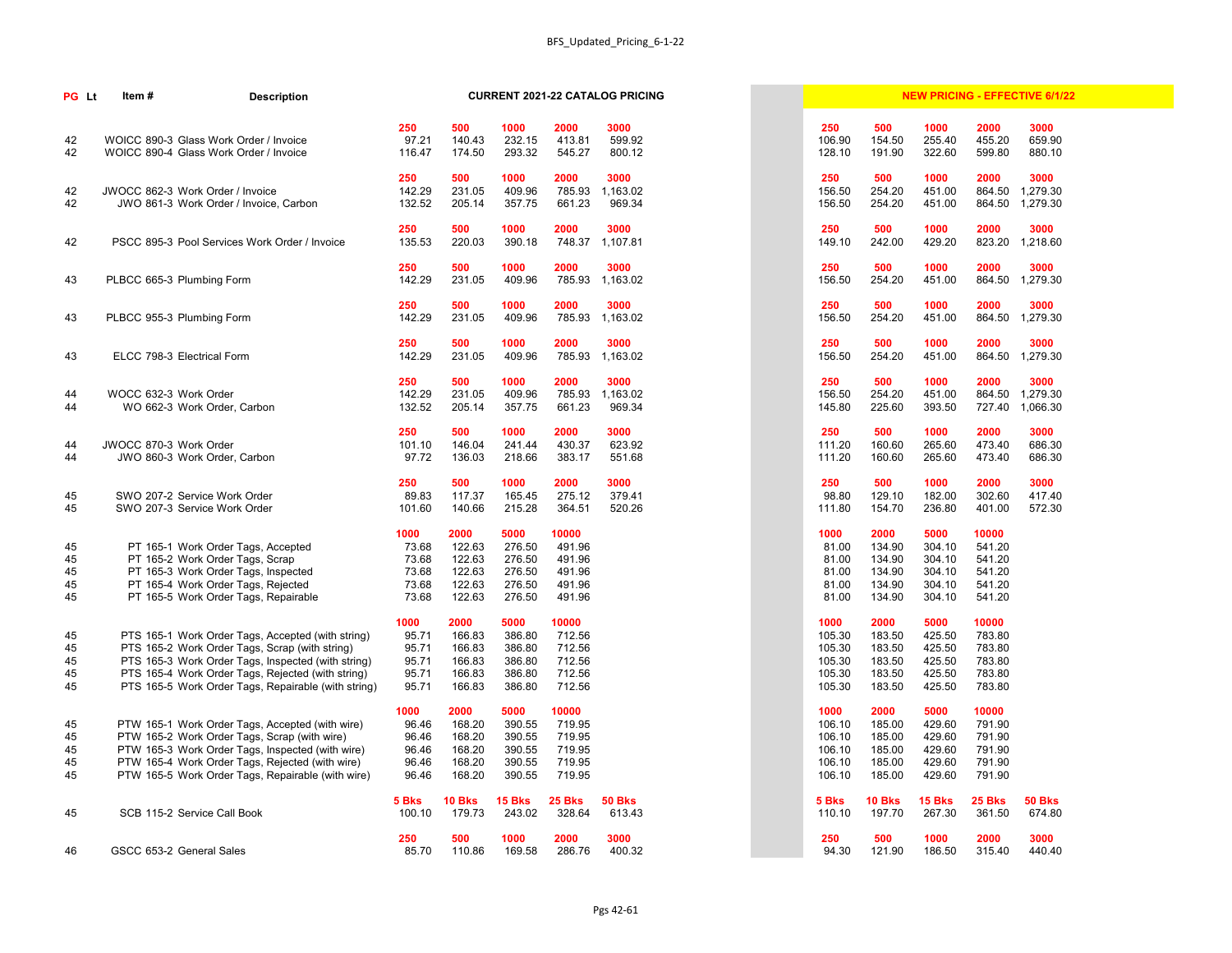| PG | Lt | Item # | Description | CURRENT 2021-22 CATALOG PRICING | | | | | NEW PRICING - EFFECTIVE 6/1/22 | | | | |
|---|---|---|---|---|---|---|---|---|---|---|---|---|---|
| | | | | 250 | 500 | 1000 | 2000 | 3000 | 250 | 500 | 1000 | 2000 | 3000 |
| 42 | | WOICC 890-3 | Glass Work Order / Invoice | 97.21 | 140.43 | 232.15 | 413.81 | 599.92 | 106.90 | 154.50 | 255.40 | 455.20 | 659.90 |
| 42 | | WOICC 890-4 | Glass Work Order / Invoice | 116.47 | 174.50 | 293.32 | 545.27 | 800.12 | 128.10 | 191.90 | 322.60 | 599.80 | 880.10 |
| | | | | 250 | 500 | 1000 | 2000 | 3000 | 250 | 500 | 1000 | 2000 | 3000 |
| 42 | | JWOCC 862-3 | Work Order / Invoice | 142.29 | 231.05 | 409.96 | 785.93 | 1,163.02 | 156.50 | 254.20 | 451.00 | 864.50 | 1,279.30 |
| 42 | | JWO 861-3 | Work Order / Invoice, Carbon | 132.52 | 205.14 | 357.75 | 661.23 | 969.34 | 156.50 | 254.20 | 451.00 | 864.50 | 1,279.30 |
| | | | | 250 | 500 | 1000 | 2000 | 3000 | 250 | 500 | 1000 | 2000 | 3000 |
| 42 | | PSCC 895-3 | Pool Services Work Order / Invoice | 135.53 | 220.03 | 390.18 | 748.37 | 1,107.81 | 149.10 | 242.00 | 429.20 | 823.20 | 1,218.60 |
| | | | | 250 | 500 | 1000 | 2000 | 3000 | 250 | 500 | 1000 | 2000 | 3000 |
| 43 | | PLBCC 665-3 | Plumbing Form | 142.29 | 231.05 | 409.96 | 785.93 | 1,163.02 | 156.50 | 254.20 | 451.00 | 864.50 | 1,279.30 |
| | | | | 250 | 500 | 1000 | 2000 | 3000 | 250 | 500 | 1000 | 2000 | 3000 |
| 43 | | PLBCC 955-3 | Plumbing Form | 142.29 | 231.05 | 409.96 | 785.93 | 1,163.02 | 156.50 | 254.20 | 451.00 | 864.50 | 1,279.30 |
| | | | | 250 | 500 | 1000 | 2000 | 3000 | 250 | 500 | 1000 | 2000 | 3000 |
| 43 | | ELCC 798-3 | Electrical Form | 142.29 | 231.05 | 409.96 | 785.93 | 1,163.02 | 156.50 | 254.20 | 451.00 | 864.50 | 1,279.30 |
| | | | | 250 | 500 | 1000 | 2000 | 3000 | 250 | 500 | 1000 | 2000 | 3000 |
| 44 | | WOCC 632-3 | Work Order | 142.29 | 231.05 | 409.96 | 785.93 | 1,163.02 | 156.50 | 254.20 | 451.00 | 864.50 | 1,279.30 |
| 44 | | WO 662-3 | Work Order, Carbon | 132.52 | 205.14 | 357.75 | 661.23 | 969.34 | 145.80 | 225.60 | 393.50 | 727.40 | 1,066.30 |
| | | | | 250 | 500 | 1000 | 2000 | 3000 | 250 | 500 | 1000 | 2000 | 3000 |
| 44 | | JWOCC 870-3 | Work Order | 101.10 | 146.04 | 241.44 | 430.37 | 623.92 | 111.20 | 160.60 | 265.60 | 473.40 | 686.30 |
| 44 | | JWO 860-3 | Work Order, Carbon | 97.72 | 136.03 | 218.66 | 383.17 | 551.68 | 111.20 | 160.60 | 265.60 | 473.40 | 686.30 |
| | | | | 250 | 500 | 1000 | 2000 | 3000 | 250 | 500 | 1000 | 2000 | 3000 |
| 45 | | SWO 207-2 | Service Work Order | 89.83 | 117.37 | 165.45 | 275.12 | 379.41 | 98.80 | 129.10 | 182.00 | 302.60 | 417.40 |
| 45 | | SWO 207-3 | Service Work Order | 101.60 | 140.66 | 215.28 | 364.51 | 520.26 | 111.80 | 154.70 | 236.80 | 401.00 | 572.30 |
| | | | | 1000 | 2000 | 5000 | 10000 | | 1000 | 2000 | 5000 | 10000 | |
| 45 | | PT 165-1 | Work Order Tags, Accepted | 73.68 | 122.63 | 276.50 | 491.96 | | 81.00 | 134.90 | 304.10 | 541.20 | |
| 45 | | PT 165-2 | Work Order Tags, Scrap | 73.68 | 122.63 | 276.50 | 491.96 | | 81.00 | 134.90 | 304.10 | 541.20 | |
| 45 | | PT 165-3 | Work Order Tags, Inspected | 73.68 | 122.63 | 276.50 | 491.96 | | 81.00 | 134.90 | 304.10 | 541.20 | |
| 45 | | PT 165-4 | Work Order Tags, Rejected | 73.68 | 122.63 | 276.50 | 491.96 | | 81.00 | 134.90 | 304.10 | 541.20 | |
| 45 | | PT 165-5 | Work Order Tags, Repairable | 73.68 | 122.63 | 276.50 | 491.96 | | 81.00 | 134.90 | 304.10 | 541.20 | |
| | | | | 1000 | 2000 | 5000 | 10000 | | 1000 | 2000 | 5000 | 10000 | |
| 45 | | PTS 165-1 | Work Order Tags, Accepted (with string) | 95.71 | 166.83 | 386.80 | 712.56 | | 105.30 | 183.50 | 425.50 | 783.80 | |
| 45 | | PTS 165-2 | Work Order Tags, Scrap (with string) | 95.71 | 166.83 | 386.80 | 712.56 | | 105.30 | 183.50 | 425.50 | 783.80 | |
| 45 | | PTS 165-3 | Work Order Tags, Inspected (with string) | 95.71 | 166.83 | 386.80 | 712.56 | | 105.30 | 183.50 | 425.50 | 783.80 | |
| 45 | | PTS 165-4 | Work Order Tags, Rejected (with string) | 95.71 | 166.83 | 386.80 | 712.56 | | 105.30 | 183.50 | 425.50 | 783.80 | |
| 45 | | PTS 165-5 | Work Order Tags, Repairable (with string) | 95.71 | 166.83 | 386.80 | 712.56 | | 105.30 | 183.50 | 425.50 | 783.80 | |
| | | | | 1000 | 2000 | 5000 | 10000 | | 1000 | 2000 | 5000 | 10000 | |
| 45 | | PTW 165-1 | Work Order Tags, Accepted (with wire) | 96.46 | 168.20 | 390.55 | 719.95 | | 106.10 | 185.00 | 429.60 | 791.90 | |
| 45 | | PTW 165-2 | Work Order Tags, Scrap (with wire) | 96.46 | 168.20 | 390.55 | 719.95 | | 106.10 | 185.00 | 429.60 | 791.90 | |
| 45 | | PTW 165-3 | Work Order Tags, Inspected (with wire) | 96.46 | 168.20 | 390.55 | 719.95 | | 106.10 | 185.00 | 429.60 | 791.90 | |
| 45 | | PTW 165-4 | Work Order Tags, Rejected (with wire) | 96.46 | 168.20 | 390.55 | 719.95 | | 106.10 | 185.00 | 429.60 | 791.90 | |
| 45 | | PTW 165-5 | Work Order Tags, Repairable (with wire) | 96.46 | 168.20 | 390.55 | 719.95 | | 106.10 | 185.00 | 429.60 | 791.90 | |
| | | | | 5 Bks | 10 Bks | 15 Bks | 25 Bks | 50 Bks | 5 Bks | 10 Bks | 15 Bks | 25 Bks | 50 Bks |
| 45 | | SCB 115-2 | Service Call Book | 100.10 | 179.73 | 243.02 | 328.64 | 613.43 | 110.10 | 197.70 | 267.30 | 361.50 | 674.80 |
| | | | | 250 | 500 | 1000 | 2000 | 3000 | 250 | 500 | 1000 | 2000 | 3000 |
| 46 | | GSCC 653-2 | General Sales | 85.70 | 110.86 | 169.58 | 286.76 | 400.32 | 94.30 | 121.90 | 186.50 | 315.40 | 440.40 |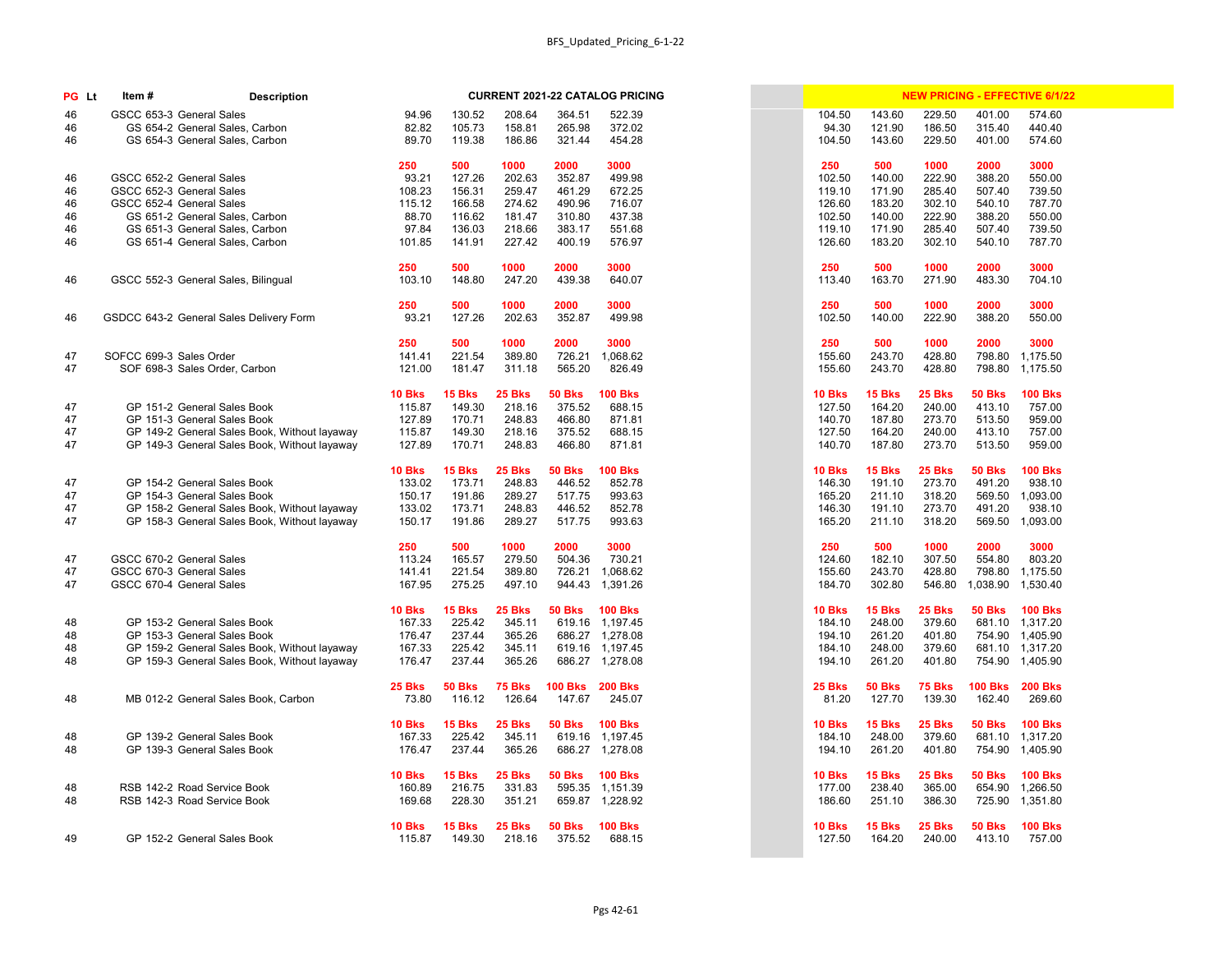| PG | Lt | Item # | Description | CURRENT 2021-22 CATALOG PRICING | | | | | NEW PRICING - EFFECTIVE 6/1/22 | | | | |
|---|---|---|---|---|---|---|---|---|---|---|---|---|---|
| 46 | | GSCC 653-3 | General Sales | 94.96 | 130.52 | 208.64 | 364.51 | 522.39 | 104.50 | 143.60 | 229.50 | 401.00 | 574.60 |
| 46 | | GS 654-2 | General Sales, Carbon | 82.82 | 105.73 | 158.81 | 265.98 | 372.02 | 94.30 | 121.90 | 186.50 | 315.40 | 440.40 |
| 46 | | GS 654-3 | General Sales, Carbon | 89.70 | 119.38 | 186.86 | 321.44 | 454.28 | 104.50 | 143.60 | 229.50 | 401.00 | 574.60 |
| | | | | 250 | 500 | 1000 | 2000 | 3000 | 250 | 500 | 1000 | 2000 | 3000 |
| 46 | | GSCC 652-2 | General Sales | 93.21 | 127.26 | 202.63 | 352.87 | 499.98 | 102.50 | 140.00 | 222.90 | 388.20 | 550.00 |
| 46 | | GSCC 652-3 | General Sales | 108.23 | 156.31 | 259.47 | 461.29 | 672.25 | 119.10 | 171.90 | 285.40 | 507.40 | 739.50 |
| 46 | | GSCC 652-4 | General Sales | 115.12 | 166.58 | 274.62 | 490.96 | 716.07 | 126.60 | 183.20 | 302.10 | 540.10 | 787.70 |
| 46 | | GS 651-2 | General Sales, Carbon | 88.70 | 116.62 | 181.47 | 310.80 | 437.38 | 102.50 | 140.00 | 222.90 | 388.20 | 550.00 |
| 46 | | GS 651-3 | General Sales, Carbon | 97.84 | 136.03 | 218.66 | 383.17 | 551.68 | 119.10 | 171.90 | 285.40 | 507.40 | 739.50 |
| 46 | | GS 651-4 | General Sales, Carbon | 101.85 | 141.91 | 227.42 | 400.19 | 576.97 | 126.60 | 183.20 | 302.10 | 540.10 | 787.70 |
| | | | | 250 | 500 | 1000 | 2000 | 3000 | 250 | 500 | 1000 | 2000 | 3000 |
| 46 | | GSCC 552-3 | General Sales, Bilingual | 103.10 | 148.80 | 247.20 | 439.38 | 640.07 | 113.40 | 163.70 | 271.90 | 483.30 | 704.10 |
| | | | | 250 | 500 | 1000 | 2000 | 3000 | 250 | 500 | 1000 | 2000 | 3000 |
| 46 | | GSDCC 643-2 | General Sales Delivery Form | 93.21 | 127.26 | 202.63 | 352.87 | 499.98 | 102.50 | 140.00 | 222.90 | 388.20 | 550.00 |
| | | | | 250 | 500 | 1000 | 2000 | 3000 | 250 | 500 | 1000 | 2000 | 3000 |
| 47 | | SOFCC 699-3 | Sales Order | 141.41 | 221.54 | 389.80 | 726.21 | 1,068.62 | 155.60 | 243.70 | 428.80 | 798.80 | 1,175.50 |
| 47 | | SOF 698-3 | Sales Order, Carbon | 121.00 | 181.47 | 311.18 | 565.20 | 826.49 | 155.60 | 243.70 | 428.80 | 798.80 | 1,175.50 |
| | | | | 10 Bks | 15 Bks | 25 Bks | 50 Bks | 100 Bks | 10 Bks | 15 Bks | 25 Bks | 50 Bks | 100 Bks |
| 47 | | GP 151-2 | General Sales Book | 115.87 | 149.30 | 218.16 | 375.52 | 688.15 | 127.50 | 164.20 | 240.00 | 413.10 | 757.00 |
| 47 | | GP 151-3 | General Sales Book | 127.89 | 170.71 | 248.83 | 466.80 | 871.81 | 140.70 | 187.80 | 273.70 | 513.50 | 959.00 |
| 47 | | GP 149-2 | General Sales Book, Without layaway | 115.87 | 149.30 | 218.16 | 375.52 | 688.15 | 127.50 | 164.20 | 240.00 | 413.10 | 757.00 |
| 47 | | GP 149-3 | General Sales Book, Without layaway | 127.89 | 170.71 | 248.83 | 466.80 | 871.81 | 140.70 | 187.80 | 273.70 | 513.50 | 959.00 |
| | | | | 10 Bks | 15 Bks | 25 Bks | 50 Bks | 100 Bks | 10 Bks | 15 Bks | 25 Bks | 50 Bks | 100 Bks |
| 47 | | GP 154-2 | General Sales Book | 133.02 | 173.71 | 248.83 | 446.52 | 852.78 | 146.30 | 191.10 | 273.70 | 491.20 | 938.10 |
| 47 | | GP 154-3 | General Sales Book | 150.17 | 191.86 | 289.27 | 517.75 | 993.63 | 165.20 | 211.10 | 318.20 | 569.50 | 1,093.00 |
| 47 | | GP 158-2 | General Sales Book, Without layaway | 133.02 | 173.71 | 248.83 | 446.52 | 852.78 | 146.30 | 191.10 | 273.70 | 491.20 | 938.10 |
| 47 | | GP 158-3 | General Sales Book, Without layaway | 150.17 | 191.86 | 289.27 | 517.75 | 993.63 | 165.20 | 211.10 | 318.20 | 569.50 | 1,093.00 |
| | | | | 250 | 500 | 1000 | 2000 | 3000 | 250 | 500 | 1000 | 2000 | 3000 |
| 47 | | GSCC 670-2 | General Sales | 113.24 | 165.57 | 279.50 | 504.36 | 730.21 | 124.60 | 182.10 | 307.50 | 554.80 | 803.20 |
| 47 | | GSCC 670-3 | General Sales | 141.41 | 221.54 | 389.80 | 726.21 | 1,068.62 | 155.60 | 243.70 | 428.80 | 798.80 | 1,175.50 |
| 47 | | GSCC 670-4 | General Sales | 167.95 | 275.25 | 497.10 | 944.43 | 1,391.26 | 184.70 | 302.80 | 546.80 | 1,038.90 | 1,530.40 |
| | | | | 10 Bks | 15 Bks | 25 Bks | 50 Bks | 100 Bks | 10 Bks | 15 Bks | 25 Bks | 50 Bks | 100 Bks |
| 48 | | GP 153-2 | General Sales Book | 167.33 | 225.42 | 345.11 | 619.16 | 1,197.45 | 184.10 | 248.00 | 379.60 | 681.10 | 1,317.20 |
| 48 | | GP 153-3 | General Sales Book | 176.47 | 237.44 | 365.26 | 686.27 | 1,278.08 | 194.10 | 261.20 | 401.80 | 754.90 | 1,405.90 |
| 48 | | GP 159-2 | General Sales Book, Without layaway | 167.33 | 225.42 | 345.11 | 619.16 | 1,197.45 | 184.10 | 248.00 | 379.60 | 681.10 | 1,317.20 |
| 48 | | GP 159-3 | General Sales Book, Without layaway | 176.47 | 237.44 | 365.26 | 686.27 | 1,278.08 | 194.10 | 261.20 | 401.80 | 754.90 | 1,405.90 |
| | | | | 25 Bks | 50 Bks | 75 Bks | 100 Bks | 200 Bks | 25 Bks | 50 Bks | 75 Bks | 100 Bks | 200 Bks |
| 48 | | MB 012-2 | General Sales Book, Carbon | 73.80 | 116.12 | 126.64 | 147.67 | 245.07 | 81.20 | 127.70 | 139.30 | 162.40 | 269.60 |
| | | | | 10 Bks | 15 Bks | 25 Bks | 50 Bks | 100 Bks | 10 Bks | 15 Bks | 25 Bks | 50 Bks | 100 Bks |
| 48 | | GP 139-2 | General Sales Book | 167.33 | 225.42 | 345.11 | 619.16 | 1,197.45 | 184.10 | 248.00 | 379.60 | 681.10 | 1,317.20 |
| 48 | | GP 139-3 | General Sales Book | 176.47 | 237.44 | 365.26 | 686.27 | 1,278.08 | 194.10 | 261.20 | 401.80 | 754.90 | 1,405.90 |
| | | | | 10 Bks | 15 Bks | 25 Bks | 50 Bks | 100 Bks | 10 Bks | 15 Bks | 25 Bks | 50 Bks | 100 Bks |
| 48 | | RSB 142-2 | Road Service Book | 160.89 | 216.75 | 331.83 | 595.35 | 1,151.39 | 177.00 | 238.40 | 365.00 | 654.90 | 1,266.50 |
| 48 | | RSB 142-3 | Road Service Book | 169.68 | 228.30 | 351.21 | 659.87 | 1,228.92 | 186.60 | 251.10 | 386.30 | 725.90 | 1,351.80 |
| | | | | 10 Bks | 15 Bks | 25 Bks | 50 Bks | 100 Bks | 10 Bks | 15 Bks | 25 Bks | 50 Bks | 100 Bks |
| 49 | | GP 152-2 | General Sales Book | 115.87 | 149.30 | 218.16 | 375.52 | 688.15 | 127.50 | 164.20 | 240.00 | 413.10 | 757.00 |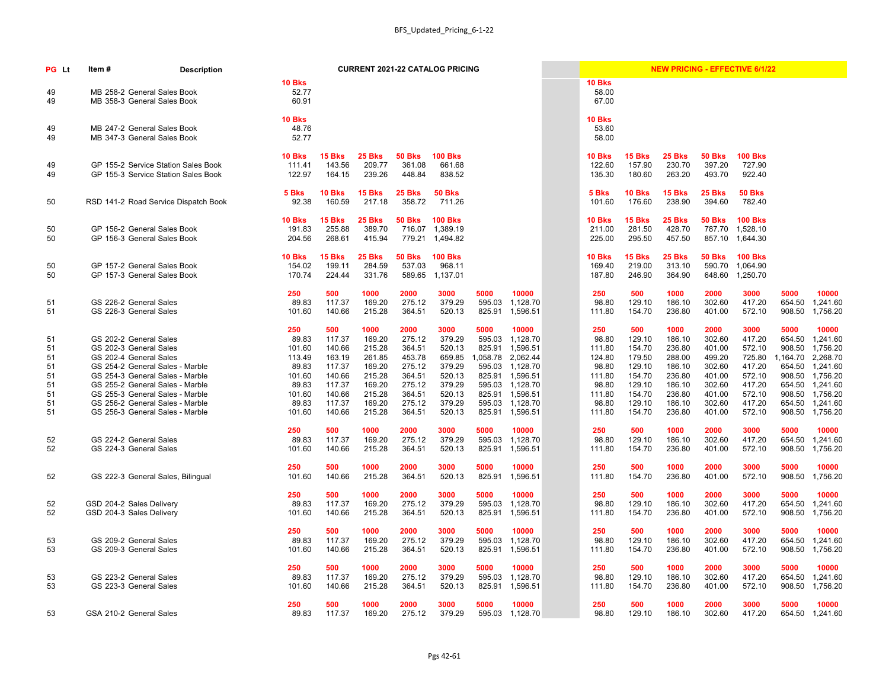| PG | Lt | Item # | Description | CURRENT 2021-22 CATALOG PRICING | | | | | | | NEW PRICING - EFFECTIVE 6/1/22 | | | | | | |
|---|---|---|---|---|---|---|---|---|---|---|---|---|---|---|---|---|---|
| | | | | 10 Bks | | | | | | | 10 Bks | | | | | | |
| 49 | | MB 258-2 | General Sales Book | 52.77 | | | | | | | 58.00 | | | | | | |
| 49 | | MB 358-3 | General Sales Book | 60.91 | | | | | | | 67.00 | | | | | | |
| | | | | 10 Bks | | | | | | | 10 Bks | | | | | | |
| 49 | | MB 247-2 | General Sales Book | 48.76 | | | | | | | 53.60 | | | | | | |
| 49 | | MB 347-3 | General Sales Book | 52.77 | | | | | | | 58.00 | | | | | | |
| | | | | 10 Bks | 15 Bks | 25 Bks | 50 Bks | 100 Bks | | | 10 Bks | 15 Bks | 25 Bks | 50 Bks | 100 Bks | | |
| 49 | | GP 155-2 | Service Station Sales Book | 111.41 | 143.56 | 209.77 | 361.08 | 661.68 | | | 122.60 | 157.90 | 230.70 | 397.20 | 727.90 | | |
| 49 | | GP 155-3 | Service Station Sales Book | 122.97 | 164.15 | 239.26 | 448.84 | 838.52 | | | 135.30 | 180.60 | 263.20 | 493.70 | 922.40 | | |
| | | | | 5 Bks | 10 Bks | 15 Bks | 25 Bks | 50 Bks | | | 5 Bks | 10 Bks | 15 Bks | 25 Bks | 50 Bks | | |
| 50 | | RSD 141-2 | Road Service Dispatch Book | 92.38 | 160.59 | 217.18 | 358.72 | 711.26 | | | 101.60 | 176.60 | 238.90 | 394.60 | 782.40 | | |
| | | | | 10 Bks | 15 Bks | 25 Bks | 50 Bks | 100 Bks | | | 10 Bks | 15 Bks | 25 Bks | 50 Bks | 100 Bks | | |
| 50 | | GP 156-2 | General Sales Book | 191.83 | 255.88 | 389.70 | 716.07 | 1,389.19 | | | 211.00 | 281.50 | 428.70 | 787.70 | 1,528.10 | | |
| 50 | | GP 156-3 | General Sales Book | 204.56 | 268.61 | 415.94 | 779.21 | 1,494.82 | | | 225.00 | 295.50 | 457.50 | 857.10 | 1,644.30 | | |
| | | | | 10 Bks | 15 Bks | 25 Bks | 50 Bks | 100 Bks | | | 10 Bks | 15 Bks | 25 Bks | 50 Bks | 100 Bks | | |
| 50 | | GP 157-2 | General Sales Book | 154.02 | 199.11 | 284.59 | 537.03 | 968.11 | | | 169.40 | 219.00 | 313.10 | 590.70 | 1,064.90 | | |
| 50 | | GP 157-3 | General Sales Book | 170.74 | 224.44 | 331.76 | 589.65 | 1,137.01 | | | 187.80 | 246.90 | 364.90 | 648.60 | 1,250.70 | | |
| | | | | 250 | 500 | 1000 | 2000 | 3000 | 5000 | 10000 | 250 | 500 | 1000 | 2000 | 3000 | 5000 | 10000 |
| 51 | | GS 226-2 | General Sales | 89.83 | 117.37 | 169.20 | 275.12 | 379.29 | 595.03 | 1,128.70 | 98.80 | 129.10 | 186.10 | 302.60 | 417.20 | 654.50 | 1,241.60 |
| 51 | | GS 226-3 | General Sales | 101.60 | 140.66 | 215.28 | 364.51 | 520.13 | 825.91 | 1,596.51 | 111.80 | 154.70 | 236.80 | 401.00 | 572.10 | 908.50 | 1,756.20 |
| | | | | 250 | 500 | 1000 | 2000 | 3000 | 5000 | 10000 | 250 | 500 | 1000 | 2000 | 3000 | 5000 | 10000 |
| 51 | | GS 202-2 | General Sales | 89.83 | 117.37 | 169.20 | 275.12 | 379.29 | 595.03 | 1,128.70 | 98.80 | 129.10 | 186.10 | 302.60 | 417.20 | 654.50 | 1,241.60 |
| 51 | | GS 202-3 | General Sales | 101.60 | 140.66 | 215.28 | 364.51 | 520.13 | 825.91 | 1,596.51 | 111.80 | 154.70 | 236.80 | 401.00 | 572.10 | 908.50 | 1,756.20 |
| 51 | | GS 202-4 | General Sales | 113.49 | 163.19 | 261.85 | 453.78 | 659.85 | 1,058.78 | 2,062.44 | 124.80 | 179.50 | 288.00 | 499.20 | 725.80 | 1,164.70 | 2,268.70 |
| 51 | | GS 254-2 | General Sales - Marble | 89.83 | 117.37 | 169.20 | 275.12 | 379.29 | 595.03 | 1,128.70 | 98.80 | 129.10 | 186.10 | 302.60 | 417.20 | 654.50 | 1,241.60 |
| 51 | | GS 254-3 | General Sales - Marble | 101.60 | 140.66 | 215.28 | 364.51 | 520.13 | 825.91 | 1,596.51 | 111.80 | 154.70 | 236.80 | 401.00 | 572.10 | 908.50 | 1,756.20 |
| 51 | | GS 255-2 | General Sales - Marble | 89.83 | 117.37 | 169.20 | 275.12 | 379.29 | 595.03 | 1,128.70 | 98.80 | 129.10 | 186.10 | 302.60 | 417.20 | 654.50 | 1,241.60 |
| 51 | | GS 255-3 | General Sales - Marble | 101.60 | 140.66 | 215.28 | 364.51 | 520.13 | 825.91 | 1,596.51 | 111.80 | 154.70 | 236.80 | 401.00 | 572.10 | 908.50 | 1,756.20 |
| 51 | | GS 256-2 | General Sales - Marble | 89.83 | 117.37 | 169.20 | 275.12 | 379.29 | 595.03 | 1,128.70 | 98.80 | 129.10 | 186.10 | 302.60 | 417.20 | 654.50 | 1,241.60 |
| 51 | | GS 256-3 | General Sales - Marble | 101.60 | 140.66 | 215.28 | 364.51 | 520.13 | 825.91 | 1,596.51 | 111.80 | 154.70 | 236.80 | 401.00 | 572.10 | 908.50 | 1,756.20 |
| | | | | 250 | 500 | 1000 | 2000 | 3000 | 5000 | 10000 | 250 | 500 | 1000 | 2000 | 3000 | 5000 | 10000 |
| 52 | | GS 224-2 | General Sales | 89.83 | 117.37 | 169.20 | 275.12 | 379.29 | 595.03 | 1,128.70 | 98.80 | 129.10 | 186.10 | 302.60 | 417.20 | 654.50 | 1,241.60 |
| 52 | | GS 224-3 | General Sales | 101.60 | 140.66 | 215.28 | 364.51 | 520.13 | 825.91 | 1,596.51 | 111.80 | 154.70 | 236.80 | 401.00 | 572.10 | 908.50 | 1,756.20 |
| | | | | 250 | 500 | 1000 | 2000 | 3000 | 5000 | 10000 | 250 | 500 | 1000 | 2000 | 3000 | 5000 | 10000 |
| 52 | | GS 222-3 | General Sales, Bilingual | 101.60 | 140.66 | 215.28 | 364.51 | 520.13 | 825.91 | 1,596.51 | 111.80 | 154.70 | 236.80 | 401.00 | 572.10 | 908.50 | 1,756.20 |
| | | | | 250 | 500 | 1000 | 2000 | 3000 | 5000 | 10000 | 250 | 500 | 1000 | 2000 | 3000 | 5000 | 10000 |
| 52 | | GSD 204-2 | Sales Delivery | 89.83 | 117.37 | 169.20 | 275.12 | 379.29 | 595.03 | 1,128.70 | 98.80 | 129.10 | 186.10 | 302.60 | 417.20 | 654.50 | 1,241.60 |
| 52 | | GSD 204-3 | Sales Delivery | 101.60 | 140.66 | 215.28 | 364.51 | 520.13 | 825.91 | 1,596.51 | 111.80 | 154.70 | 236.80 | 401.00 | 572.10 | 908.50 | 1,756.20 |
| | | | | 250 | 500 | 1000 | 2000 | 3000 | 5000 | 10000 | 250 | 500 | 1000 | 2000 | 3000 | 5000 | 10000 |
| 53 | | GS 209-2 | General Sales | 89.83 | 117.37 | 169.20 | 275.12 | 379.29 | 595.03 | 1,128.70 | 98.80 | 129.10 | 186.10 | 302.60 | 417.20 | 654.50 | 1,241.60 |
| 53 | | GS 209-3 | General Sales | 101.60 | 140.66 | 215.28 | 364.51 | 520.13 | 825.91 | 1,596.51 | 111.80 | 154.70 | 236.80 | 401.00 | 572.10 | 908.50 | 1,756.20 |
| | | | | 250 | 500 | 1000 | 2000 | 3000 | 5000 | 10000 | 250 | 500 | 1000 | 2000 | 3000 | 5000 | 10000 |
| 53 | | GS 223-2 | General Sales | 89.83 | 117.37 | 169.20 | 275.12 | 379.29 | 595.03 | 1,128.70 | 98.80 | 129.10 | 186.10 | 302.60 | 417.20 | 654.50 | 1,241.60 |
| 53 | | GS 223-3 | General Sales | 101.60 | 140.66 | 215.28 | 364.51 | 520.13 | 825.91 | 1,596.51 | 111.80 | 154.70 | 236.80 | 401.00 | 572.10 | 908.50 | 1,756.20 |
| | | | | 250 | 500 | 1000 | 2000 | 3000 | 5000 | 10000 | 250 | 500 | 1000 | 2000 | 3000 | 5000 | 10000 |
| 53 | | GSA 210-2 | General Sales | 89.83 | 117.37 | 169.20 | 275.12 | 379.29 | 595.03 | 1,128.70 | 98.80 | 129.10 | 186.10 | 302.60 | 417.20 | 654.50 | 1,241.60 |

Pgs 42-61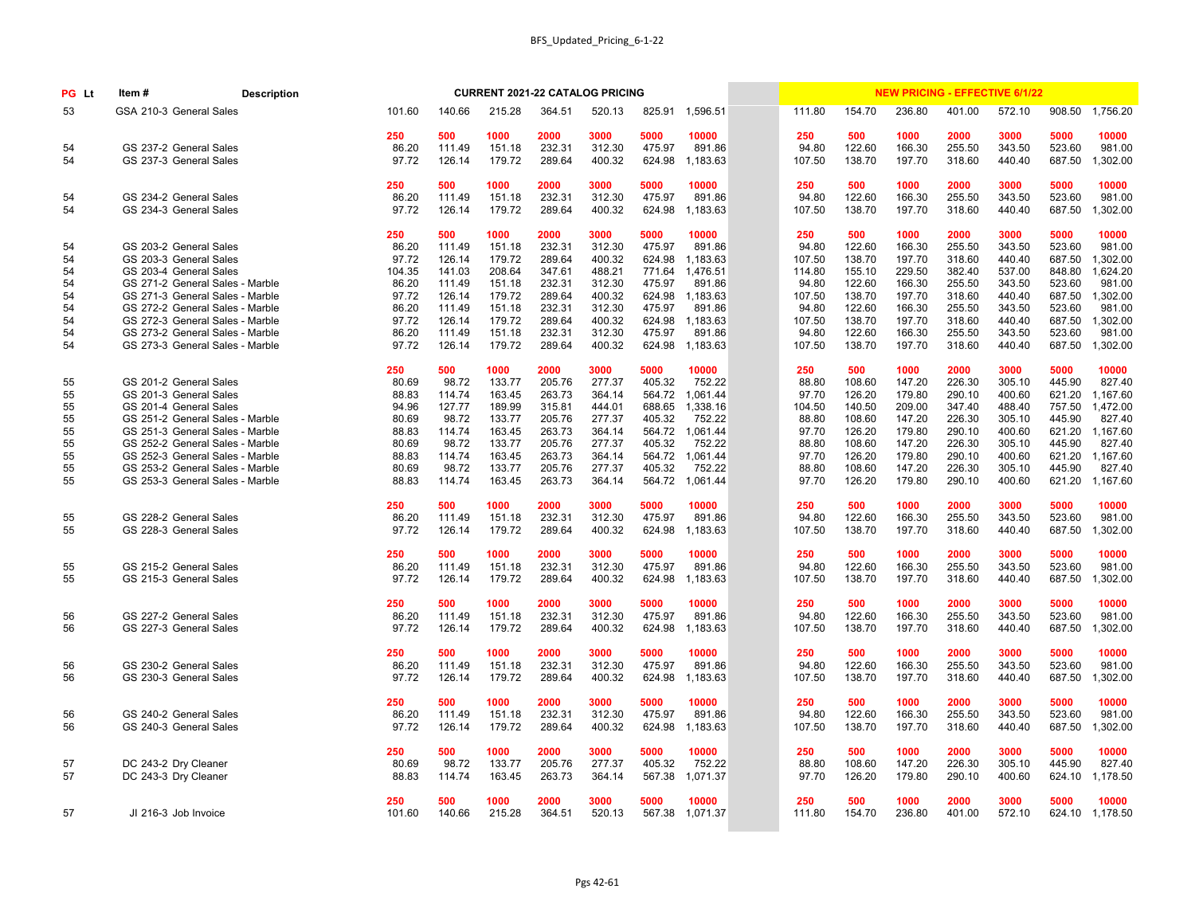| PG | Lt | Item # | Description | CURRENT 2021-22 CATALOG PRICING | | | | | | | NEW PRICING - EFFECTIVE 6/1/22 | | | | | | |
|---|---|---|---|---|---|---|---|---|---|---|---|---|---|---|---|---|---|
| 53 | | GSA 210-3 | General Sales | 101.60 | 140.66 | 215.28 | 364.51 | 520.13 | 825.91 | 1,596.51 | 111.80 | 154.70 | 236.80 | 401.00 | 572.10 | 908.50 | 1,756.20 |
| | | | | 250 | 500 | 1000 | 2000 | 3000 | 5000 | 10000 | 250 | 500 | 1000 | 2000 | 3000 | 5000 | 10000 |
| 54 | | GS 237-2 | General Sales | 86.20 | 111.49 | 151.18 | 232.31 | 312.30 | 475.97 | 891.86 | 94.80 | 122.60 | 166.30 | 255.50 | 343.50 | 523.60 | 981.00 |
| 54 | | GS 237-3 | General Sales | 97.72 | 126.14 | 179.72 | 289.64 | 400.32 | 624.98 | 1,183.63 | 107.50 | 138.70 | 197.70 | 318.60 | 440.40 | 687.50 | 1,302.00 |
| | | | | 250 | 500 | 1000 | 2000 | 3000 | 5000 | 10000 | 250 | 500 | 1000 | 2000 | 3000 | 5000 | 10000 |
| 54 | | GS 234-2 | General Sales | 86.20 | 111.49 | 151.18 | 232.31 | 312.30 | 475.97 | 891.86 | 94.80 | 122.60 | 166.30 | 255.50 | 343.50 | 523.60 | 981.00 |
| 54 | | GS 234-3 | General Sales | 97.72 | 126.14 | 179.72 | 289.64 | 400.32 | 624.98 | 1,183.63 | 107.50 | 138.70 | 197.70 | 318.60 | 440.40 | 687.50 | 1,302.00 |
| | | | | 250 | 500 | 1000 | 2000 | 3000 | 5000 | 10000 | 250 | 500 | 1000 | 2000 | 3000 | 5000 | 10000 |
| 54 | | GS 203-2 | General Sales | 86.20 | 111.49 | 151.18 | 232.31 | 312.30 | 475.97 | 891.86 | 94.80 | 122.60 | 166.30 | 255.50 | 343.50 | 523.60 | 981.00 |
| 54 | | GS 203-3 | General Sales | 97.72 | 126.14 | 179.72 | 289.64 | 400.32 | 624.98 | 1,183.63 | 107.50 | 138.70 | 197.70 | 318.60 | 440.40 | 687.50 | 1,302.00 |
| 54 | | GS 203-4 | General Sales | 104.35 | 141.03 | 208.64 | 347.61 | 488.21 | 771.64 | 1,476.51 | 114.80 | 155.10 | 229.50 | 382.40 | 537.00 | 848.80 | 1,624.20 |
| 54 | | GS 271-2 | General Sales - Marble | 86.20 | 111.49 | 151.18 | 232.31 | 312.30 | 475.97 | 891.86 | 94.80 | 122.60 | 166.30 | 255.50 | 343.50 | 523.60 | 981.00 |
| 54 | | GS 271-3 | General Sales - Marble | 97.72 | 126.14 | 179.72 | 289.64 | 400.32 | 624.98 | 1,183.63 | 107.50 | 138.70 | 197.70 | 318.60 | 440.40 | 687.50 | 1,302.00 |
| 54 | | GS 272-2 | General Sales - Marble | 86.20 | 111.49 | 151.18 | 232.31 | 312.30 | 475.97 | 891.86 | 94.80 | 122.60 | 166.30 | 255.50 | 343.50 | 523.60 | 981.00 |
| 54 | | GS 272-3 | General Sales - Marble | 97.72 | 126.14 | 179.72 | 289.64 | 400.32 | 624.98 | 1,183.63 | 107.50 | 138.70 | 197.70 | 318.60 | 440.40 | 687.50 | 1,302.00 |
| 54 | | GS 273-2 | General Sales - Marble | 86.20 | 111.49 | 151.18 | 232.31 | 312.30 | 475.97 | 891.86 | 94.80 | 122.60 | 166.30 | 255.50 | 343.50 | 523.60 | 981.00 |
| 54 | | GS 273-3 | General Sales - Marble | 97.72 | 126.14 | 179.72 | 289.64 | 400.32 | 624.98 | 1,183.63 | 107.50 | 138.70 | 197.70 | 318.60 | 440.40 | 687.50 | 1,302.00 |
| | | | | 250 | 500 | 1000 | 2000 | 3000 | 5000 | 10000 | 250 | 500 | 1000 | 2000 | 3000 | 5000 | 10000 |
| 55 | | GS 201-2 | General Sales | 80.69 | 98.72 | 133.77 | 205.76 | 277.37 | 405.32 | 752.22 | 88.80 | 108.60 | 147.20 | 226.30 | 305.10 | 445.90 | 827.40 |
| 55 | | GS 201-3 | General Sales | 88.83 | 114.74 | 163.45 | 263.73 | 364.14 | 564.72 | 1,061.44 | 97.70 | 126.20 | 179.80 | 290.10 | 400.60 | 621.20 | 1,167.60 |
| 55 | | GS 201-4 | General Sales | 94.96 | 127.77 | 189.99 | 315.81 | 444.01 | 688.65 | 1,338.16 | 104.50 | 140.50 | 209.00 | 347.40 | 488.40 | 757.50 | 1,472.00 |
| 55 | | GS 251-2 | General Sales - Marble | 80.69 | 98.72 | 133.77 | 205.76 | 277.37 | 405.32 | 752.22 | 88.80 | 108.60 | 147.20 | 226.30 | 305.10 | 445.90 | 827.40 |
| 55 | | GS 251-3 | General Sales - Marble | 88.83 | 114.74 | 163.45 | 263.73 | 364.14 | 564.72 | 1,061.44 | 97.70 | 126.20 | 179.80 | 290.10 | 400.60 | 621.20 | 1,167.60 |
| 55 | | GS 252-2 | General Sales - Marble | 80.69 | 98.72 | 133.77 | 205.76 | 277.37 | 405.32 | 752.22 | 88.80 | 108.60 | 147.20 | 226.30 | 305.10 | 445.90 | 827.40 |
| 55 | | GS 252-3 | General Sales - Marble | 88.83 | 114.74 | 163.45 | 263.73 | 364.14 | 564.72 | 1,061.44 | 97.70 | 126.20 | 179.80 | 290.10 | 400.60 | 621.20 | 1,167.60 |
| 55 | | GS 253-2 | General Sales - Marble | 80.69 | 98.72 | 133.77 | 205.76 | 277.37 | 405.32 | 752.22 | 88.80 | 108.60 | 147.20 | 226.30 | 305.10 | 445.90 | 827.40 |
| 55 | | GS 253-3 | General Sales - Marble | 88.83 | 114.74 | 163.45 | 263.73 | 364.14 | 564.72 | 1,061.44 | 97.70 | 126.20 | 179.80 | 290.10 | 400.60 | 621.20 | 1,167.60 |
| | | | | 250 | 500 | 1000 | 2000 | 3000 | 5000 | 10000 | 250 | 500 | 1000 | 2000 | 3000 | 5000 | 10000 |
| 55 | | GS 228-2 | General Sales | 86.20 | 111.49 | 151.18 | 232.31 | 312.30 | 475.97 | 891.86 | 94.80 | 122.60 | 166.30 | 255.50 | 343.50 | 523.60 | 981.00 |
| 55 | | GS 228-3 | General Sales | 97.72 | 126.14 | 179.72 | 289.64 | 400.32 | 624.98 | 1,183.63 | 107.50 | 138.70 | 197.70 | 318.60 | 440.40 | 687.50 | 1,302.00 |
| | | | | 250 | 500 | 1000 | 2000 | 3000 | 5000 | 10000 | 250 | 500 | 1000 | 2000 | 3000 | 5000 | 10000 |
| 55 | | GS 215-2 | General Sales | 86.20 | 111.49 | 151.18 | 232.31 | 312.30 | 475.97 | 891.86 | 94.80 | 122.60 | 166.30 | 255.50 | 343.50 | 523.60 | 981.00 |
| 55 | | GS 215-3 | General Sales | 97.72 | 126.14 | 179.72 | 289.64 | 400.32 | 624.98 | 1,183.63 | 107.50 | 138.70 | 197.70 | 318.60 | 440.40 | 687.50 | 1,302.00 |
| | | | | 250 | 500 | 1000 | 2000 | 3000 | 5000 | 10000 | 250 | 500 | 1000 | 2000 | 3000 | 5000 | 10000 |
| 56 | | GS 227-2 | General Sales | 86.20 | 111.49 | 151.18 | 232.31 | 312.30 | 475.97 | 891.86 | 94.80 | 122.60 | 166.30 | 255.50 | 343.50 | 523.60 | 981.00 |
| 56 | | GS 227-3 | General Sales | 97.72 | 126.14 | 179.72 | 289.64 | 400.32 | 624.98 | 1,183.63 | 107.50 | 138.70 | 197.70 | 318.60 | 440.40 | 687.50 | 1,302.00 |
| | | | | 250 | 500 | 1000 | 2000 | 3000 | 5000 | 10000 | 250 | 500 | 1000 | 2000 | 3000 | 5000 | 10000 |
| 56 | | GS 230-2 | General Sales | 86.20 | 111.49 | 151.18 | 232.31 | 312.30 | 475.97 | 891.86 | 94.80 | 122.60 | 166.30 | 255.50 | 343.50 | 523.60 | 981.00 |
| 56 | | GS 230-3 | General Sales | 97.72 | 126.14 | 179.72 | 289.64 | 400.32 | 624.98 | 1,183.63 | 107.50 | 138.70 | 197.70 | 318.60 | 440.40 | 687.50 | 1,302.00 |
| | | | | 250 | 500 | 1000 | 2000 | 3000 | 5000 | 10000 | 250 | 500 | 1000 | 2000 | 3000 | 5000 | 10000 |
| 56 | | GS 240-2 | General Sales | 86.20 | 111.49 | 151.18 | 232.31 | 312.30 | 475.97 | 891.86 | 94.80 | 122.60 | 166.30 | 255.50 | 343.50 | 523.60 | 981.00 |
| 56 | | GS 240-3 | General Sales | 97.72 | 126.14 | 179.72 | 289.64 | 400.32 | 624.98 | 1,183.63 | 107.50 | 138.70 | 197.70 | 318.60 | 440.40 | 687.50 | 1,302.00 |
| | | | | 250 | 500 | 1000 | 2000 | 3000 | 5000 | 10000 | 250 | 500 | 1000 | 2000 | 3000 | 5000 | 10000 |
| 57 | | DC 243-2 | Dry Cleaner | 80.69 | 98.72 | 133.77 | 205.76 | 277.37 | 405.32 | 752.22 | 88.80 | 108.60 | 147.20 | 226.30 | 305.10 | 445.90 | 827.40 |
| 57 | | DC 243-3 | Dry Cleaner | 88.83 | 114.74 | 163.45 | 263.73 | 364.14 | 567.38 | 1,071.37 | 97.70 | 126.20 | 179.80 | 290.10 | 400.60 | 624.10 | 1,178.50 |
| | | | | 250 | 500 | 1000 | 2000 | 3000 | 5000 | 10000 | 250 | 500 | 1000 | 2000 | 3000 | 5000 | 10000 |
| 57 | | JI 216-3 | Job Invoice | 101.60 | 140.66 | 215.28 | 364.51 | 520.13 | 567.38 | 1,071.37 | 111.80 | 154.70 | 236.80 | 401.00 | 572.10 | 624.10 | 1,178.50 |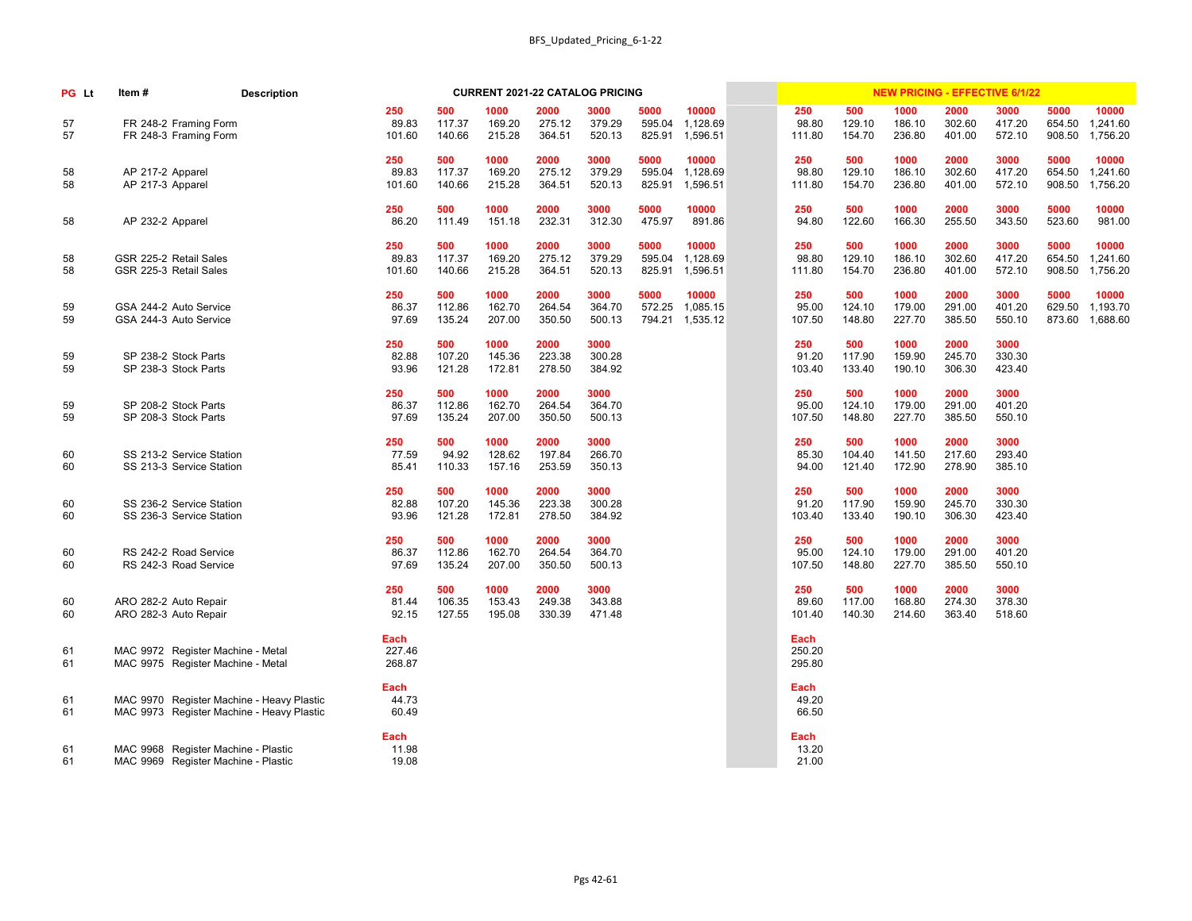BFS_Updated_Pricing_6-1-22

| PG | Lt | Item # | Description | CURRENT 2021-22 CATALOG PRICING | | | | | | | NEW PRICING - EFFECTIVE 6/1/22 | | | | | | |
|---|---|---|---|---|---|---|---|---|---|---|---|---|---|---|---|---|---|
| | | | | 250 | 500 | 1000 | 2000 | 3000 | 5000 | 10000 | 250 | 500 | 1000 | 2000 | 3000 | 5000 | 10000 |
| 57 | | FR 248-2 | Framing Form | 89.83 | 117.37 | 169.20 | 275.12 | 379.29 | 595.04 | 1,128.69 | 98.80 | 129.10 | 186.10 | 302.60 | 417.20 | 654.50 | 1,241.60 |
| 57 | | FR 248-3 | Framing Form | 101.60 | 140.66 | 215.28 | 364.51 | 520.13 | 825.91 | 1,596.51 | 111.80 | 154.70 | 236.80 | 401.00 | 572.10 | 908.50 | 1,756.20 |
| | | | | 250 | 500 | 1000 | 2000 | 3000 | 5000 | 10000 | 250 | 500 | 1000 | 2000 | 3000 | 5000 | 10000 |
| 58 | | AP 217-2 | Apparel | 89.83 | 117.37 | 169.20 | 275.12 | 379.29 | 595.04 | 1,128.69 | 98.80 | 129.10 | 186.10 | 302.60 | 417.20 | 654.50 | 1,241.60 |
| 58 | | AP 217-3 | Apparel | 101.60 | 140.66 | 215.28 | 364.51 | 520.13 | 825.91 | 1,596.51 | 111.80 | 154.70 | 236.80 | 401.00 | 572.10 | 908.50 | 1,756.20 |
| | | | | 250 | 500 | 1000 | 2000 | 3000 | 5000 | 10000 | 250 | 500 | 1000 | 2000 | 3000 | 5000 | 10000 |
| 58 | | AP 232-2 | Apparel | 86.20 | 111.49 | 151.18 | 232.31 | 312.30 | 475.97 | 891.86 | 94.80 | 122.60 | 166.30 | 255.50 | 343.50 | 523.60 | 981.00 |
| | | | | 250 | 500 | 1000 | 2000 | 3000 | 5000 | 10000 | 250 | 500 | 1000 | 2000 | 3000 | 5000 | 10000 |
| 58 | | GSR 225-2 | Retail Sales | 89.83 | 117.37 | 169.20 | 275.12 | 379.29 | 595.04 | 1,128.69 | 98.80 | 129.10 | 186.10 | 302.60 | 417.20 | 654.50 | 1,241.60 |
| 58 | | GSR 225-3 | Retail Sales | 101.60 | 140.66 | 215.28 | 364.51 | 520.13 | 825.91 | 1,596.51 | 111.80 | 154.70 | 236.80 | 401.00 | 572.10 | 908.50 | 1,756.20 |
| | | | | 250 | 500 | 1000 | 2000 | 3000 | 5000 | 10000 | 250 | 500 | 1000 | 2000 | 3000 | 5000 | 10000 |
| 59 | | GSA 244-2 | Auto Service | 86.37 | 112.86 | 162.70 | 264.54 | 364.70 | 572.25 | 1,085.15 | 95.00 | 124.10 | 179.00 | 291.00 | 401.20 | 629.50 | 1,193.70 |
| 59 | | GSA 244-3 | Auto Service | 97.69 | 135.24 | 207.00 | 350.50 | 500.13 | 794.21 | 1,535.12 | 107.50 | 148.80 | 227.70 | 385.50 | 550.10 | 873.60 | 1,688.60 |
| | | | | 250 | 500 | 1000 | 2000 | 3000 | | | 250 | 500 | 1000 | 2000 | 3000 | | |
| 59 | | SP 238-2 | Stock Parts | 82.88 | 107.20 | 145.36 | 223.38 | 300.28 | | | 91.20 | 117.90 | 159.90 | 245.70 | 330.30 | | |
| 59 | | SP 238-3 | Stock Parts | 93.96 | 121.28 | 172.81 | 278.50 | 384.92 | | | 103.40 | 133.40 | 190.10 | 306.30 | 423.40 | | |
| | | | | 250 | 500 | 1000 | 2000 | 3000 | | | 250 | 500 | 1000 | 2000 | 3000 | | |
| 59 | | SP 208-2 | Stock Parts | 86.37 | 112.86 | 162.70 | 264.54 | 364.70 | | | 95.00 | 124.10 | 179.00 | 291.00 | 401.20 | | |
| 59 | | SP 208-3 | Stock Parts | 97.69 | 135.24 | 207.00 | 350.50 | 500.13 | | | 107.50 | 148.80 | 227.70 | 385.50 | 550.10 | | |
| | | | | 250 | 500 | 1000 | 2000 | 3000 | | | 250 | 500 | 1000 | 2000 | 3000 | | |
| 60 | | SS 213-2 | Service Station | 77.59 | 94.92 | 128.62 | 197.84 | 266.70 | | | 85.30 | 104.40 | 141.50 | 217.60 | 293.40 | | |
| 60 | | SS 213-3 | Service Station | 85.41 | 110.33 | 157.16 | 253.59 | 350.13 | | | 94.00 | 121.40 | 172.90 | 278.90 | 385.10 | | |
| | | | | 250 | 500 | 1000 | 2000 | 3000 | | | 250 | 500 | 1000 | 2000 | 3000 | | |
| 60 | | SS 236-2 | Service Station | 82.88 | 107.20 | 145.36 | 223.38 | 300.28 | | | 91.20 | 117.90 | 159.90 | 245.70 | 330.30 | | |
| 60 | | SS 236-3 | Service Station | 93.96 | 121.28 | 172.81 | 278.50 | 384.92 | | | 103.40 | 133.40 | 190.10 | 306.30 | 423.40 | | |
| | | | | 250 | 500 | 1000 | 2000 | 3000 | | | 250 | 500 | 1000 | 2000 | 3000 | | |
| 60 | | RS 242-2 | Road Service | 86.37 | 112.86 | 162.70 | 264.54 | 364.70 | | | 95.00 | 124.10 | 179.00 | 291.00 | 401.20 | | |
| 60 | | RS 242-3 | Road Service | 97.69 | 135.24 | 207.00 | 350.50 | 500.13 | | | 107.50 | 148.80 | 227.70 | 385.50 | 550.10 | | |
| | | | | 250 | 500 | 1000 | 2000 | 3000 | | | 250 | 500 | 1000 | 2000 | 3000 | | |
| 60 | | ARO 282-2 | Auto Repair | 81.44 | 106.35 | 153.43 | 249.38 | 343.88 | | | 89.60 | 117.00 | 168.80 | 274.30 | 378.30 | | |
| 60 | | ARO 282-3 | Auto Repair | 92.15 | 127.55 | 195.08 | 330.39 | 471.48 | | | 101.40 | 140.30 | 214.60 | 363.40 | 518.60 | | |
| | | | | Each | | | | | | | Each | | | | | | |
| 61 | | MAC 9972 | Register Machine - Metal | 227.46 | | | | | | | 250.20 | | | | | | |
| 61 | | MAC 9975 | Register Machine - Metal | 268.87 | | | | | | | 295.80 | | | | | | |
| | | | | Each | | | | | | | Each | | | | | | |
| 61 | | MAC 9970 | Register Machine - Heavy Plastic | 44.73 | | | | | | | 49.20 | | | | | | |
| 61 | | MAC 9973 | Register Machine - Heavy Plastic | 60.49 | | | | | | | 66.50 | | | | | | |
| | | | | Each | | | | | | | Each | | | | | | |
| 61 | | MAC 9968 | Register Machine - Plastic | 11.98 | | | | | | | 13.20 | | | | | | |
| 61 | | MAC 9969 | Register Machine - Plastic | 19.08 | | | | | | | 21.00 | | | | | | |

Pgs 42-61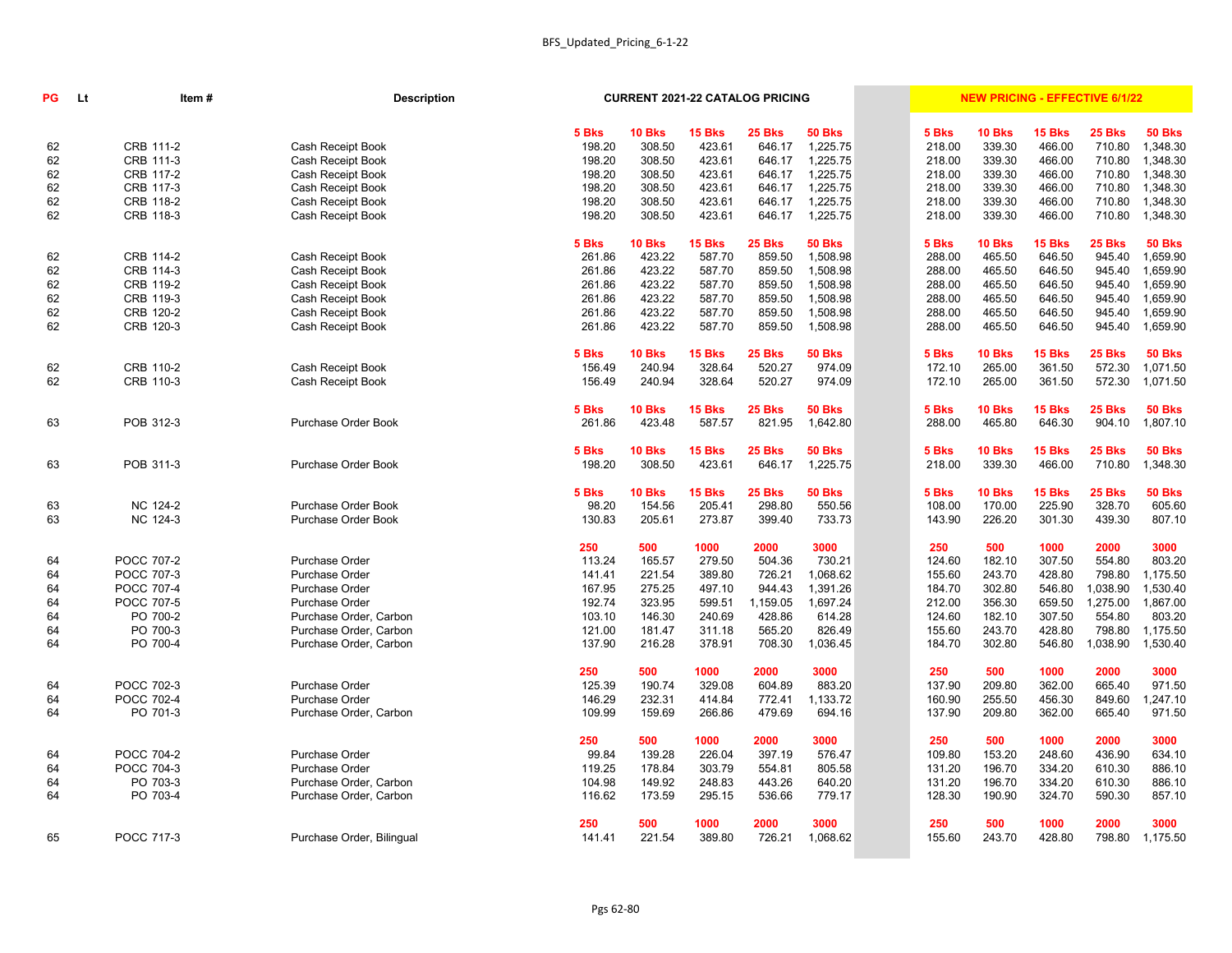BFS_Updated_Pricing_6-1-22

| PG | Lt | Item # | Description | CURRENT 2021-22 CATALOG PRICING | | | | | NEW PRICING - EFFECTIVE 6/1/22 | | | | |
|---|---|---|---|---|---|---|---|---|---|---|---|---|---|
| | | | | 5 Bks | 10 Bks | 15 Bks | 25 Bks | 50 Bks | 5 Bks | 10 Bks | 15 Bks | 25 Bks | 50 Bks |
| 62 | | CRB 111-2 | Cash Receipt Book | 198.20 | 308.50 | 423.61 | 646.17 | 1,225.75 | 218.00 | 339.30 | 466.00 | 710.80 | 1,348.30 |
| 62 | | CRB 111-3 | Cash Receipt Book | 198.20 | 308.50 | 423.61 | 646.17 | 1,225.75 | 218.00 | 339.30 | 466.00 | 710.80 | 1,348.30 |
| 62 | | CRB 117-2 | Cash Receipt Book | 198.20 | 308.50 | 423.61 | 646.17 | 1,225.75 | 218.00 | 339.30 | 466.00 | 710.80 | 1,348.30 |
| 62 | | CRB 117-3 | Cash Receipt Book | 198.20 | 308.50 | 423.61 | 646.17 | 1,225.75 | 218.00 | 339.30 | 466.00 | 710.80 | 1,348.30 |
| 62 | | CRB 118-2 | Cash Receipt Book | 198.20 | 308.50 | 423.61 | 646.17 | 1,225.75 | 218.00 | 339.30 | 466.00 | 710.80 | 1,348.30 |
| 62 | | CRB 118-3 | Cash Receipt Book | 198.20 | 308.50 | 423.61 | 646.17 | 1,225.75 | 218.00 | 339.30 | 466.00 | 710.80 | 1,348.30 |
| | | | | 5 Bks | 10 Bks | 15 Bks | 25 Bks | 50 Bks | 5 Bks | 10 Bks | 15 Bks | 25 Bks | 50 Bks |
| 62 | | CRB 114-2 | Cash Receipt Book | 261.86 | 423.22 | 587.70 | 859.50 | 1,508.98 | 288.00 | 465.50 | 646.50 | 945.40 | 1,659.90 |
| 62 | | CRB 114-3 | Cash Receipt Book | 261.86 | 423.22 | 587.70 | 859.50 | 1,508.98 | 288.00 | 465.50 | 646.50 | 945.40 | 1,659.90 |
| 62 | | CRB 119-2 | Cash Receipt Book | 261.86 | 423.22 | 587.70 | 859.50 | 1,508.98 | 288.00 | 465.50 | 646.50 | 945.40 | 1,659.90 |
| 62 | | CRB 119-3 | Cash Receipt Book | 261.86 | 423.22 | 587.70 | 859.50 | 1,508.98 | 288.00 | 465.50 | 646.50 | 945.40 | 1,659.90 |
| 62 | | CRB 120-2 | Cash Receipt Book | 261.86 | 423.22 | 587.70 | 859.50 | 1,508.98 | 288.00 | 465.50 | 646.50 | 945.40 | 1,659.90 |
| 62 | | CRB 120-3 | Cash Receipt Book | 261.86 | 423.22 | 587.70 | 859.50 | 1,508.98 | 288.00 | 465.50 | 646.50 | 945.40 | 1,659.90 |
| | | | | 5 Bks | 10 Bks | 15 Bks | 25 Bks | 50 Bks | 5 Bks | 10 Bks | 15 Bks | 25 Bks | 50 Bks |
| 62 | | CRB 110-2 | Cash Receipt Book | 156.49 | 240.94 | 328.64 | 520.27 | 974.09 | 172.10 | 265.00 | 361.50 | 572.30 | 1,071.50 |
| 62 | | CRB 110-3 | Cash Receipt Book | 156.49 | 240.94 | 328.64 | 520.27 | 974.09 | 172.10 | 265.00 | 361.50 | 572.30 | 1,071.50 |
| | | | | 5 Bks | 10 Bks | 15 Bks | 25 Bks | 50 Bks | 5 Bks | 10 Bks | 15 Bks | 25 Bks | 50 Bks |
| 63 | | POB 312-3 | Purchase Order Book | 261.86 | 423.48 | 587.57 | 821.95 | 1,642.80 | 288.00 | 465.80 | 646.30 | 904.10 | 1,807.10 |
| | | | | 5 Bks | 10 Bks | 15 Bks | 25 Bks | 50 Bks | 5 Bks | 10 Bks | 15 Bks | 25 Bks | 50 Bks |
| 63 | | POB 311-3 | Purchase Order Book | 198.20 | 308.50 | 423.61 | 646.17 | 1,225.75 | 218.00 | 339.30 | 466.00 | 710.80 | 1,348.30 |
| | | | | 5 Bks | 10 Bks | 15 Bks | 25 Bks | 50 Bks | 5 Bks | 10 Bks | 15 Bks | 25 Bks | 50 Bks |
| 63 | | NC 124-2 | Purchase Order Book | 98.20 | 154.56 | 205.41 | 298.80 | 550.56 | 108.00 | 170.00 | 225.90 | 328.70 | 605.60 |
| 63 | | NC 124-3 | Purchase Order Book | 130.83 | 205.61 | 273.87 | 399.40 | 733.73 | 143.90 | 226.20 | 301.30 | 439.30 | 807.10 |
| | | | | 250 | 500 | 1000 | 2000 | 3000 | 250 | 500 | 1000 | 2000 | 3000 |
| 64 | | POCC 707-2 | Purchase Order | 113.24 | 165.57 | 279.50 | 504.36 | 730.21 | 124.60 | 182.10 | 307.50 | 554.80 | 803.20 |
| 64 | | POCC 707-3 | Purchase Order | 141.41 | 221.54 | 389.80 | 726.21 | 1,068.62 | 155.60 | 243.70 | 428.80 | 798.80 | 1,175.50 |
| 64 | | POCC 707-4 | Purchase Order | 167.95 | 275.25 | 497.10 | 944.43 | 1,391.26 | 184.70 | 302.80 | 546.80 | 1,038.90 | 1,530.40 |
| 64 | | POCC 707-5 | Purchase Order | 192.74 | 323.95 | 599.51 | 1,159.05 | 1,697.24 | 212.00 | 356.30 | 659.50 | 1,275.00 | 1,867.00 |
| 64 | | PO 700-2 | Purchase Order, Carbon | 103.10 | 146.30 | 240.69 | 428.86 | 614.28 | 124.60 | 182.10 | 307.50 | 554.80 | 803.20 |
| 64 | | PO 700-3 | Purchase Order, Carbon | 121.00 | 181.47 | 311.18 | 565.20 | 826.49 | 155.60 | 243.70 | 428.80 | 798.80 | 1,175.50 |
| 64 | | PO 700-4 | Purchase Order, Carbon | 137.90 | 216.28 | 378.91 | 708.30 | 1,036.45 | 184.70 | 302.80 | 546.80 | 1,038.90 | 1,530.40 |
| | | | | 250 | 500 | 1000 | 2000 | 3000 | 250 | 500 | 1000 | 2000 | 3000 |
| 64 | | POCC 702-3 | Purchase Order | 125.39 | 190.74 | 329.08 | 604.89 | 883.20 | 137.90 | 209.80 | 362.00 | 665.40 | 971.50 |
| 64 | | POCC 702-4 | Purchase Order | 146.29 | 232.31 | 414.84 | 772.41 | 1,133.72 | 160.90 | 255.50 | 456.30 | 849.60 | 1,247.10 |
| 64 | | PO 701-3 | Purchase Order, Carbon | 109.99 | 159.69 | 266.86 | 479.69 | 694.16 | 137.90 | 209.80 | 362.00 | 665.40 | 971.50 |
| | | | | 250 | 500 | 1000 | 2000 | 3000 | 250 | 500 | 1000 | 2000 | 3000 |
| 64 | | POCC 704-2 | Purchase Order | 99.84 | 139.28 | 226.04 | 397.19 | 576.47 | 109.80 | 153.20 | 248.60 | 436.90 | 634.10 |
| 64 | | POCC 704-3 | Purchase Order | 119.25 | 178.84 | 303.79 | 554.81 | 805.58 | 131.20 | 196.70 | 334.20 | 610.30 | 886.10 |
| 64 | | PO 703-3 | Purchase Order, Carbon | 104.98 | 149.92 | 248.83 | 443.26 | 640.20 | 131.20 | 196.70 | 334.20 | 610.30 | 886.10 |
| 64 | | PO 703-4 | Purchase Order, Carbon | 116.62 | 173.59 | 295.15 | 536.66 | 779.17 | 128.30 | 190.90 | 324.70 | 590.30 | 857.10 |
| | | | | 250 | 500 | 1000 | 2000 | 3000 | 250 | 500 | 1000 | 2000 | 3000 |
| 65 | | POCC 717-3 | Purchase Order, Bilingual | 141.41 | 221.54 | 389.80 | 726.21 | 1,068.62 | 155.60 | 243.70 | 428.80 | 798.80 | 1,175.50 |

Pgs 62-80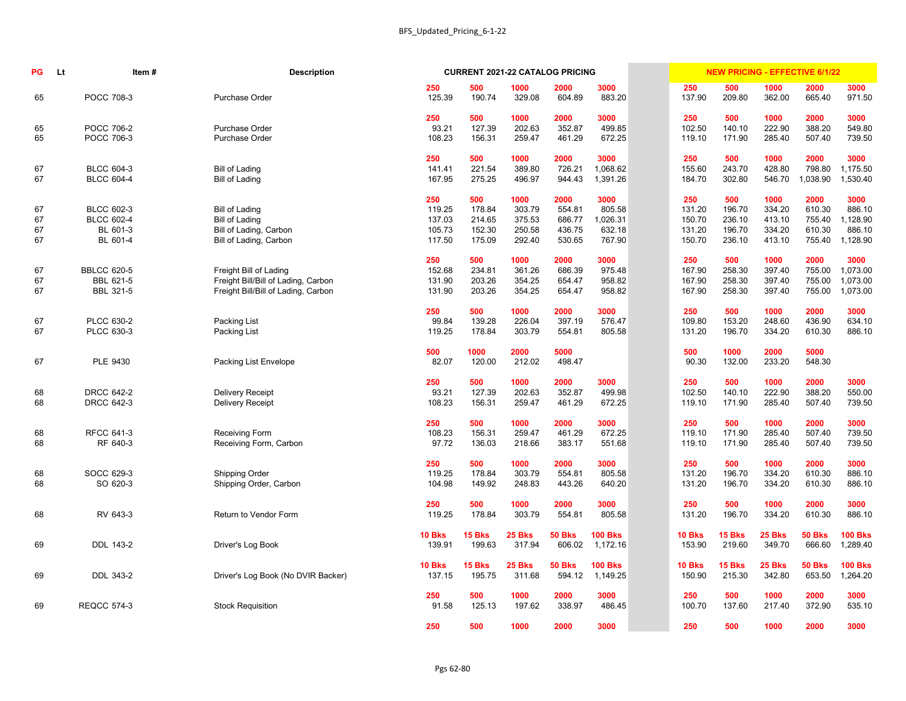| PG | Lt | Item # | Description | CURRENT 2021-22 CATALOG PRICING | | | | | | NEW PRICING - EFFECTIVE 6/1/22 | | | | |
|---|---|---|---|---|---|---|---|---|---|---|---|---|---|---|
| | | | | 250 | 500 | 1000 | 2000 | 3000 | | 250 | 500 | 1000 | 2000 | 3000 |
| 65 | | POCC 708-3 | Purchase Order | 125.39 | 190.74 | 329.08 | 604.89 | 883.20 | | 137.90 | 209.80 | 362.00 | 665.40 | 971.50 |
| | | | | 250 | 500 | 1000 | 2000 | 3000 | | 250 | 500 | 1000 | 2000 | 3000 |
| 65 | | POCC 706-2 | Purchase Order | 93.21 | 127.39 | 202.63 | 352.87 | 499.85 | | 102.50 | 140.10 | 222.90 | 388.20 | 549.80 |
| 65 | | POCC 706-3 | Purchase Order | 108.23 | 156.31 | 259.47 | 461.29 | 672.25 | | 119.10 | 171.90 | 285.40 | 507.40 | 739.50 |
| | | | | 250 | 500 | 1000 | 2000 | 3000 | | 250 | 500 | 1000 | 2000 | 3000 |
| 67 | | BLCC 604-3 | Bill of Lading | 141.41 | 221.54 | 389.80 | 726.21 | 1,068.62 | | 155.60 | 243.70 | 428.80 | 798.80 | 1,175.50 |
| 67 | | BLCC 604-4 | Bill of Lading | 167.95 | 275.25 | 496.97 | 944.43 | 1,391.26 | | 184.70 | 302.80 | 546.70 | 1,038.90 | 1,530.40 |
| | | | | 250 | 500 | 1000 | 2000 | 3000 | | 250 | 500 | 1000 | 2000 | 3000 |
| 67 | | BLCC 602-3 | Bill of Lading | 119.25 | 178.84 | 303.79 | 554.81 | 805.58 | | 131.20 | 196.70 | 334.20 | 610.30 | 886.10 |
| 67 | | BLCC 602-4 | Bill of Lading | 137.03 | 214.65 | 375.53 | 686.77 | 1,026.31 | | 150.70 | 236.10 | 413.10 | 755.40 | 1,128.90 |
| 67 | | BL 601-3 | Bill of Lading, Carbon | 105.73 | 152.30 | 250.58 | 436.75 | 632.18 | | 131.20 | 196.70 | 334.20 | 610.30 | 886.10 |
| 67 | | BL 601-4 | Bill of Lading, Carbon | 117.50 | 175.09 | 292.40 | 530.65 | 767.90 | | 150.70 | 236.10 | 413.10 | 755.40 | 1,128.90 |
| | | | | 250 | 500 | 1000 | 2000 | 3000 | | 250 | 500 | 1000 | 2000 | 3000 |
| 67 | | BBLCC 620-5 | Freight Bill of Lading | 152.68 | 234.81 | 361.26 | 686.39 | 975.48 | | 167.90 | 258.30 | 397.40 | 755.00 | 1,073.00 |
| 67 | | BBL 621-5 | Freight Bill/Bill of Lading, Carbon | 131.90 | 203.26 | 354.25 | 654.47 | 958.82 | | 167.90 | 258.30 | 397.40 | 755.00 | 1,073.00 |
| 67 | | BBL 321-5 | Freight Bill/Bill of Lading, Carbon | 131.90 | 203.26 | 354.25 | 654.47 | 958.82 | | 167.90 | 258.30 | 397.40 | 755.00 | 1,073.00 |
| | | | | 250 | 500 | 1000 | 2000 | 3000 | | 250 | 500 | 1000 | 2000 | 3000 |
| 67 | | PLCC 630-2 | Packing List | 99.84 | 139.28 | 226.04 | 397.19 | 576.47 | | 109.80 | 153.20 | 248.60 | 436.90 | 634.10 |
| 67 | | PLCC 630-3 | Packing List | 119.25 | 178.84 | 303.79 | 554.81 | 805.58 | | 131.20 | 196.70 | 334.20 | 610.30 | 886.10 |
| | | | | 500 | 1000 | 2000 | 5000 | | | 500 | 1000 | 2000 | 5000 | |
| 67 | | PLE 9430 | Packing List Envelope | 82.07 | 120.00 | 212.02 | 498.47 | | | 90.30 | 132.00 | 233.20 | 548.30 | |
| | | | | 250 | 500 | 1000 | 2000 | 3000 | | 250 | 500 | 1000 | 2000 | 3000 |
| 68 | | DRCC 642-2 | Delivery Receipt | 93.21 | 127.39 | 202.63 | 352.87 | 499.98 | | 102.50 | 140.10 | 222.90 | 388.20 | 550.00 |
| 68 | | DRCC 642-3 | Delivery Receipt | 108.23 | 156.31 | 259.47 | 461.29 | 672.25 | | 119.10 | 171.90 | 285.40 | 507.40 | 739.50 |
| | | | | 250 | 500 | 1000 | 2000 | 3000 | | 250 | 500 | 1000 | 2000 | 3000 |
| 68 | | RFCC 641-3 | Receiving Form | 108.23 | 156.31 | 259.47 | 461.29 | 672.25 | | 119.10 | 171.90 | 285.40 | 507.40 | 739.50 |
| 68 | | RF 640-3 | Receiving Form, Carbon | 97.72 | 136.03 | 218.66 | 383.17 | 551.68 | | 119.10 | 171.90 | 285.40 | 507.40 | 739.50 |
| | | | | 250 | 500 | 1000 | 2000 | 3000 | | 250 | 500 | 1000 | 2000 | 3000 |
| 68 | | SOCC 629-3 | Shipping Order | 119.25 | 178.84 | 303.79 | 554.81 | 805.58 | | 131.20 | 196.70 | 334.20 | 610.30 | 886.10 |
| 68 | | SO 620-3 | Shipping Order, Carbon | 104.98 | 149.92 | 248.83 | 443.26 | 640.20 | | 131.20 | 196.70 | 334.20 | 610.30 | 886.10 |
| | | | | 250 | 500 | 1000 | 2000 | 3000 | | 250 | 500 | 1000 | 2000 | 3000 |
| 68 | | RV 643-3 | Return to Vendor Form | 119.25 | 178.84 | 303.79 | 554.81 | 805.58 | | 131.20 | 196.70 | 334.20 | 610.30 | 886.10 |
| | | | | 10 Bks | 15 Bks | 25 Bks | 50 Bks | 100 Bks | | 10 Bks | 15 Bks | 25 Bks | 50 Bks | 100 Bks |
| 69 | | DDL 143-2 | Driver's Log Book | 139.91 | 199.63 | 317.94 | 606.02 | 1,172.16 | | 153.90 | 219.60 | 349.70 | 666.60 | 1,289.40 |
| | | | | 10 Bks | 15 Bks | 25 Bks | 50 Bks | 100 Bks | | 10 Bks | 15 Bks | 25 Bks | 50 Bks | 100 Bks |
| 69 | | DDL 343-2 | Driver's Log Book (No DVIR Backer) | 137.15 | 195.75 | 311.68 | 594.12 | 1,149.25 | | 150.90 | 215.30 | 342.80 | 653.50 | 1,264.20 |
| | | | | 250 | 500 | 1000 | 2000 | 3000 | | 250 | 500 | 1000 | 2000 | 3000 |
| 69 | | REQCC 574-3 | Stock Requisition | 91.58 | 125.13 | 197.62 | 338.97 | 486.45 | | 100.70 | 137.60 | 217.40 | 372.90 | 535.10 |
| | | | | 250 | 500 | 1000 | 2000 | 3000 | | 250 | 500 | 1000 | 2000 | 3000 |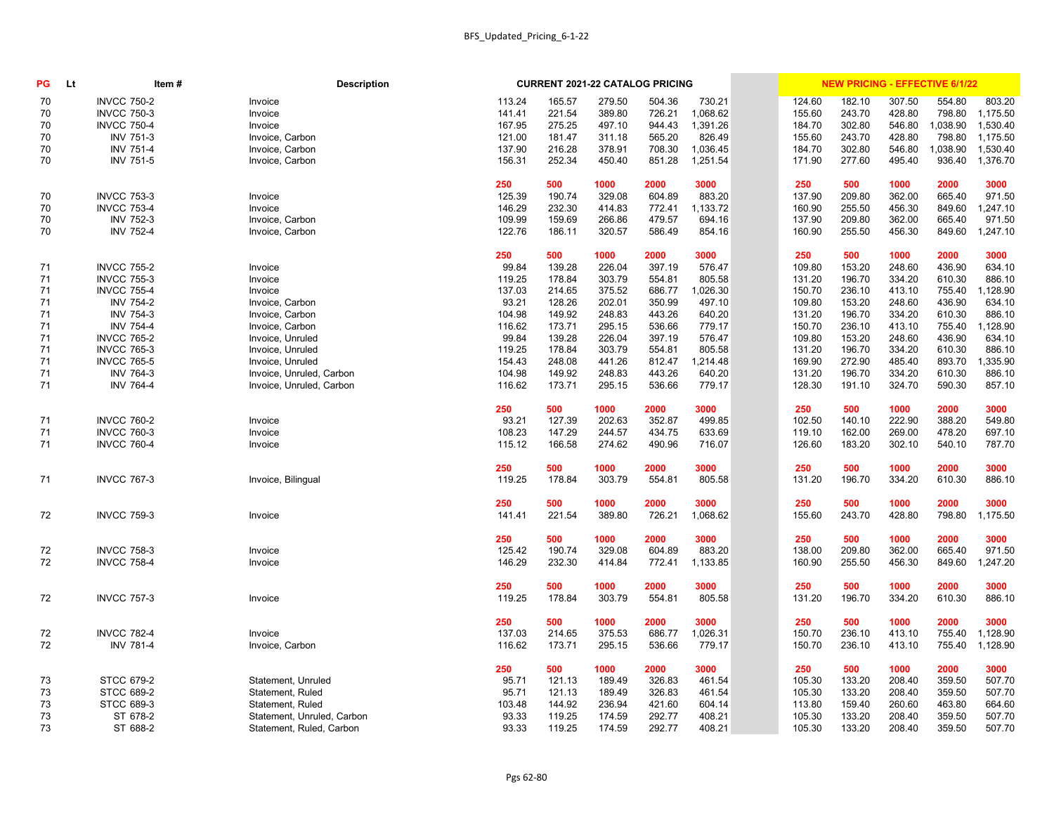| PG | Lt | Item # | Description | CURRENT 2021-22 CATALOG PRICING | | | | | NEW PRICING - EFFECTIVE 6/1/22 | | | | |
|---|---|---|---|---|---|---|---|---|---|---|---|---|---|
| 70 | | INVCC 750-2 | Invoice | 113.24 | 165.57 | 279.50 | 504.36 | 730.21 | 124.60 | 182.10 | 307.50 | 554.80 | 803.20 |
| 70 | | INVCC 750-3 | Invoice | 141.41 | 221.54 | 389.80 | 726.21 | 1,068.62 | 155.60 | 243.70 | 428.80 | 798.80 | 1,175.50 |
| 70 | | INVCC 750-4 | Invoice | 167.95 | 275.25 | 497.10 | 944.43 | 1,391.26 | 184.70 | 302.80 | 546.80 | 1,038.90 | 1,530.40 |
| 70 | | INV 751-3 | Invoice, Carbon | 121.00 | 181.47 | 311.18 | 565.20 | 826.49 | 155.60 | 243.70 | 428.80 | 798.80 | 1,175.50 |
| 70 | | INV 751-4 | Invoice, Carbon | 137.90 | 216.28 | 378.91 | 708.30 | 1,036.45 | 184.70 | 302.80 | 546.80 | 1,038.90 | 1,530.40 |
| 70 | | INV 751-5 | Invoice, Carbon | 156.31 | 252.34 | 450.40 | 851.28 | 1,251.54 | 171.90 | 277.60 | 495.40 | 936.40 | 1,376.70 |
| | | | | 250 | 500 | 1000 | 2000 | 3000 | 250 | 500 | 1000 | 2000 | 3000 |
| 70 | | INVCC 753-3 | Invoice | 125.39 | 190.74 | 329.08 | 604.89 | 883.20 | 137.90 | 209.80 | 362.00 | 665.40 | 971.50 |
| 70 | | INVCC 753-4 | Invoice | 146.29 | 232.30 | 414.83 | 772.41 | 1,133.72 | 160.90 | 255.50 | 456.30 | 849.60 | 1,247.10 |
| 70 | | INV 752-3 | Invoice, Carbon | 109.99 | 159.69 | 266.86 | 479.57 | 694.16 | 137.90 | 209.80 | 362.00 | 665.40 | 971.50 |
| 70 | | INV 752-4 | Invoice, Carbon | 122.76 | 186.11 | 320.57 | 586.49 | 854.16 | 160.90 | 255.50 | 456.30 | 849.60 | 1,247.10 |
| | | | | 250 | 500 | 1000 | 2000 | 3000 | 250 | 500 | 1000 | 2000 | 3000 |
| 71 | | INVCC 755-2 | Invoice | 99.84 | 139.28 | 226.04 | 397.19 | 576.47 | 109.80 | 153.20 | 248.60 | 436.90 | 634.10 |
| 71 | | INVCC 755-3 | Invoice | 119.25 | 178.84 | 303.79 | 554.81 | 805.58 | 131.20 | 196.70 | 334.20 | 610.30 | 886.10 |
| 71 | | INVCC 755-4 | Invoice | 137.03 | 214.65 | 375.52 | 686.77 | 1,026.30 | 150.70 | 236.10 | 413.10 | 755.40 | 1,128.90 |
| 71 | | INV 754-2 | Invoice, Carbon | 93.21 | 128.26 | 202.01 | 350.99 | 497.10 | 109.80 | 153.20 | 248.60 | 436.90 | 634.10 |
| 71 | | INV 754-3 | Invoice, Carbon | 104.98 | 149.92 | 248.83 | 443.26 | 640.20 | 131.20 | 196.70 | 334.20 | 610.30 | 886.10 |
| 71 | | INV 754-4 | Invoice, Carbon | 116.62 | 173.71 | 295.15 | 536.66 | 779.17 | 150.70 | 236.10 | 413.10 | 755.40 | 1,128.90 |
| 71 | | INVCC 765-2 | Invoice, Unruled | 99.84 | 139.28 | 226.04 | 397.19 | 576.47 | 109.80 | 153.20 | 248.60 | 436.90 | 634.10 |
| 71 | | INVCC 765-3 | Invoice, Unruled | 119.25 | 178.84 | 303.79 | 554.81 | 805.58 | 131.20 | 196.70 | 334.20 | 610.30 | 886.10 |
| 71 | | INVCC 765-5 | Invoice, Unruled | 154.43 | 248.08 | 441.26 | 812.47 | 1,214.48 | 169.90 | 272.90 | 485.40 | 893.70 | 1,335.90 |
| 71 | | INV 764-3 | Invoice, Unruled, Carbon | 104.98 | 149.92 | 248.83 | 443.26 | 640.20 | 131.20 | 196.70 | 334.20 | 610.30 | 886.10 |
| 71 | | INV 764-4 | Invoice, Unruled, Carbon | 116.62 | 173.71 | 295.15 | 536.66 | 779.17 | 128.30 | 191.10 | 324.70 | 590.30 | 857.10 |
| | | | | 250 | 500 | 1000 | 2000 | 3000 | 250 | 500 | 1000 | 2000 | 3000 |
| 71 | | INVCC 760-2 | Invoice | 93.21 | 127.39 | 202.63 | 352.87 | 499.85 | 102.50 | 140.10 | 222.90 | 388.20 | 549.80 |
| 71 | | INVCC 760-3 | Invoice | 108.23 | 147.29 | 244.57 | 434.75 | 633.69 | 119.10 | 162.00 | 269.00 | 478.20 | 697.10 |
| 71 | | INVCC 760-4 | Invoice | 115.12 | 166.58 | 274.62 | 490.96 | 716.07 | 126.60 | 183.20 | 302.10 | 540.10 | 787.70 |
| | | | | 250 | 500 | 1000 | 2000 | 3000 | 250 | 500 | 1000 | 2000 | 3000 |
| 71 | | INVCC 767-3 | Invoice, Bilingual | 119.25 | 178.84 | 303.79 | 554.81 | 805.58 | 131.20 | 196.70 | 334.20 | 610.30 | 886.10 |
| | | | | 250 | 500 | 1000 | 2000 | 3000 | 250 | 500 | 1000 | 2000 | 3000 |
| 72 | | INVCC 759-3 | Invoice | 141.41 | 221.54 | 389.80 | 726.21 | 1,068.62 | 155.60 | 243.70 | 428.80 | 798.80 | 1,175.50 |
| | | | | 250 | 500 | 1000 | 2000 | 3000 | 250 | 500 | 1000 | 2000 | 3000 |
| 72 | | INVCC 758-3 | Invoice | 125.42 | 190.74 | 329.08 | 604.89 | 883.20 | 138.00 | 209.80 | 362.00 | 665.40 | 971.50 |
| 72 | | INVCC 758-4 | Invoice | 146.29 | 232.30 | 414.84 | 772.41 | 1,133.85 | 160.90 | 255.50 | 456.30 | 849.60 | 1,247.20 |
| | | | | 250 | 500 | 1000 | 2000 | 3000 | 250 | 500 | 1000 | 2000 | 3000 |
| 72 | | INVCC 757-3 | Invoice | 119.25 | 178.84 | 303.79 | 554.81 | 805.58 | 131.20 | 196.70 | 334.20 | 610.30 | 886.10 |
| | | | | 250 | 500 | 1000 | 2000 | 3000 | 250 | 500 | 1000 | 2000 | 3000 |
| 72 | | INVCC 782-4 | Invoice | 137.03 | 214.65 | 375.53 | 686.77 | 1,026.31 | 150.70 | 236.10 | 413.10 | 755.40 | 1,128.90 |
| 72 | | INV 781-4 | Invoice, Carbon | 116.62 | 173.71 | 295.15 | 536.66 | 779.17 | 150.70 | 236.10 | 413.10 | 755.40 | 1,128.90 |
| | | | | 250 | 500 | 1000 | 2000 | 3000 | 250 | 500 | 1000 | 2000 | 3000 |
| 73 | | STCC 679-2 | Statement, Unruled | 95.71 | 121.13 | 189.49 | 326.83 | 461.54 | 105.30 | 133.20 | 208.40 | 359.50 | 507.70 |
| 73 | | STCC 689-2 | Statement, Ruled | 95.71 | 121.13 | 189.49 | 326.83 | 461.54 | 105.30 | 133.20 | 208.40 | 359.50 | 507.70 |
| 73 | | STCC 689-3 | Statement, Ruled | 103.48 | 144.92 | 236.94 | 421.60 | 604.14 | 113.80 | 159.40 | 260.60 | 463.80 | 664.60 |
| 73 | | ST 678-2 | Statement, Unruled, Carbon | 93.33 | 119.25 | 174.59 | 292.77 | 408.21 | 105.30 | 133.20 | 208.40 | 359.50 | 507.70 |
| 73 | | ST 688-2 | Statement, Ruled, Carbon | 93.33 | 119.25 | 174.59 | 292.77 | 408.21 | 105.30 | 133.20 | 208.40 | 359.50 | 507.70 |

Pgs 62-80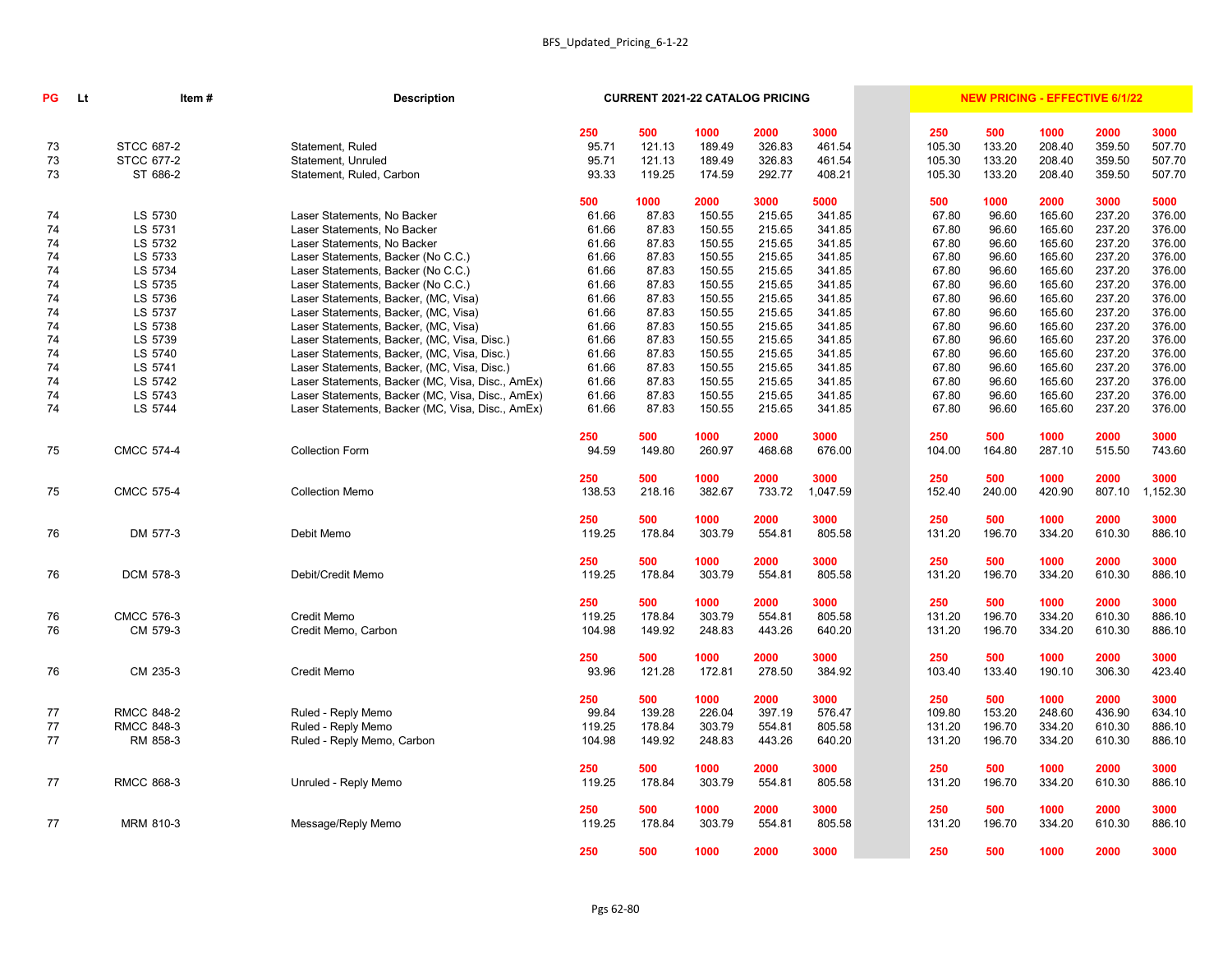| PG | Lt | Item # | Description | CURRENT 2021-22 CATALOG PRICING | | | | | NEW PRICING - EFFECTIVE 6/1/22 | | | | |
|---|---|---|---|---|---|---|---|---|---|---|---|---|---|
| | | | | 250 | 500 | 1000 | 2000 | 3000 | 250 | 500 | 1000 | 2000 | 3000 |
| 73 | | STCC 687-2 | Statement, Ruled | 95.71 | 121.13 | 189.49 | 326.83 | 461.54 | 105.30 | 133.20 | 208.40 | 359.50 | 507.70 |
| 73 | | STCC 677-2 | Statement, Unruled | 95.71 | 121.13 | 189.49 | 326.83 | 461.54 | 105.30 | 133.20 | 208.40 | 359.50 | 507.70 |
| 73 | | ST 686-2 | Statement, Ruled, Carbon | 93.33 | 119.25 | 174.59 | 292.77 | 408.21 | 105.30 | 133.20 | 208.40 | 359.50 | 507.70 |
| | | | | 500 | 1000 | 2000 | 3000 | 5000 | 500 | 1000 | 2000 | 3000 | 5000 |
| 74 | | LS 5730 | Laser Statements, No Backer | 61.66 | 87.83 | 150.55 | 215.65 | 341.85 | 67.80 | 96.60 | 165.60 | 237.20 | 376.00 |
| 74 | | LS 5731 | Laser Statements, No Backer | 61.66 | 87.83 | 150.55 | 215.65 | 341.85 | 67.80 | 96.60 | 165.60 | 237.20 | 376.00 |
| 74 | | LS 5732 | Laser Statements, No Backer | 61.66 | 87.83 | 150.55 | 215.65 | 341.85 | 67.80 | 96.60 | 165.60 | 237.20 | 376.00 |
| 74 | | LS 5733 | Laser Statements, Backer (No C.C.) | 61.66 | 87.83 | 150.55 | 215.65 | 341.85 | 67.80 | 96.60 | 165.60 | 237.20 | 376.00 |
| 74 | | LS 5734 | Laser Statements, Backer (No C.C.) | 61.66 | 87.83 | 150.55 | 215.65 | 341.85 | 67.80 | 96.60 | 165.60 | 237.20 | 376.00 |
| 74 | | LS 5735 | Laser Statements, Backer (No C.C.) | 61.66 | 87.83 | 150.55 | 215.65 | 341.85 | 67.80 | 96.60 | 165.60 | 237.20 | 376.00 |
| 74 | | LS 5736 | Laser Statements, Backer, (MC, Visa) | 61.66 | 87.83 | 150.55 | 215.65 | 341.85 | 67.80 | 96.60 | 165.60 | 237.20 | 376.00 |
| 74 | | LS 5737 | Laser Statements, Backer, (MC, Visa) | 61.66 | 87.83 | 150.55 | 215.65 | 341.85 | 67.80 | 96.60 | 165.60 | 237.20 | 376.00 |
| 74 | | LS 5738 | Laser Statements, Backer, (MC, Visa) | 61.66 | 87.83 | 150.55 | 215.65 | 341.85 | 67.80 | 96.60 | 165.60 | 237.20 | 376.00 |
| 74 | | LS 5739 | Laser Statements, Backer, (MC, Visa, Disc.) | 61.66 | 87.83 | 150.55 | 215.65 | 341.85 | 67.80 | 96.60 | 165.60 | 237.20 | 376.00 |
| 74 | | LS 5740 | Laser Statements, Backer, (MC, Visa, Disc.) | 61.66 | 87.83 | 150.55 | 215.65 | 341.85 | 67.80 | 96.60 | 165.60 | 237.20 | 376.00 |
| 74 | | LS 5741 | Laser Statements, Backer, (MC, Visa, Disc.) | 61.66 | 87.83 | 150.55 | 215.65 | 341.85 | 67.80 | 96.60 | 165.60 | 237.20 | 376.00 |
| 74 | | LS 5742 | Laser Statements, Backer (MC, Visa, Disc., AmEx) | 61.66 | 87.83 | 150.55 | 215.65 | 341.85 | 67.80 | 96.60 | 165.60 | 237.20 | 376.00 |
| 74 | | LS 5743 | Laser Statements, Backer (MC, Visa, Disc., AmEx) | 61.66 | 87.83 | 150.55 | 215.65 | 341.85 | 67.80 | 96.60 | 165.60 | 237.20 | 376.00 |
| 74 | | LS 5744 | Laser Statements, Backer (MC, Visa, Disc., AmEx) | 61.66 | 87.83 | 150.55 | 215.65 | 341.85 | 67.80 | 96.60 | 165.60 | 237.20 | 376.00 |
| | | | | 250 | 500 | 1000 | 2000 | 3000 | 250 | 500 | 1000 | 2000 | 3000 |
| 75 | | CMCC 574-4 | Collection Form | 94.59 | 149.80 | 260.97 | 468.68 | 676.00 | 104.00 | 164.80 | 287.10 | 515.50 | 743.60 |
| | | | | 250 | 500 | 1000 | 2000 | 3000 | 250 | 500 | 1000 | 2000 | 3000 |
| 75 | | CMCC 575-4 | Collection Memo | 138.53 | 218.16 | 382.67 | 733.72 | 1,047.59 | 152.40 | 240.00 | 420.90 | 807.10 | 1,152.30 |
| | | | | 250 | 500 | 1000 | 2000 | 3000 | 250 | 500 | 1000 | 2000 | 3000 |
| 76 | | DM 577-3 | Debit Memo | 119.25 | 178.84 | 303.79 | 554.81 | 805.58 | 131.20 | 196.70 | 334.20 | 610.30 | 886.10 |
| | | | | 250 | 500 | 1000 | 2000 | 3000 | 250 | 500 | 1000 | 2000 | 3000 |
| 76 | | DCM 578-3 | Debit/Credit Memo | 119.25 | 178.84 | 303.79 | 554.81 | 805.58 | 131.20 | 196.70 | 334.20 | 610.30 | 886.10 |
| | | | | 250 | 500 | 1000 | 2000 | 3000 | 250 | 500 | 1000 | 2000 | 3000 |
| 76 | | CMCC 576-3 | Credit Memo | 119.25 | 178.84 | 303.79 | 554.81 | 805.58 | 131.20 | 196.70 | 334.20 | 610.30 | 886.10 |
| 76 | | CM 579-3 | Credit Memo, Carbon | 104.98 | 149.92 | 248.83 | 443.26 | 640.20 | 131.20 | 196.70 | 334.20 | 610.30 | 886.10 |
| | | | | 250 | 500 | 1000 | 2000 | 3000 | 250 | 500 | 1000 | 2000 | 3000 |
| 76 | | CM 235-3 | Credit Memo | 93.96 | 121.28 | 172.81 | 278.50 | 384.92 | 103.40 | 133.40 | 190.10 | 306.30 | 423.40 |
| | | | | 250 | 500 | 1000 | 2000 | 3000 | 250 | 500 | 1000 | 2000 | 3000 |
| 77 | | RMCC 848-2 | Ruled - Reply Memo | 99.84 | 139.28 | 226.04 | 397.19 | 576.47 | 109.80 | 153.20 | 248.60 | 436.90 | 634.10 |
| 77 | | RMCC 848-3 | Ruled - Reply Memo | 119.25 | 178.84 | 303.79 | 554.81 | 805.58 | 131.20 | 196.70 | 334.20 | 610.30 | 886.10 |
| 77 | | RM 858-3 | Ruled - Reply Memo, Carbon | 104.98 | 149.92 | 248.83 | 443.26 | 640.20 | 131.20 | 196.70 | 334.20 | 610.30 | 886.10 |
| | | | | 250 | 500 | 1000 | 2000 | 3000 | 250 | 500 | 1000 | 2000 | 3000 |
| 77 | | RMCC 868-3 | Unruled - Reply Memo | 119.25 | 178.84 | 303.79 | 554.81 | 805.58 | 131.20 | 196.70 | 334.20 | 610.30 | 886.10 |
| | | | | 250 | 500 | 1000 | 2000 | 3000 | 250 | 500 | 1000 | 2000 | 3000 |
| 77 | | MRM 810-3 | Message/Reply Memo | 119.25 | 178.84 | 303.79 | 554.81 | 805.58 | 131.20 | 196.70 | 334.20 | 610.30 | 886.10 |
| | | | | 250 | 500 | 1000 | 2000 | 3000 | 250 | 500 | 1000 | 2000 | 3000 |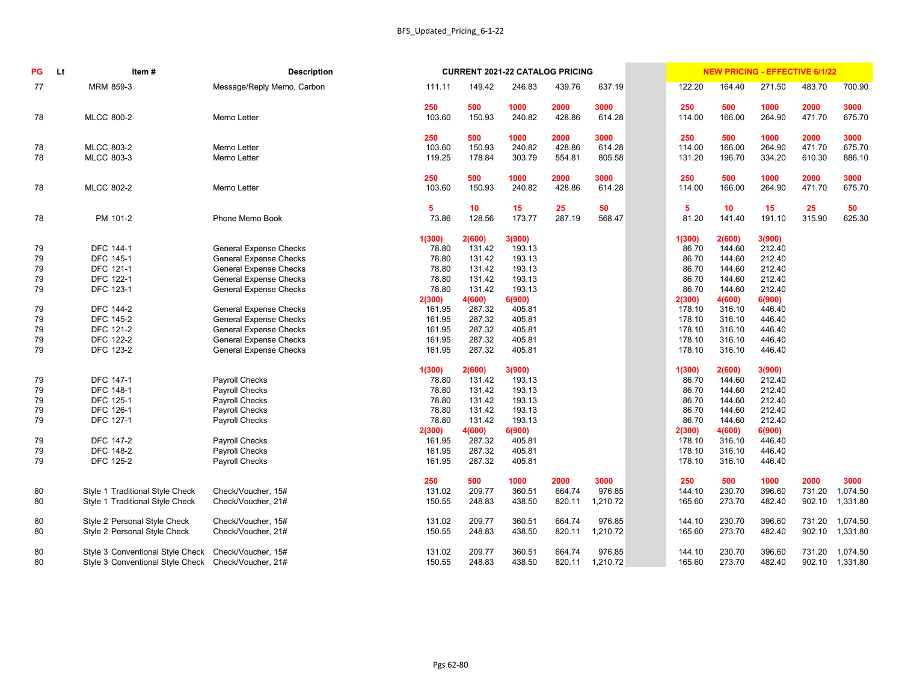| PG | Lt | Item # | Description | CURRENT 2021-22 CATALOG PRICING | | | | | | NEW PRICING - EFFECTIVE 6/1/22 | | | | |
|---|---|---|---|---|---|---|---|---|---|---|---|---|---|---|
| 77 | | MRM 859-3 | Message/Reply Memo, Carbon | 111.11 | 149.42 | 246.83 | 439.76 | 637.19 | | 122.20 | 164.40 | 271.50 | 483.70 | 700.90 |
| | | | | 250 | 500 | 1000 | 2000 | 3000 | | 250 | 500 | 1000 | 2000 | 3000 |
| 78 | | MLCC 800-2 | Memo Letter | 103.60 | 150.93 | 240.82 | 428.86 | 614.28 | | 114.00 | 166.00 | 264.90 | 471.70 | 675.70 |
| | | | | 250 | 500 | 1000 | 2000 | 3000 | | 250 | 500 | 1000 | 2000 | 3000 |
| 78 | | MLCC 803-2 | Memo Letter | 103.60 | 150.93 | 240.82 | 428.86 | 614.28 | | 114.00 | 166.00 | 264.90 | 471.70 | 675.70 |
| 78 | | MLCC 803-3 | Memo Letter | 119.25 | 178.84 | 303.79 | 554.81 | 805.58 | | 131.20 | 196.70 | 334.20 | 610.30 | 886.10 |
| | | | | 250 | 500 | 1000 | 2000 | 3000 | | 250 | 500 | 1000 | 2000 | 3000 |
| 78 | | MLCC 802-2 | Memo Letter | 103.60 | 150.93 | 240.82 | 428.86 | 614.28 | | 114.00 | 166.00 | 264.90 | 471.70 | 675.70 |
| | | | | 5 | 10 | 15 | 25 | 50 | | 5 | 10 | 15 | 25 | 50 |
| 78 | | PM 101-2 | Phone Memo Book | 73.86 | 128.56 | 173.77 | 287.19 | 568.47 | | 81.20 | 141.40 | 191.10 | 315.90 | 625.30 |
| | | | | 1(300) | 2(600) | 3(900) | | | | 1(300) | 2(600) | 3(900) | | |
| 79 | | DFC 144-1 | General Expense Checks | 78.80 | 131.42 | 193.13 | | | | 86.70 | 144.60 | 212.40 | | |
| 79 | | DFC 145-1 | General Expense Checks | 78.80 | 131.42 | 193.13 | | | | 86.70 | 144.60 | 212.40 | | |
| 79 | | DFC 121-1 | General Expense Checks | 78.80 | 131.42 | 193.13 | | | | 86.70 | 144.60 | 212.40 | | |
| 79 | | DFC 122-1 | General Expense Checks | 78.80 | 131.42 | 193.13 | | | | 86.70 | 144.60 | 212.40 | | |
| 79 | | DFC 123-1 | General Expense Checks | 78.80 | 131.42 | 193.13 | | | | 86.70 | 144.60 | 212.40 | | |
| | | | | 2(300) | 4(600) | 6(900) | | | | 2(300) | 4(600) | 6(900) | | |
| 79 | | DFC 144-2 | General Expense Checks | 161.95 | 287.32 | 405.81 | | | | 178.10 | 316.10 | 446.40 | | |
| 79 | | DFC 145-2 | General Expense Checks | 161.95 | 287.32 | 405.81 | | | | 178.10 | 316.10 | 446.40 | | |
| 79 | | DFC 121-2 | General Expense Checks | 161.95 | 287.32 | 405.81 | | | | 178.10 | 316.10 | 446.40 | | |
| 79 | | DFC 122-2 | General Expense Checks | 161.95 | 287.32 | 405.81 | | | | 178.10 | 316.10 | 446.40 | | |
| 79 | | DFC 123-2 | General Expense Checks | 161.95 | 287.32 | 405.81 | | | | 178.10 | 316.10 | 446.40 | | |
| | | | | 1(300) | 2(600) | 3(900) | | | | 1(300) | 2(600) | 3(900) | | |
| 79 | | DFC 147-1 | Payroll Checks | 78.80 | 131.42 | 193.13 | | | | 86.70 | 144.60 | 212.40 | | |
| 79 | | DFC 148-1 | Payroll Checks | 78.80 | 131.42 | 193.13 | | | | 86.70 | 144.60 | 212.40 | | |
| 79 | | DFC 125-1 | Payroll Checks | 78.80 | 131.42 | 193.13 | | | | 86.70 | 144.60 | 212.40 | | |
| 79 | | DFC 126-1 | Payroll Checks | 78.80 | 131.42 | 193.13 | | | | 86.70 | 144.60 | 212.40 | | |
| 79 | | DFC 127-1 | Payroll Checks | 78.80 | 131.42 | 193.13 | | | | 86.70 | 144.60 | 212.40 | | |
| | | | | 2(300) | 4(600) | 6(900) | | | | 2(300) | 4(600) | 6(900) | | |
| 79 | | DFC 147-2 | Payroll Checks | 161.95 | 287.32 | 405.81 | | | | 178.10 | 316.10 | 446.40 | | |
| 79 | | DFC 148-2 | Payroll Checks | 161.95 | 287.32 | 405.81 | | | | 178.10 | 316.10 | 446.40 | | |
| 79 | | DFC 125-2 | Payroll Checks | 161.95 | 287.32 | 405.81 | | | | 178.10 | 316.10 | 446.40 | | |
| | | | | 250 | 500 | 1000 | 2000 | 3000 | | 250 | 500 | 1000 | 2000 | 3000 |
| 80 | | Style 1 Traditional Style Check | Check/Voucher, 15# | 131.02 | 209.77 | 360.51 | 664.74 | 976.85 | | 144.10 | 230.70 | 396.60 | 731.20 | 1,074.50 |
| 80 | | Style 1 Traditional Style Check | Check/Voucher, 21# | 150.55 | 248.83 | 438.50 | 820.11 | 1,210.72 | | 165.60 | 273.70 | 482.40 | 902.10 | 1,331.80 |
| 80 | | Style 2 Personal Style Check | Check/Voucher, 15# | 131.02 | 209.77 | 360.51 | 664.74 | 976.85 | | 144.10 | 230.70 | 396.60 | 731.20 | 1,074.50 |
| 80 | | Style 2 Personal Style Check | Check/Voucher, 21# | 150.55 | 248.83 | 438.50 | 820.11 | 1,210.72 | | 165.60 | 273.70 | 482.40 | 902.10 | 1,331.80 |
| 80 | | Style 3 Conventional Style Check | Check/Voucher, 15# | 131.02 | 209.77 | 360.51 | 664.74 | 976.85 | | 144.10 | 230.70 | 396.60 | 731.20 | 1,074.50 |
| 80 | | Style 3 Conventional Style Check | Check/Voucher, 21# | 150.55 | 248.83 | 438.50 | 820.11 | 1,210.72 | | 165.60 | 273.70 | 482.40 | 902.10 | 1,331.80 |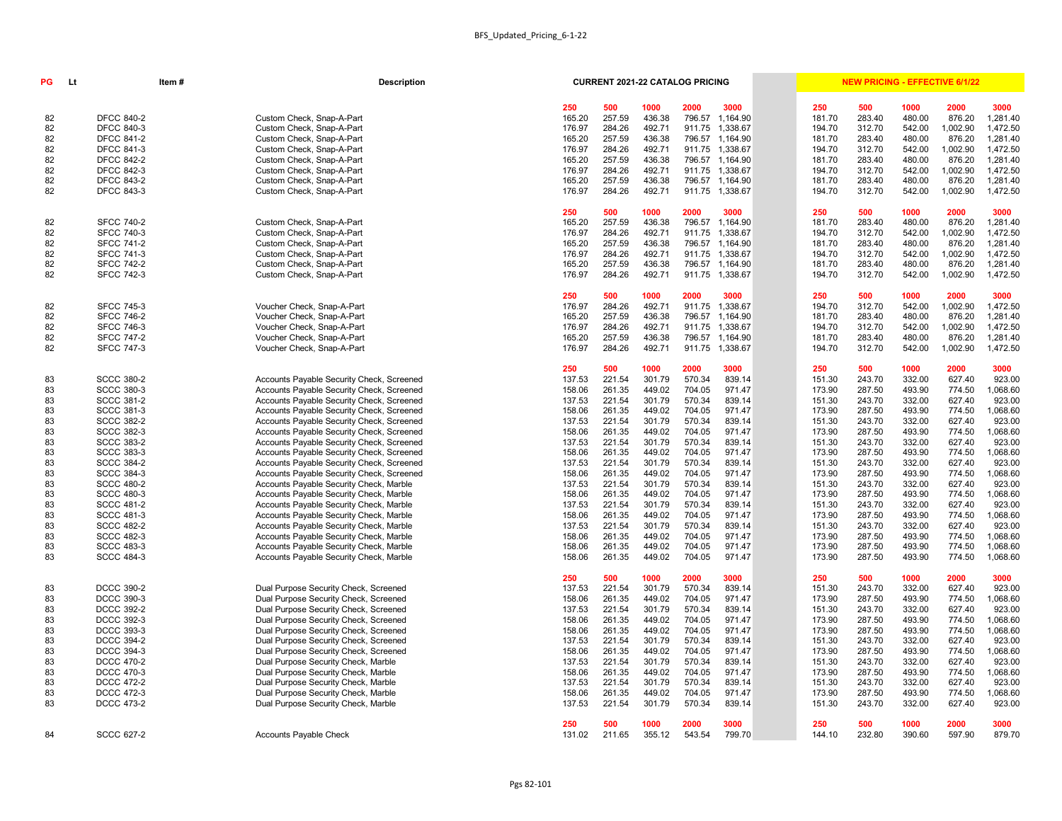| PG | Lt | Item # | Description | CURRENT 2021-22 CATALOG PRICING | | | | | | NEW PRICING - EFFECTIVE 6/1/22 | | | | |
|---|---|---|---|---|---|---|---|---|---|---|---|---|---|---|
| | | | | 250 | 500 | 1000 | 2000 | 3000 | | 250 | 500 | 1000 | 2000 | 3000 |
| 82 | | DFCC 840-2 | Custom Check, Snap-A-Part | 165.20 | 257.59 | 436.38 | 796.57 | 1,164.90 | | 181.70 | 283.40 | 480.00 | 876.20 | 1,281.40 |
| 82 | | DFCC 840-3 | Custom Check, Snap-A-Part | 176.97 | 284.26 | 492.71 | 911.75 | 1,338.67 | | 194.70 | 312.70 | 542.00 | 1,002.90 | 1,472.50 |
| 82 | | DFCC 841-2 | Custom Check, Snap-A-Part | 165.20 | 257.59 | 436.38 | 796.57 | 1,164.90 | | 181.70 | 283.40 | 480.00 | 876.20 | 1,281.40 |
| 82 | | DFCC 841-3 | Custom Check, Snap-A-Part | 176.97 | 284.26 | 492.71 | 911.75 | 1,338.67 | | 194.70 | 312.70 | 542.00 | 1,002.90 | 1,472.50 |
| 82 | | DFCC 842-2 | Custom Check, Snap-A-Part | 165.20 | 257.59 | 436.38 | 796.57 | 1,164.90 | | 181.70 | 283.40 | 480.00 | 876.20 | 1,281.40 |
| 82 | | DFCC 842-3 | Custom Check, Snap-A-Part | 176.97 | 284.26 | 492.71 | 911.75 | 1,338.67 | | 194.70 | 312.70 | 542.00 | 1,002.90 | 1,472.50 |
| 82 | | DFCC 843-2 | Custom Check, Snap-A-Part | 165.20 | 257.59 | 436.38 | 796.57 | 1,164.90 | | 181.70 | 283.40 | 480.00 | 876.20 | 1,281.40 |
| 82 | | DFCC 843-3 | Custom Check, Snap-A-Part | 176.97 | 284.26 | 492.71 | 911.75 | 1,338.67 | | 194.70 | 312.70 | 542.00 | 1,002.90 | 1,472.50 |
| | | | | 250 | 500 | 1000 | 2000 | 3000 | | 250 | 500 | 1000 | 2000 | 3000 |
| 82 | | SFCC 740-2 | Custom Check, Snap-A-Part | 165.20 | 257.59 | 436.38 | 796.57 | 1,164.90 | | 181.70 | 283.40 | 480.00 | 876.20 | 1,281.40 |
| 82 | | SFCC 740-3 | Custom Check, Snap-A-Part | 176.97 | 284.26 | 492.71 | 911.75 | 1,338.67 | | 194.70 | 312.70 | 542.00 | 1,002.90 | 1,472.50 |
| 82 | | SFCC 741-2 | Custom Check, Snap-A-Part | 165.20 | 257.59 | 436.38 | 796.57 | 1,164.90 | | 181.70 | 283.40 | 480.00 | 876.20 | 1,281.40 |
| 82 | | SFCC 741-3 | Custom Check, Snap-A-Part | 176.97 | 284.26 | 492.71 | 911.75 | 1,338.67 | | 194.70 | 312.70 | 542.00 | 1,002.90 | 1,472.50 |
| 82 | | SFCC 742-2 | Custom Check, Snap-A-Part | 165.20 | 257.59 | 436.38 | 796.57 | 1,164.90 | | 181.70 | 283.40 | 480.00 | 876.20 | 1,281.40 |
| 82 | | SFCC 742-3 | Custom Check, Snap-A-Part | 176.97 | 284.26 | 492.71 | 911.75 | 1,338.67 | | 194.70 | 312.70 | 542.00 | 1,002.90 | 1,472.50 |
| | | | | 250 | 500 | 1000 | 2000 | 3000 | | 250 | 500 | 1000 | 2000 | 3000 |
| 82 | | SFCC 745-3 | Voucher Check, Snap-A-Part | 176.97 | 284.26 | 492.71 | 911.75 | 1,338.67 | | 194.70 | 312.70 | 542.00 | 1,002.90 | 1,472.50 |
| 82 | | SFCC 746-2 | Voucher Check, Snap-A-Part | 165.20 | 257.59 | 436.38 | 796.57 | 1,164.90 | | 181.70 | 283.40 | 480.00 | 876.20 | 1,281.40 |
| 82 | | SFCC 746-3 | Voucher Check, Snap-A-Part | 176.97 | 284.26 | 492.71 | 911.75 | 1,338.67 | | 194.70 | 312.70 | 542.00 | 1,002.90 | 1,472.50 |
| 82 | | SFCC 747-2 | Voucher Check, Snap-A-Part | 165.20 | 257.59 | 436.38 | 796.57 | 1,164.90 | | 181.70 | 283.40 | 480.00 | 876.20 | 1,281.40 |
| 82 | | SFCC 747-3 | Voucher Check, Snap-A-Part | 176.97 | 284.26 | 492.71 | 911.75 | 1,338.67 | | 194.70 | 312.70 | 542.00 | 1,002.90 | 1,472.50 |
| | | | | 250 | 500 | 1000 | 2000 | 3000 | | 250 | 500 | 1000 | 2000 | 3000 |
| 83 | | SCCC 380-2 | Accounts Payable Security Check, Screened | 137.53 | 221.54 | 301.79 | 570.34 | 839.14 | | 151.30 | 243.70 | 332.00 | 627.40 | 923.00 |
| 83 | | SCCC 380-3 | Accounts Payable Security Check, Screened | 158.06 | 261.35 | 449.02 | 704.05 | 971.47 | | 173.90 | 287.50 | 493.90 | 774.50 | 1,068.60 |
| 83 | | SCCC 381-2 | Accounts Payable Security Check, Screened | 137.53 | 221.54 | 301.79 | 570.34 | 839.14 | | 151.30 | 243.70 | 332.00 | 627.40 | 923.00 |
| 83 | | SCCC 381-3 | Accounts Payable Security Check, Screened | 158.06 | 261.35 | 449.02 | 704.05 | 971.47 | | 173.90 | 287.50 | 493.90 | 774.50 | 1,068.60 |
| 83 | | SCCC 382-2 | Accounts Payable Security Check, Screened | 137.53 | 221.54 | 301.79 | 570.34 | 839.14 | | 151.30 | 243.70 | 332.00 | 627.40 | 923.00 |
| 83 | | SCCC 382-3 | Accounts Payable Security Check, Screened | 158.06 | 261.35 | 449.02 | 704.05 | 971.47 | | 173.90 | 287.50 | 493.90 | 774.50 | 1,068.60 |
| 83 | | SCCC 383-2 | Accounts Payable Security Check, Screened | 137.53 | 221.54 | 301.79 | 570.34 | 839.14 | | 151.30 | 243.70 | 332.00 | 627.40 | 923.00 |
| 83 | | SCCC 383-3 | Accounts Payable Security Check, Screened | 158.06 | 261.35 | 449.02 | 704.05 | 971.47 | | 173.90 | 287.50 | 493.90 | 774.50 | 1,068.60 |
| 83 | | SCCC 384-2 | Accounts Payable Security Check, Screened | 137.53 | 221.54 | 301.79 | 570.34 | 839.14 | | 151.30 | 243.70 | 332.00 | 627.40 | 923.00 |
| 83 | | SCCC 384-3 | Accounts Payable Security Check, Screened | 158.06 | 261.35 | 449.02 | 704.05 | 971.47 | | 173.90 | 287.50 | 493.90 | 774.50 | 1,068.60 |
| 83 | | SCCC 480-2 | Accounts Payable Security Check, Marble | 137.53 | 221.54 | 301.79 | 570.34 | 839.14 | | 151.30 | 243.70 | 332.00 | 627.40 | 923.00 |
| 83 | | SCCC 480-3 | Accounts Payable Security Check, Marble | 158.06 | 261.35 | 449.02 | 704.05 | 971.47 | | 173.90 | 287.50 | 493.90 | 774.50 | 1,068.60 |
| 83 | | SCCC 481-2 | Accounts Payable Security Check, Marble | 137.53 | 221.54 | 301.79 | 570.34 | 839.14 | | 151.30 | 243.70 | 332.00 | 627.40 | 923.00 |
| 83 | | SCCC 481-3 | Accounts Payable Security Check, Marble | 158.06 | 261.35 | 449.02 | 704.05 | 971.47 | | 173.90 | 287.50 | 493.90 | 774.50 | 1,068.60 |
| 83 | | SCCC 482-2 | Accounts Payable Security Check, Marble | 137.53 | 221.54 | 301.79 | 570.34 | 839.14 | | 151.30 | 243.70 | 332.00 | 627.40 | 923.00 |
| 83 | | SCCC 482-3 | Accounts Payable Security Check, Marble | 158.06 | 261.35 | 449.02 | 704.05 | 971.47 | | 173.90 | 287.50 | 493.90 | 774.50 | 1,068.60 |
| 83 | | SCCC 483-3 | Accounts Payable Security Check, Marble | 158.06 | 261.35 | 449.02 | 704.05 | 971.47 | | 173.90 | 287.50 | 493.90 | 774.50 | 1,068.60 |
| 83 | | SCCC 484-3 | Accounts Payable Security Check, Marble | 158.06 | 261.35 | 449.02 | 704.05 | 971.47 | | 173.90 | 287.50 | 493.90 | 774.50 | 1,068.60 |
| | | | | 250 | 500 | 1000 | 2000 | 3000 | | 250 | 500 | 1000 | 2000 | 3000 |
| 83 | | DCCC 390-2 | Dual Purpose Security Check, Screened | 137.53 | 221.54 | 301.79 | 570.34 | 839.14 | | 151.30 | 243.70 | 332.00 | 627.40 | 923.00 |
| 83 | | DCCC 390-3 | Dual Purpose Security Check, Screened | 158.06 | 261.35 | 449.02 | 704.05 | 971.47 | | 173.90 | 287.50 | 493.90 | 774.50 | 1,068.60 |
| 83 | | DCCC 392-2 | Dual Purpose Security Check, Screened | 137.53 | 221.54 | 301.79 | 570.34 | 839.14 | | 151.30 | 243.70 | 332.00 | 627.40 | 923.00 |
| 83 | | DCCC 392-3 | Dual Purpose Security Check, Screened | 158.06 | 261.35 | 449.02 | 704.05 | 971.47 | | 173.90 | 287.50 | 493.90 | 774.50 | 1,068.60 |
| 83 | | DCCC 393-3 | Dual Purpose Security Check, Screened | 158.06 | 261.35 | 449.02 | 704.05 | 971.47 | | 173.90 | 287.50 | 493.90 | 774.50 | 1,068.60 |
| 83 | | DCCC 394-2 | Dual Purpose Security Check, Screened | 137.53 | 221.54 | 301.79 | 570.34 | 839.14 | | 151.30 | 243.70 | 332.00 | 627.40 | 923.00 |
| 83 | | DCCC 394-3 | Dual Purpose Security Check, Screened | 158.06 | 261.35 | 449.02 | 704.05 | 971.47 | | 173.90 | 287.50 | 493.90 | 774.50 | 1,068.60 |
| 83 | | DCCC 470-2 | Dual Purpose Security Check, Marble | 137.53 | 221.54 | 301.79 | 570.34 | 839.14 | | 151.30 | 243.70 | 332.00 | 627.40 | 923.00 |
| 83 | | DCCC 470-3 | Dual Purpose Security Check, Marble | 158.06 | 261.35 | 449.02 | 704.05 | 971.47 | | 173.90 | 287.50 | 493.90 | 774.50 | 1,068.60 |
| 83 | | DCCC 472-2 | Dual Purpose Security Check, Marble | 137.53 | 221.54 | 301.79 | 570.34 | 839.14 | | 151.30 | 243.70 | 332.00 | 627.40 | 923.00 |
| 83 | | DCCC 472-3 | Dual Purpose Security Check, Marble | 158.06 | 261.35 | 449.02 | 704.05 | 971.47 | | 173.90 | 287.50 | 493.90 | 774.50 | 1,068.60 |
| 83 | | DCCC 473-2 | Dual Purpose Security Check, Marble | 137.53 | 221.54 | 301.79 | 570.34 | 839.14 | | 151.30 | 243.70 | 332.00 | 627.40 | 923.00 |
| | | | | 250 | 500 | 1000 | 2000 | 3000 | | 250 | 500 | 1000 | 2000 | 3000 |
| 84 | | SCCC 627-2 | Accounts Payable Check | 131.02 | 211.65 | 355.12 | 543.54 | 799.70 | | 144.10 | 232.80 | 390.60 | 597.90 | 879.70 |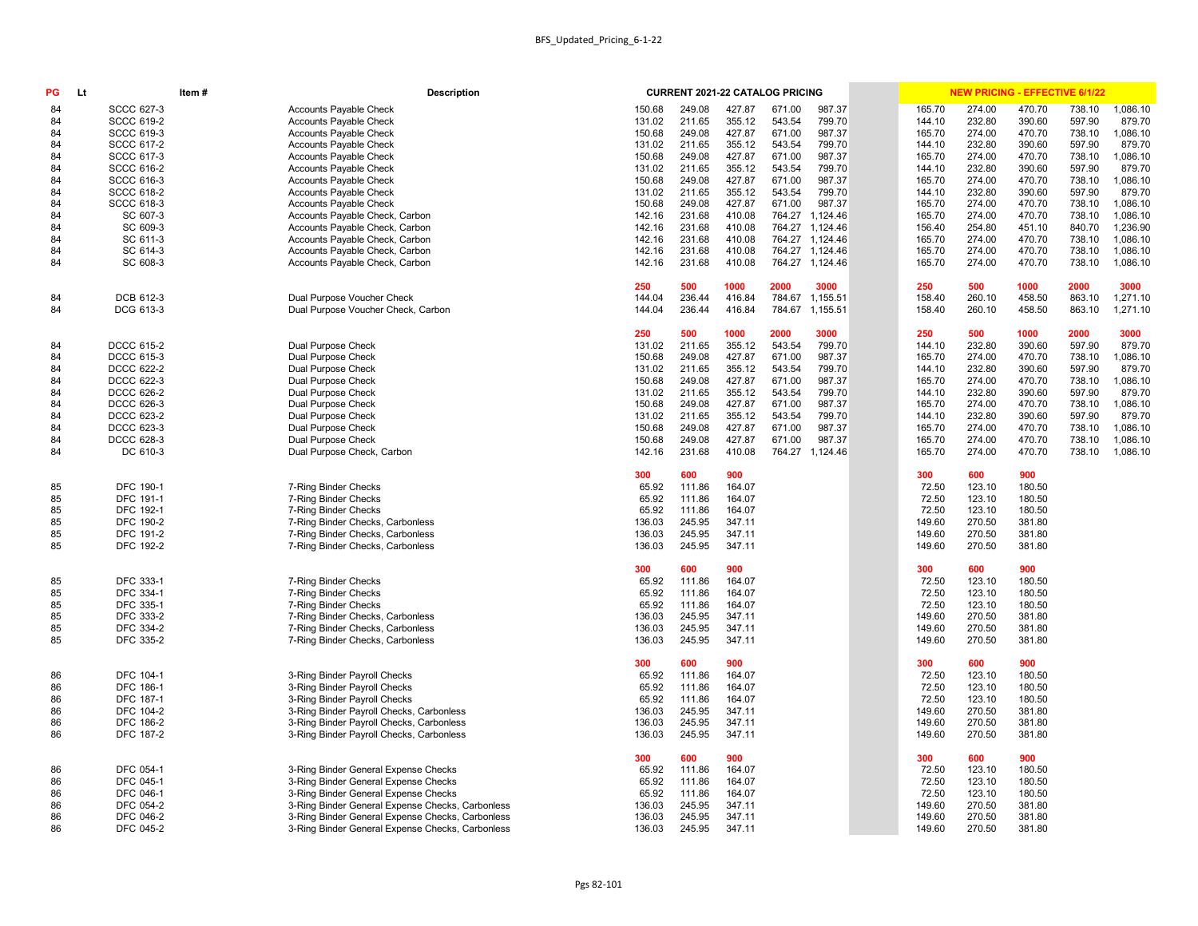| PG | Lt | Item # | Description | CURRENT 2021-22 CATALOG PRICING | | | | | NEW PRICING - EFFECTIVE 6/1/22 | | | | |
|---|---|---|---|---|---|---|---|---|---|---|---|---|---|
| 84 | | SCCC 627-3 | Accounts Payable Check | 150.68 | 249.08 | 427.87 | 671.00 | 987.37 | 165.70 | 274.00 | 470.70 | 738.10 | 1,086.10 |
| 84 | | SCCC 619-2 | Accounts Payable Check | 131.02 | 211.65 | 355.12 | 543.54 | 799.70 | 144.10 | 232.80 | 390.60 | 597.90 | 879.70 |
| 84 | | SCCC 619-3 | Accounts Payable Check | 150.68 | 249.08 | 427.87 | 671.00 | 987.37 | 165.70 | 274.00 | 470.70 | 738.10 | 1,086.10 |
| 84 | | SCCC 617-2 | Accounts Payable Check | 131.02 | 211.65 | 355.12 | 543.54 | 799.70 | 144.10 | 232.80 | 390.60 | 597.90 | 879.70 |
| 84 | | SCCC 617-3 | Accounts Payable Check | 150.68 | 249.08 | 427.87 | 671.00 | 987.37 | 165.70 | 274.00 | 470.70 | 738.10 | 1,086.10 |
| 84 | | SCCC 616-2 | Accounts Payable Check | 131.02 | 211.65 | 355.12 | 543.54 | 799.70 | 144.10 | 232.80 | 390.60 | 597.90 | 879.70 |
| 84 | | SCCC 616-3 | Accounts Payable Check | 150.68 | 249.08 | 427.87 | 671.00 | 987.37 | 165.70 | 274.00 | 470.70 | 738.10 | 1,086.10 |
| 84 | | SCCC 618-2 | Accounts Payable Check | 131.02 | 211.65 | 355.12 | 543.54 | 799.70 | 144.10 | 232.80 | 390.60 | 597.90 | 879.70 |
| 84 | | SCCC 618-3 | Accounts Payable Check | 150.68 | 249.08 | 427.87 | 671.00 | 987.37 | 165.70 | 274.00 | 470.70 | 738.10 | 1,086.10 |
| 84 | | SC 607-3 | Accounts Payable Check, Carbon | 142.16 | 231.68 | 410.08 | 764.27 | 1,124.46 | 165.70 | 274.00 | 470.70 | 738.10 | 1,086.10 |
| 84 | | SC 609-3 | Accounts Payable Check, Carbon | 142.16 | 231.68 | 410.08 | 764.27 | 1,124.46 | 156.40 | 254.80 | 451.10 | 840.70 | 1,236.90 |
| 84 | | SC 611-3 | Accounts Payable Check, Carbon | 142.16 | 231.68 | 410.08 | 764.27 | 1,124.46 | 165.70 | 274.00 | 470.70 | 738.10 | 1,086.10 |
| 84 | | SC 614-3 | Accounts Payable Check, Carbon | 142.16 | 231.68 | 410.08 | 764.27 | 1,124.46 | 165.70 | 274.00 | 470.70 | 738.10 | 1,086.10 |
| 84 | | SC 608-3 | Accounts Payable Check, Carbon | 142.16 | 231.68 | 410.08 | 764.27 | 1,124.46 | 165.70 | 274.00 | 470.70 | 738.10 | 1,086.10 |
| | | | | **250** | **500** | **1000** | **2000** | **3000** | **250** | **500** | **1000** | **2000** | **3000** |
| 84 | | DCB 612-3 | Dual Purpose Voucher Check | 144.04 | 236.44 | 416.84 | 784.67 | 1,155.51 | 158.40 | 260.10 | 458.50 | 863.10 | 1,271.10 |
| 84 | | DCG 613-3 | Dual Purpose Voucher Check, Carbon | 144.04 | 236.44 | 416.84 | 784.67 | 1,155.51 | 158.40 | 260.10 | 458.50 | 863.10 | 1,271.10 |
| | | | | **250** | **500** | **1000** | **2000** | **3000** | **250** | **500** | **1000** | **2000** | **3000** |
| 84 | | DCCC 615-2 | Dual Purpose Check | 131.02 | 211.65 | 355.12 | 543.54 | 799.70 | 144.10 | 232.80 | 390.60 | 597.90 | 879.70 |
| 84 | | DCCC 615-3 | Dual Purpose Check | 150.68 | 249.08 | 427.87 | 671.00 | 987.37 | 165.70 | 274.00 | 470.70 | 738.10 | 1,086.10 |
| 84 | | DCCC 622-2 | Dual Purpose Check | 131.02 | 211.65 | 355.12 | 543.54 | 799.70 | 144.10 | 232.80 | 390.60 | 597.90 | 879.70 |
| 84 | | DCCC 622-3 | Dual Purpose Check | 150.68 | 249.08 | 427.87 | 671.00 | 987.37 | 165.70 | 274.00 | 470.70 | 738.10 | 1,086.10 |
| 84 | | DCCC 626-2 | Dual Purpose Check | 131.02 | 211.65 | 355.12 | 543.54 | 799.70 | 144.10 | 232.80 | 390.60 | 597.90 | 879.70 |
| 84 | | DCCC 626-3 | Dual Purpose Check | 150.68 | 249.08 | 427.87 | 671.00 | 987.37 | 165.70 | 274.00 | 470.70 | 738.10 | 1,086.10 |
| 84 | | DCCC 623-2 | Dual Purpose Check | 131.02 | 211.65 | 355.12 | 543.54 | 799.70 | 144.10 | 232.80 | 390.60 | 597.90 | 879.70 |
| 84 | | DCCC 623-3 | Dual Purpose Check | 150.68 | 249.08 | 427.87 | 671.00 | 987.37 | 165.70 | 274.00 | 470.70 | 738.10 | 1,086.10 |
| 84 | | DCCC 628-3 | Dual Purpose Check | 150.68 | 249.08 | 427.87 | 671.00 | 987.37 | 165.70 | 274.00 | 470.70 | 738.10 | 1,086.10 |
| 84 | | DC 610-3 | Dual Purpose Check, Carbon | 142.16 | 231.68 | 410.08 | 764.27 | 1,124.46 | 165.70 | 274.00 | 470.70 | 738.10 | 1,086.10 |
| | | | | **300** | **600** | **900** | | | **300** | **600** | **900** | | |
| 85 | | DFC 190-1 | 7-Ring Binder Checks | 65.92 | 111.86 | 164.07 | | | 72.50 | 123.10 | 180.50 | | |
| 85 | | DFC 191-1 | 7-Ring Binder Checks | 65.92 | 111.86 | 164.07 | | | 72.50 | 123.10 | 180.50 | | |
| 85 | | DFC 192-1 | 7-Ring Binder Checks | 65.92 | 111.86 | 164.07 | | | 72.50 | 123.10 | 180.50 | | |
| 85 | | DFC 190-2 | 7-Ring Binder Checks, Carbonless | 136.03 | 245.95 | 347.11 | | | 149.60 | 270.50 | 381.80 | | |
| 85 | | DFC 191-2 | 7-Ring Binder Checks, Carbonless | 136.03 | 245.95 | 347.11 | | | 149.60 | 270.50 | 381.80 | | |
| 85 | | DFC 192-2 | 7-Ring Binder Checks, Carbonless | 136.03 | 245.95 | 347.11 | | | 149.60 | 270.50 | 381.80 | | |
| | | | | **300** | **600** | **900** | | | **300** | **600** | **900** | | |
| 85 | | DFC 333-1 | 7-Ring Binder Checks | 65.92 | 111.86 | 164.07 | | | 72.50 | 123.10 | 180.50 | | |
| 85 | | DFC 334-1 | 7-Ring Binder Checks | 65.92 | 111.86 | 164.07 | | | 72.50 | 123.10 | 180.50 | | |
| 85 | | DFC 335-1 | 7-Ring Binder Checks | 65.92 | 111.86 | 164.07 | | | 72.50 | 123.10 | 180.50 | | |
| 85 | | DFC 333-2 | 7-Ring Binder Checks, Carbonless | 136.03 | 245.95 | 347.11 | | | 149.60 | 270.50 | 381.80 | | |
| 85 | | DFC 334-2 | 7-Ring Binder Checks, Carbonless | 136.03 | 245.95 | 347.11 | | | 149.60 | 270.50 | 381.80 | | |
| 85 | | DFC 335-2 | 7-Ring Binder Checks, Carbonless | 136.03 | 245.95 | 347.11 | | | 149.60 | 270.50 | 381.80 | | |
| | | | | **300** | **600** | **900** | | | **300** | **600** | **900** | | |
| 86 | | DFC 104-1 | 3-Ring Binder Payroll Checks | 65.92 | 111.86 | 164.07 | | | 72.50 | 123.10 | 180.50 | | |
| 86 | | DFC 186-1 | 3-Ring Binder Payroll Checks | 65.92 | 111.86 | 164.07 | | | 72.50 | 123.10 | 180.50 | | |
| 86 | | DFC 187-1 | 3-Ring Binder Payroll Checks | 65.92 | 111.86 | 164.07 | | | 72.50 | 123.10 | 180.50 | | |
| 86 | | DFC 104-2 | 3-Ring Binder Payroll Checks, Carbonless | 136.03 | 245.95 | 347.11 | | | 149.60 | 270.50 | 381.80 | | |
| 86 | | DFC 186-2 | 3-Ring Binder Payroll Checks, Carbonless | 136.03 | 245.95 | 347.11 | | | 149.60 | 270.50 | 381.80 | | |
| 86 | | DFC 187-2 | 3-Ring Binder Payroll Checks, Carbonless | 136.03 | 245.95 | 347.11 | | | 149.60 | 270.50 | 381.80 | | |
| | | | | **300** | **600** | **900** | | | **300** | **600** | **900** | | |
| 86 | | DFC 054-1 | 3-Ring Binder General Expense Checks | 65.92 | 111.86 | 164.07 | | | 72.50 | 123.10 | 180.50 | | |
| 86 | | DFC 045-1 | 3-Ring Binder General Expense Checks | 65.92 | 111.86 | 164.07 | | | 72.50 | 123.10 | 180.50 | | |
| 86 | | DFC 046-1 | 3-Ring Binder General Expense Checks | 65.92 | 111.86 | 164.07 | | | 72.50 | 123.10 | 180.50 | | |
| 86 | | DFC 054-2 | 3-Ring Binder General Expense Checks, Carbonless | 136.03 | 245.95 | 347.11 | | | 149.60 | 270.50 | 381.80 | | |
| 86 | | DFC 046-2 | 3-Ring Binder General Expense Checks, Carbonless | 136.03 | 245.95 | 347.11 | | | 149.60 | 270.50 | 381.80 | | |
| 86 | | DFC 045-2 | 3-Ring Binder General Expense Checks, Carbonless | 136.03 | 245.95 | 347.11 | | | 149.60 | 270.50 | 381.80 | | |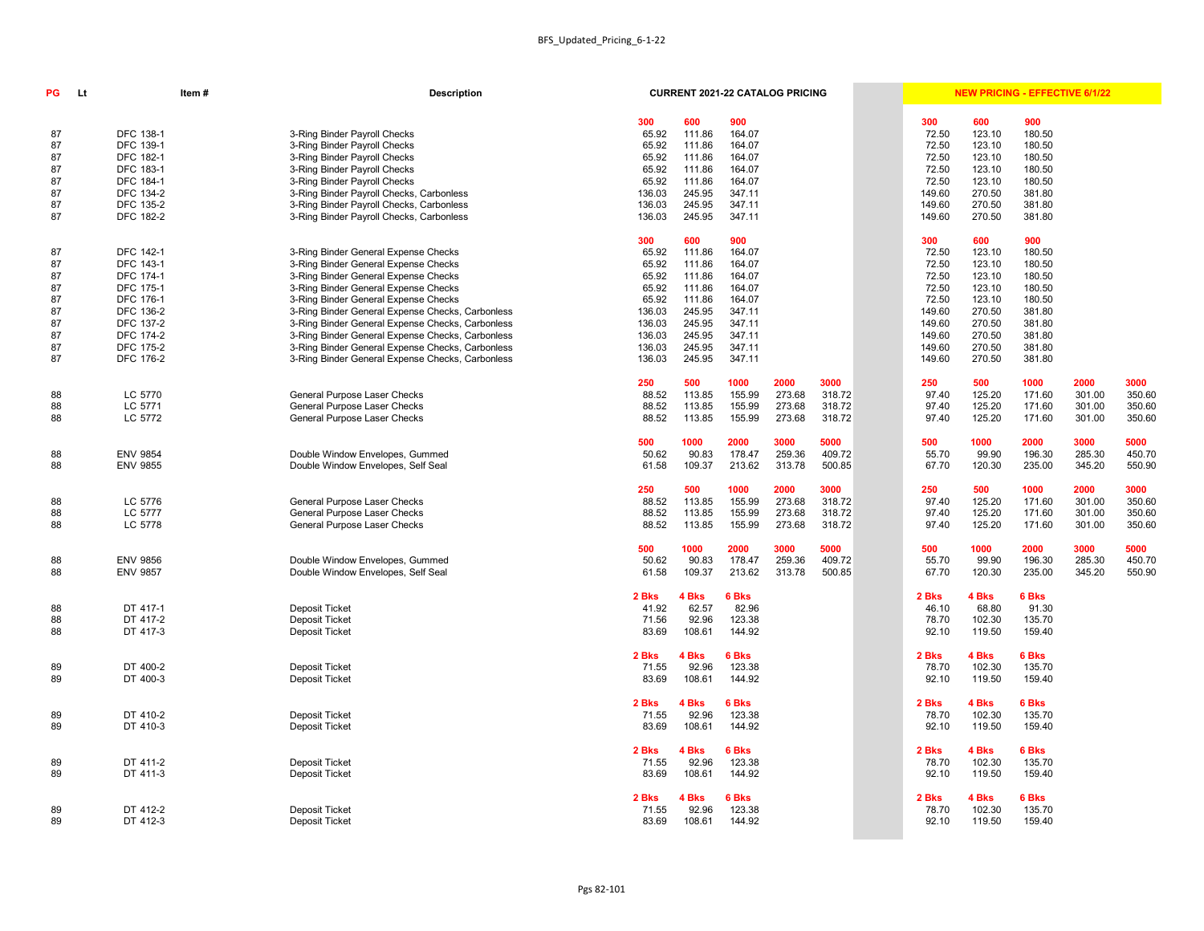| PG | Lt | Item # | Description | CURRENT 2021-22 CATALOG PRICING | | | | | NEW PRICING - EFFECTIVE 6/1/22 | | | | |
|---|---|---|---|---|---|---|---|---|---|---|---|---|---|
| | | | | 300 | 600 | 900 | | | 300 | 600 | 900 | | |
| 87 | | DFC 138-1 | 3-Ring Binder Payroll Checks | 65.92 | 111.86 | 164.07 | | | 72.50 | 123.10 | 180.50 | | |
| 87 | | DFC 139-1 | 3-Ring Binder Payroll Checks | 65.92 | 111.86 | 164.07 | | | 72.50 | 123.10 | 180.50 | | |
| 87 | | DFC 182-1 | 3-Ring Binder Payroll Checks | 65.92 | 111.86 | 164.07 | | | 72.50 | 123.10 | 180.50 | | |
| 87 | | DFC 183-1 | 3-Ring Binder Payroll Checks | 65.92 | 111.86 | 164.07 | | | 72.50 | 123.10 | 180.50 | | |
| 87 | | DFC 184-1 | 3-Ring Binder Payroll Checks | 65.92 | 111.86 | 164.07 | | | 72.50 | 123.10 | 180.50 | | |
| 87 | | DFC 134-2 | 3-Ring Binder Payroll Checks, Carbonless | 136.03 | 245.95 | 347.11 | | | 149.60 | 270.50 | 381.80 | | |
| 87 | | DFC 135-2 | 3-Ring Binder Payroll Checks, Carbonless | 136.03 | 245.95 | 347.11 | | | 149.60 | 270.50 | 381.80 | | |
| 87 | | DFC 182-2 | 3-Ring Binder Payroll Checks, Carbonless | 136.03 | 245.95 | 347.11 | | | 149.60 | 270.50 | 381.80 | | |
| | | | | 300 | 600 | 900 | | | 300 | 600 | 900 | | |
| 87 | | DFC 142-1 | 3-Ring Binder General Expense Checks | 65.92 | 111.86 | 164.07 | | | 72.50 | 123.10 | 180.50 | | |
| 87 | | DFC 143-1 | 3-Ring Binder General Expense Checks | 65.92 | 111.86 | 164.07 | | | 72.50 | 123.10 | 180.50 | | |
| 87 | | DFC 174-1 | 3-Ring Binder General Expense Checks | 65.92 | 111.86 | 164.07 | | | 72.50 | 123.10 | 180.50 | | |
| 87 | | DFC 175-1 | 3-Ring Binder General Expense Checks | 65.92 | 111.86 | 164.07 | | | 72.50 | 123.10 | 180.50 | | |
| 87 | | DFC 176-1 | 3-Ring Binder General Expense Checks | 65.92 | 111.86 | 164.07 | | | 72.50 | 123.10 | 180.50 | | |
| 87 | | DFC 136-2 | 3-Ring Binder General Expense Checks, Carbonless | 136.03 | 245.95 | 347.11 | | | 149.60 | 270.50 | 381.80 | | |
| 87 | | DFC 137-2 | 3-Ring Binder General Expense Checks, Carbonless | 136.03 | 245.95 | 347.11 | | | 149.60 | 270.50 | 381.80 | | |
| 87 | | DFC 174-2 | 3-Ring Binder General Expense Checks, Carbonless | 136.03 | 245.95 | 347.11 | | | 149.60 | 270.50 | 381.80 | | |
| 87 | | DFC 175-2 | 3-Ring Binder General Expense Checks, Carbonless | 136.03 | 245.95 | 347.11 | | | 149.60 | 270.50 | 381.80 | | |
| 87 | | DFC 176-2 | 3-Ring Binder General Expense Checks, Carbonless | 136.03 | 245.95 | 347.11 | | | 149.60 | 270.50 | 381.80 | | |
| | | | | 250 | 500 | 1000 | 2000 | 3000 | 250 | 500 | 1000 | 2000 | 3000 |
| 88 | | LC 5770 | General Purpose Laser Checks | 88.52 | 113.85 | 155.99 | 273.68 | 318.72 | 97.40 | 125.20 | 171.60 | 301.00 | 350.60 |
| 88 | | LC 5771 | General Purpose Laser Checks | 88.52 | 113.85 | 155.99 | 273.68 | 318.72 | 97.40 | 125.20 | 171.60 | 301.00 | 350.60 |
| 88 | | LC 5772 | General Purpose Laser Checks | 88.52 | 113.85 | 155.99 | 273.68 | 318.72 | 97.40 | 125.20 | 171.60 | 301.00 | 350.60 |
| | | | | 500 | 1000 | 2000 | 3000 | 5000 | 500 | 1000 | 2000 | 3000 | 5000 |
| 88 | | ENV 9854 | Double Window Envelopes, Gummed | 50.62 | 90.83 | 178.47 | 259.36 | 409.72 | 55.70 | 99.90 | 196.30 | 285.30 | 450.70 |
| 88 | | ENV 9855 | Double Window Envelopes, Self Seal | 61.58 | 109.37 | 213.62 | 313.78 | 500.85 | 67.70 | 120.30 | 235.00 | 345.20 | 550.90 |
| | | | | 250 | 500 | 1000 | 2000 | 3000 | 250 | 500 | 1000 | 2000 | 3000 |
| 88 | | LC 5776 | General Purpose Laser Checks | 88.52 | 113.85 | 155.99 | 273.68 | 318.72 | 97.40 | 125.20 | 171.60 | 301.00 | 350.60 |
| 88 | | LC 5777 | General Purpose Laser Checks | 88.52 | 113.85 | 155.99 | 273.68 | 318.72 | 97.40 | 125.20 | 171.60 | 301.00 | 350.60 |
| 88 | | LC 5778 | General Purpose Laser Checks | 88.52 | 113.85 | 155.99 | 273.68 | 318.72 | 97.40 | 125.20 | 171.60 | 301.00 | 350.60 |
| | | | | 500 | 1000 | 2000 | 3000 | 5000 | 500 | 1000 | 2000 | 3000 | 5000 |
| 88 | | ENV 9856 | Double Window Envelopes, Gummed | 50.62 | 90.83 | 178.47 | 259.36 | 409.72 | 55.70 | 99.90 | 196.30 | 285.30 | 450.70 |
| 88 | | ENV 9857 | Double Window Envelopes, Self Seal | 61.58 | 109.37 | 213.62 | 313.78 | 500.85 | 67.70 | 120.30 | 235.00 | 345.20 | 550.90 |
| | | | | 2 Bks | 4 Bks | 6 Bks | | | 2 Bks | 4 Bks | 6 Bks | | |
| 88 | | DT 417-1 | Deposit Ticket | 41.92 | 62.57 | 82.96 | | | 46.10 | 68.80 | 91.30 | | |
| 88 | | DT 417-2 | Deposit Ticket | 71.56 | 92.96 | 123.38 | | | 78.70 | 102.30 | 135.70 | | |
| 88 | | DT 417-3 | Deposit Ticket | 83.69 | 108.61 | 144.92 | | | 92.10 | 119.50 | 159.40 | | |
| | | | | 2 Bks | 4 Bks | 6 Bks | | | 2 Bks | 4 Bks | 6 Bks | | |
| 89 | | DT 400-2 | Deposit Ticket | 71.55 | 92.96 | 123.38 | | | 78.70 | 102.30 | 135.70 | | |
| 89 | | DT 400-3 | Deposit Ticket | 83.69 | 108.61 | 144.92 | | | 92.10 | 119.50 | 159.40 | | |
| | | | | 2 Bks | 4 Bks | 6 Bks | | | 2 Bks | 4 Bks | 6 Bks | | |
| 89 | | DT 410-2 | Deposit Ticket | 71.55 | 92.96 | 123.38 | | | 78.70 | 102.30 | 135.70 | | |
| 89 | | DT 410-3 | Deposit Ticket | 83.69 | 108.61 | 144.92 | | | 92.10 | 119.50 | 159.40 | | |
| | | | | 2 Bks | 4 Bks | 6 Bks | | | 2 Bks | 4 Bks | 6 Bks | | |
| 89 | | DT 411-2 | Deposit Ticket | 71.55 | 92.96 | 123.38 | | | 78.70 | 102.30 | 135.70 | | |
| 89 | | DT 411-3 | Deposit Ticket | 83.69 | 108.61 | 144.92 | | | 92.10 | 119.50 | 159.40 | | |
| | | | | 2 Bks | 4 Bks | 6 Bks | | | 2 Bks | 4 Bks | 6 Bks | | |
| 89 | | DT 412-2 | Deposit Ticket | 71.55 | 92.96 | 123.38 | | | 78.70 | 102.30 | 135.70 | | |
| 89 | | DT 412-3 | Deposit Ticket | 83.69 | 108.61 | 144.92 | | | 92.10 | 119.50 | 159.40 | | |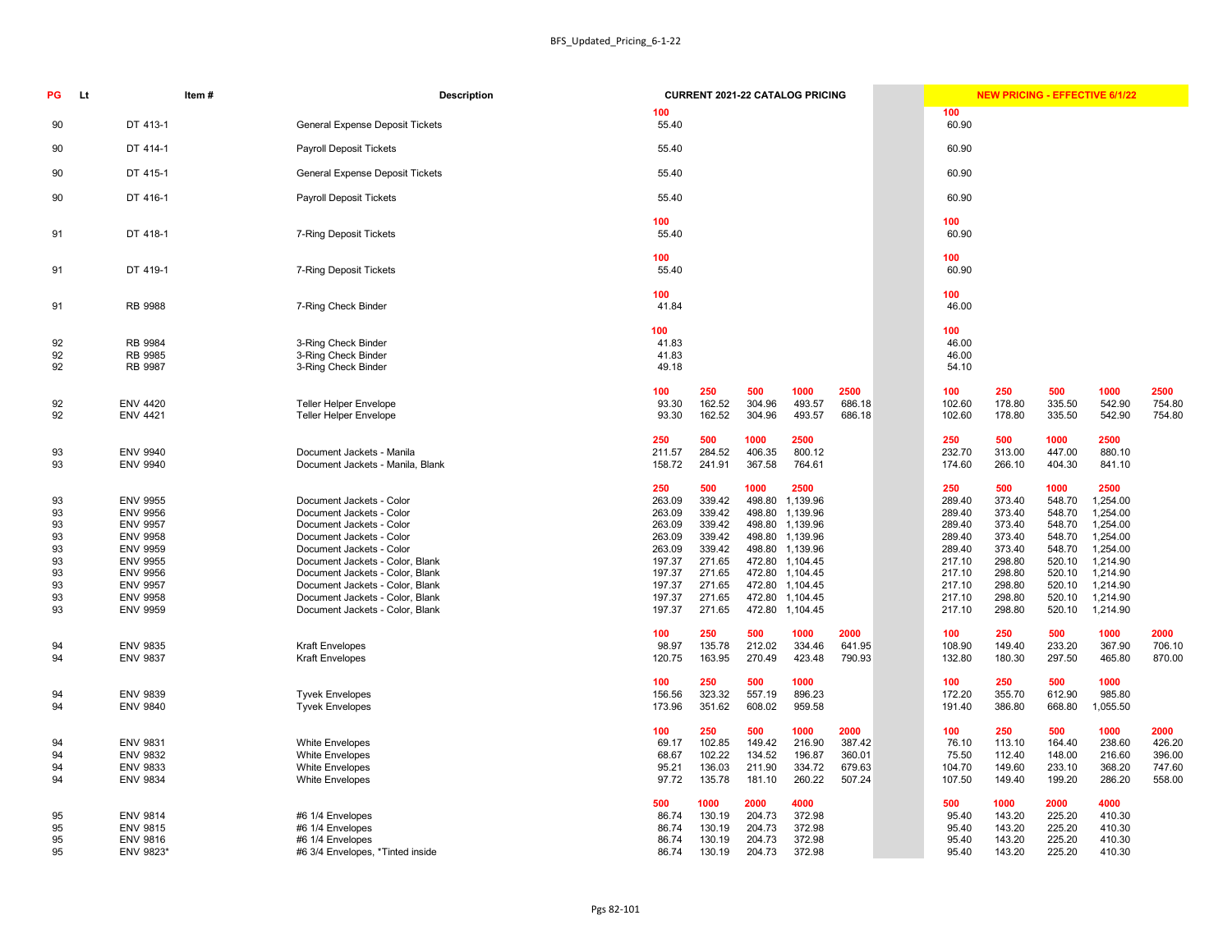| PG | Lt | Item # | Description | CURRENT 2021-22 CATALOG PRICING | | | | | NEW PRICING - EFFECTIVE 6/1/22 | | | | |
|---|---|---|---|---|---|---|---|---|---|---|---|---|---|
| | | | | 100 | | | | | 100 | | | | |
| 90 | | DT 413-1 | General Expense Deposit Tickets | 55.40 | | | | | 60.90 | | | | |
| 90 | | DT 414-1 | Payroll Deposit Tickets | 55.40 | | | | | 60.90 | | | | |
| 90 | | DT 415-1 | General Expense Deposit Tickets | 55.40 | | | | | 60.90 | | | | |
| 90 | | DT 416-1 | Payroll Deposit Tickets | 55.40 | | | | | 60.90 | | | | |
| | | | | 100 | | | | | 100 | | | | |
| 91 | | DT 418-1 | 7-Ring Deposit Tickets | 55.40 | | | | | 60.90 | | | | |
| | | | | 100 | | | | | 100 | | | | |
| 91 | | DT 419-1 | 7-Ring Deposit Tickets | 55.40 | | | | | 60.90 | | | | |
| | | | | 100 | | | | | 100 | | | | |
| 91 | | RB 9988 | 7-Ring Check Binder | 41.84 | | | | | 46.00 | | | | |
| | | | | 100 | | | | | 100 | | | | |
| 92 | | RB 9984 | 3-Ring Check Binder | 41.83 | | | | | 46.00 | | | | |
| 92 | | RB 9985 | 3-Ring Check Binder | 41.83 | | | | | 46.00 | | | | |
| 92 | | RB 9987 | 3-Ring Check Binder | 49.18 | | | | | 54.10 | | | | |
| | | | | 100 | 250 | 500 | 1000 | 2500 | 100 | 250 | 500 | 1000 | 2500 |
| 92 | | ENV 4420 | Teller Helper Envelope | 93.30 | 162.52 | 304.96 | 493.57 | 686.18 | 102.60 | 178.80 | 335.50 | 542.90 | 754.80 |
| 92 | | ENV 4421 | Teller Helper Envelope | 93.30 | 162.52 | 304.96 | 493.57 | 686.18 | 102.60 | 178.80 | 335.50 | 542.90 | 754.80 |
| | | | | 250 | 500 | 1000 | 2500 | | 250 | 500 | 1000 | 2500 | |
| 93 | | ENV 9940 | Document Jackets - Manila | 211.57 | 284.52 | 406.35 | 800.12 | | 232.70 | 313.00 | 447.00 | 880.10 | |
| 93 | | ENV 9940 | Document Jackets - Manila, Blank | 158.72 | 241.91 | 367.58 | 764.61 | | 174.60 | 266.10 | 404.30 | 841.10 | |
| | | | | 250 | 500 | 1000 | 2500 | | 250 | 500 | 1000 | 2500 | |
| 93 | | ENV 9955 | Document Jackets - Color | 263.09 | 339.42 | 498.80 | 1,139.96 | | 289.40 | 373.40 | 548.70 | 1,254.00 | |
| 93 | | ENV 9956 | Document Jackets - Color | 263.09 | 339.42 | 498.80 | 1,139.96 | | 289.40 | 373.40 | 548.70 | 1,254.00 | |
| 93 | | ENV 9957 | Document Jackets - Color | 263.09 | 339.42 | 498.80 | 1,139.96 | | 289.40 | 373.40 | 548.70 | 1,254.00 | |
| 93 | | ENV 9958 | Document Jackets - Color | 263.09 | 339.42 | 498.80 | 1,139.96 | | 289.40 | 373.40 | 548.70 | 1,254.00 | |
| 93 | | ENV 9959 | Document Jackets - Color | 263.09 | 339.42 | 498.80 | 1,139.96 | | 289.40 | 373.40 | 548.70 | 1,254.00 | |
| 93 | | ENV 9955 | Document Jackets - Color, Blank | 197.37 | 271.65 | 472.80 | 1,104.45 | | 217.10 | 298.80 | 520.10 | 1,214.90 | |
| 93 | | ENV 9956 | Document Jackets - Color, Blank | 197.37 | 271.65 | 472.80 | 1,104.45 | | 217.10 | 298.80 | 520.10 | 1,214.90 | |
| 93 | | ENV 9957 | Document Jackets - Color, Blank | 197.37 | 271.65 | 472.80 | 1,104.45 | | 217.10 | 298.80 | 520.10 | 1,214.90 | |
| 93 | | ENV 9958 | Document Jackets - Color, Blank | 197.37 | 271.65 | 472.80 | 1,104.45 | | 217.10 | 298.80 | 520.10 | 1,214.90 | |
| 93 | | ENV 9959 | Document Jackets - Color, Blank | 197.37 | 271.65 | 472.80 | 1,104.45 | | 217.10 | 298.80 | 520.10 | 1,214.90 | |
| | | | | 100 | 250 | 500 | 1000 | 2000 | 100 | 250 | 500 | 1000 | 2000 |
| 94 | | ENV 9835 | Kraft Envelopes | 98.97 | 135.78 | 212.02 | 334.46 | 641.95 | 108.90 | 149.40 | 233.20 | 367.90 | 706.10 |
| 94 | | ENV 9837 | Kraft Envelopes | 120.75 | 163.95 | 270.49 | 423.48 | 790.93 | 132.80 | 180.30 | 297.50 | 465.80 | 870.00 |
| | | | | 100 | 250 | 500 | 1000 | | 100 | 250 | 500 | 1000 | |
| 94 | | ENV 9839 | Tyvek Envelopes | 156.56 | 323.32 | 557.19 | 896.23 | | 172.20 | 355.70 | 612.90 | 985.80 | |
| 94 | | ENV 9840 | Tyvek Envelopes | 173.96 | 351.62 | 608.02 | 959.58 | | 191.40 | 386.80 | 668.80 | 1,055.50 | |
| | | | | 100 | 250 | 500 | 1000 | 2000 | 100 | 250 | 500 | 1000 | 2000 |
| 94 | | ENV 9831 | White Envelopes | 69.17 | 102.85 | 149.42 | 216.90 | 387.42 | 76.10 | 113.10 | 164.40 | 238.60 | 426.20 |
| 94 | | ENV 9832 | White Envelopes | 68.67 | 102.22 | 134.52 | 196.87 | 360.01 | 75.50 | 112.40 | 148.00 | 216.60 | 396.00 |
| 94 | | ENV 9833 | White Envelopes | 95.21 | 136.03 | 211.90 | 334.72 | 679.63 | 104.70 | 149.60 | 233.10 | 368.20 | 747.60 |
| 94 | | ENV 9834 | White Envelopes | 97.72 | 135.78 | 181.10 | 260.22 | 507.24 | 107.50 | 149.40 | 199.20 | 286.20 | 558.00 |
| | | | | 500 | 1000 | 2000 | 4000 | | 500 | 1000 | 2000 | 4000 | |
| 95 | | ENV 9814 | #6 1/4 Envelopes | 86.74 | 130.19 | 204.73 | 372.98 | | 95.40 | 143.20 | 225.20 | 410.30 | |
| 95 | | ENV 9815 | #6 1/4 Envelopes | 86.74 | 130.19 | 204.73 | 372.98 | | 95.40 | 143.20 | 225.20 | 410.30 | |
| 95 | | ENV 9816 | #6 1/4 Envelopes | 86.74 | 130.19 | 204.73 | 372.98 | | 95.40 | 143.20 | 225.20 | 410.30 | |
| 95 | | ENV 9823* | #6 3/4 Envelopes, *Tinted inside | 86.74 | 130.19 | 204.73 | 372.98 | | 95.40 | 143.20 | 225.20 | 410.30 | |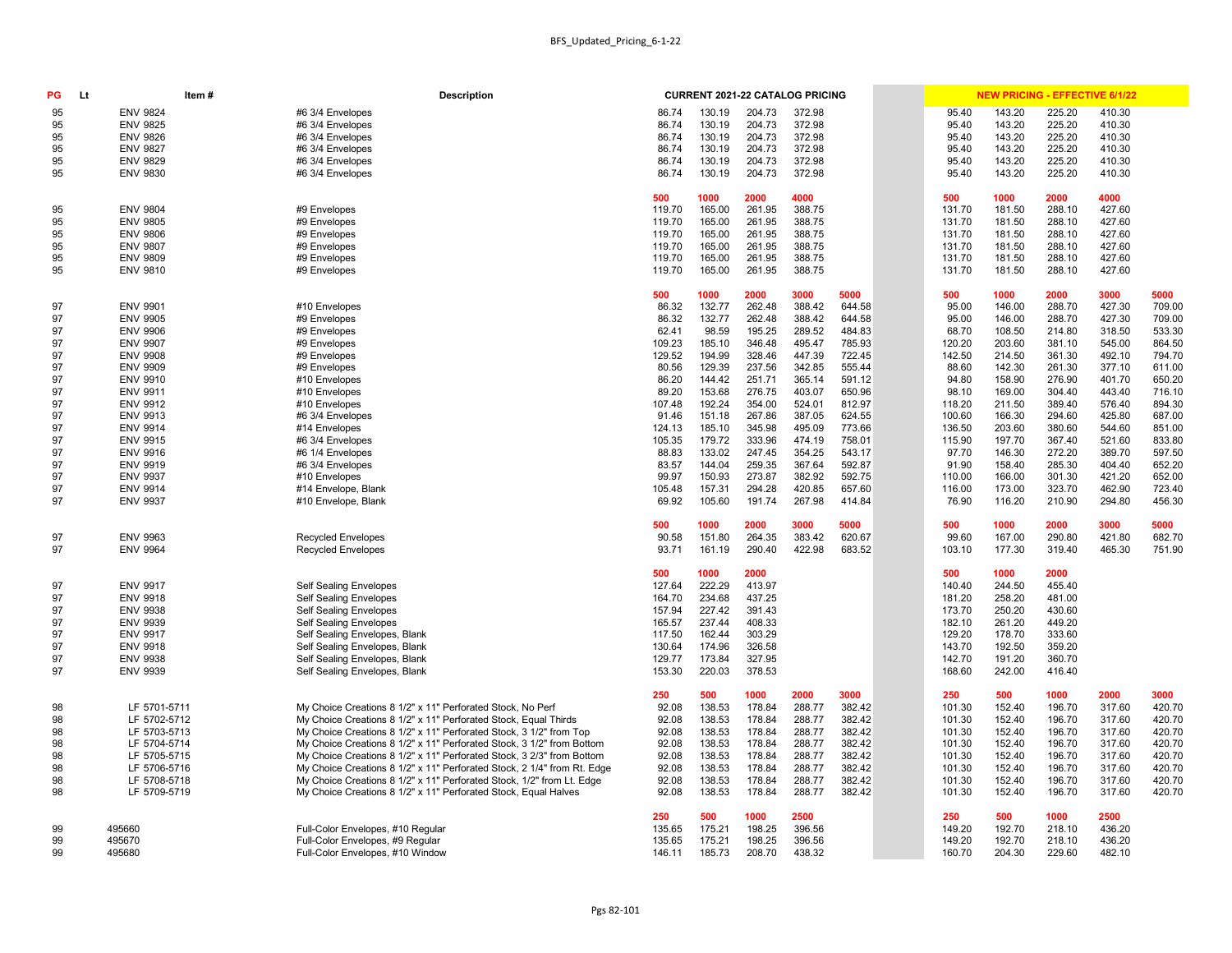| PG | Lt | Item # | Description | CURRENT 2021-22 CATALOG PRICING | | | | | | NEW PRICING - EFFECTIVE 6/1/22 | | | | |
|---|---|---|---|---|---|---|---|---|---|---|---|---|---|---|
| 95 | | ENV 9824 | #6 3/4 Envelopes | 86.74 | 130.19 | 204.73 | 372.98 | | | 95.40 | 143.20 | 225.20 | 410.30 | |
| 95 | | ENV 9825 | #6 3/4 Envelopes | 86.74 | 130.19 | 204.73 | 372.98 | | | 95.40 | 143.20 | 225.20 | 410.30 | |
| 95 | | ENV 9826 | #6 3/4 Envelopes | 86.74 | 130.19 | 204.73 | 372.98 | | | 95.40 | 143.20 | 225.20 | 410.30 | |
| 95 | | ENV 9827 | #6 3/4 Envelopes | 86.74 | 130.19 | 204.73 | 372.98 | | | 95.40 | 143.20 | 225.20 | 410.30 | |
| 95 | | ENV 9829 | #6 3/4 Envelopes | 86.74 | 130.19 | 204.73 | 372.98 | | | 95.40 | 143.20 | 225.20 | 410.30 | |
| 95 | | ENV 9830 | #6 3/4 Envelopes | 86.74 | 130.19 | 204.73 | 372.98 | | | 95.40 | 143.20 | 225.20 | 410.30 | |
| | | | | 500 | 1000 | 2000 | 4000 | | | 500 | 1000 | 2000 | 4000 | |
| 95 | | ENV 9804 | #9 Envelopes | 119.70 | 165.00 | 261.95 | 388.75 | | | 131.70 | 181.50 | 288.10 | 427.60 | |
| 95 | | ENV 9805 | #9 Envelopes | 119.70 | 165.00 | 261.95 | 388.75 | | | 131.70 | 181.50 | 288.10 | 427.60 | |
| 95 | | ENV 9806 | #9 Envelopes | 119.70 | 165.00 | 261.95 | 388.75 | | | 131.70 | 181.50 | 288.10 | 427.60 | |
| 95 | | ENV 9807 | #9 Envelopes | 119.70 | 165.00 | 261.95 | 388.75 | | | 131.70 | 181.50 | 288.10 | 427.60 | |
| 95 | | ENV 9809 | #9 Envelopes | 119.70 | 165.00 | 261.95 | 388.75 | | | 131.70 | 181.50 | 288.10 | 427.60 | |
| 95 | | ENV 9810 | #9 Envelopes | 119.70 | 165.00 | 261.95 | 388.75 | | | 131.70 | 181.50 | 288.10 | 427.60 | |
| | | | | 500 | 1000 | 2000 | 3000 | 5000 | | 500 | 1000 | 2000 | 3000 | 5000 |
| 97 | | ENV 9901 | #10 Envelopes | 86.32 | 132.77 | 262.48 | 388.42 | 644.58 | | 95.00 | 146.00 | 288.70 | 427.30 | 709.00 |
| 97 | | ENV 9905 | #9 Envelopes | 86.32 | 132.77 | 262.48 | 388.42 | 644.58 | | 95.00 | 146.00 | 288.70 | 427.30 | 709.00 |
| 97 | | ENV 9906 | #9 Envelopes | 62.41 | 98.59 | 195.25 | 289.52 | 484.83 | | 68.70 | 108.50 | 214.80 | 318.50 | 533.30 |
| 97 | | ENV 9907 | #9 Envelopes | 109.23 | 185.10 | 346.48 | 495.47 | 785.93 | | 120.20 | 203.60 | 381.10 | 545.00 | 864.50 |
| 97 | | ENV 9908 | #9 Envelopes | 129.52 | 194.99 | 328.46 | 447.39 | 722.45 | | 142.50 | 214.50 | 361.30 | 492.10 | 794.70 |
| 97 | | ENV 9909 | #9 Envelopes | 80.56 | 129.39 | 237.56 | 342.85 | 555.44 | | 88.60 | 142.30 | 261.30 | 377.10 | 611.00 |
| 97 | | ENV 9910 | #10 Envelopes | 86.20 | 144.42 | 251.71 | 365.14 | 591.12 | | 94.80 | 158.90 | 276.90 | 401.70 | 650.20 |
| 97 | | ENV 9911 | #10 Envelopes | 89.20 | 153.68 | 276.75 | 403.07 | 650.96 | | 98.10 | 169.00 | 304.40 | 443.40 | 716.10 |
| 97 | | ENV 9912 | #10 Envelopes | 107.48 | 192.24 | 354.00 | 524.01 | 812.97 | | 118.20 | 211.50 | 389.40 | 576.40 | 894.30 |
| 97 | | ENV 9913 | #6 3/4 Envelopes | 91.46 | 151.18 | 267.86 | 387.05 | 624.55 | | 100.60 | 166.30 | 294.60 | 425.80 | 687.00 |
| 97 | | ENV 9914 | #14 Envelopes | 124.13 | 185.10 | 345.98 | 495.09 | 773.66 | | 136.50 | 203.60 | 380.60 | 544.60 | 851.00 |
| 97 | | ENV 9915 | #6 3/4 Envelopes | 105.35 | 179.72 | 333.96 | 474.19 | 758.01 | | 115.90 | 197.70 | 367.40 | 521.60 | 833.80 |
| 97 | | ENV 9916 | #6 1/4 Envelopes | 88.83 | 133.02 | 247.45 | 354.25 | 543.17 | | 97.70 | 146.30 | 272.20 | 389.70 | 597.50 |
| 97 | | ENV 9919 | #6 3/4 Envelopes | 83.57 | 144.04 | 259.35 | 367.64 | 592.87 | | 91.90 | 158.40 | 285.30 | 404.40 | 652.20 |
| 97 | | ENV 9937 | #10 Envelopes | 99.97 | 150.93 | 273.87 | 382.92 | 592.75 | | 110.00 | 166.00 | 301.30 | 421.20 | 652.00 |
| 97 | | ENV 9914 | #14 Envelope, Blank | 105.48 | 157.31 | 294.28 | 420.85 | 657.60 | | 116.00 | 173.00 | 323.70 | 462.90 | 723.40 |
| 97 | | ENV 9937 | #10 Envelope, Blank | 69.92 | 105.60 | 191.74 | 267.98 | 414.84 | | 76.90 | 116.20 | 210.90 | 294.80 | 456.30 |
| | | | | 500 | 1000 | 2000 | 3000 | 5000 | | 500 | 1000 | 2000 | 3000 | 5000 |
| 97 | | ENV 9963 | Recycled Envelopes | 90.58 | 151.80 | 264.35 | 383.42 | 620.67 | | 99.60 | 167.00 | 290.80 | 421.80 | 682.70 |
| 97 | | ENV 9964 | Recycled Envelopes | 93.71 | 161.19 | 290.40 | 422.98 | 683.52 | | 103.10 | 177.30 | 319.40 | 465.30 | 751.90 |
| | | | | 500 | 1000 | 2000 | | | | 500 | 1000 | 2000 | | |
| 97 | | ENV 9917 | Self Sealing Envelopes | 127.64 | 222.29 | 413.97 | | | | 140.40 | 244.50 | 455.40 | | |
| 97 | | ENV 9918 | Self Sealing Envelopes | 164.70 | 234.68 | 437.25 | | | | 181.20 | 258.20 | 481.00 | | |
| 97 | | ENV 9938 | Self Sealing Envelopes | 157.94 | 227.42 | 391.43 | | | | 173.70 | 250.20 | 430.60 | | |
| 97 | | ENV 9939 | Self Sealing Envelopes | 165.57 | 237.44 | 408.33 | | | | 182.10 | 261.20 | 449.20 | | |
| 97 | | ENV 9917 | Self Sealing Envelopes, Blank | 117.50 | 162.44 | 303.29 | | | | 129.20 | 178.70 | 333.60 | | |
| 97 | | ENV 9918 | Self Sealing Envelopes, Blank | 130.64 | 174.96 | 326.58 | | | | 143.70 | 192.50 | 359.20 | | |
| 97 | | ENV 9938 | Self Sealing Envelopes, Blank | 129.77 | 173.84 | 327.95 | | | | 142.70 | 191.20 | 360.70 | | |
| 97 | | ENV 9939 | Self Sealing Envelopes, Blank | 153.30 | 220.03 | 378.53 | | | | 168.60 | 242.00 | 416.40 | | |
| | | | | 250 | 500 | 1000 | 2000 | 3000 | | 250 | 500 | 1000 | 2000 | 3000 |
| 98 | | LF 5701-5711 | My Choice Creations 8 1/2" x 11" Perforated Stock, No Perf | 92.08 | 138.53 | 178.84 | 288.77 | 382.42 | | 101.30 | 152.40 | 196.70 | 317.60 | 420.70 |
| 98 | | LF 5702-5712 | My Choice Creations 8 1/2" x 11" Perforated Stock, Equal Thirds | 92.08 | 138.53 | 178.84 | 288.77 | 382.42 | | 101.30 | 152.40 | 196.70 | 317.60 | 420.70 |
| 98 | | LF 5703-5713 | My Choice Creations 8 1/2" x 11" Perforated Stock, 3 1/2" from Top | 92.08 | 138.53 | 178.84 | 288.77 | 382.42 | | 101.30 | 152.40 | 196.70 | 317.60 | 420.70 |
| 98 | | LF 5704-5714 | My Choice Creations 8 1/2" x 11" Perforated Stock, 3 1/2" from Bottom | 92.08 | 138.53 | 178.84 | 288.77 | 382.42 | | 101.30 | 152.40 | 196.70 | 317.60 | 420.70 |
| 98 | | LF 5705-5715 | My Choice Creations 8 1/2" x 11" Perforated Stock, 3 2/3" from Bottom | 92.08 | 138.53 | 178.84 | 288.77 | 382.42 | | 101.30 | 152.40 | 196.70 | 317.60 | 420.70 |
| 98 | | LF 5706-5716 | My Choice Creations 8 1/2" x 11" Perforated Stock, 2 1/4" from Rt. Edge | 92.08 | 138.53 | 178.84 | 288.77 | 382.42 | | 101.30 | 152.40 | 196.70 | 317.60 | 420.70 |
| 98 | | LF 5708-5718 | My Choice Creations 8 1/2" x 11" Perforated Stock, 1/2" from Lt. Edge | 92.08 | 138.53 | 178.84 | 288.77 | 382.42 | | 101.30 | 152.40 | 196.70 | 317.60 | 420.70 |
| 98 | | LF 5709-5719 | My Choice Creations 8 1/2" x 11" Perforated Stock, Equal Halves | 92.08 | 138.53 | 178.84 | 288.77 | 382.42 | | 101.30 | 152.40 | 196.70 | 317.60 | 420.70 |
| | | | | 250 | 500 | 1000 | 2500 | | | 250 | 500 | 1000 | 2500 | |
| 99 | | 495660 | Full-Color Envelopes, #10 Regular | 135.65 | 175.21 | 198.25 | 396.56 | | | 149.20 | 192.70 | 218.10 | 436.20 | |
| 99 | | 495670 | Full-Color Envelopes, #9 Regular | 135.65 | 175.21 | 198.25 | 396.56 | | | 149.20 | 192.70 | 218.10 | 436.20 | |
| 99 | | 495680 | Full-Color Envelopes, #10 Window | 146.11 | 185.73 | 208.70 | 438.32 | | | 160.70 | 204.30 | 229.60 | 482.10 | |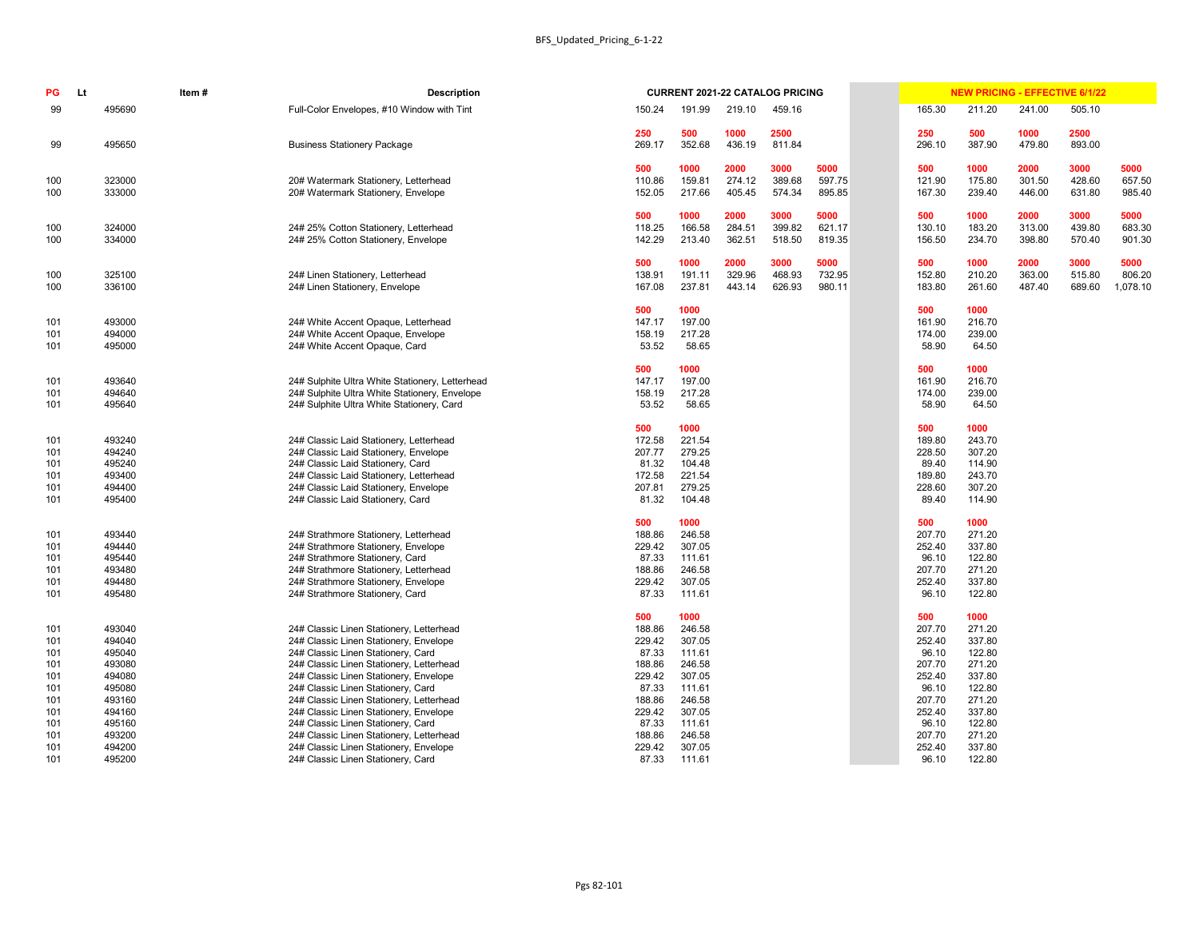| PG | Lt | Item # | Description | CURRENT 2021-22 CATALOG PRICING | | | | | | NEW PRICING - EFFECTIVE 6/1/22 | | | | |
|---|---|---|---|---|---|---|---|---|---|---|---|---|---|---|
| 99 | 495690 | | Full-Color Envelopes, #10 Window with Tint | 150.24 | 191.99 | 219.10 | 459.16 | | | 165.30 | 211.20 | 241.00 | 505.10 | |
| | | | | **250** | **500** | **1000** | **2500** | | | **250** | **500** | **1000** | **2500** | |
| 99 | 495650 | | Business Stationery Package | 269.17 | 352.68 | 436.19 | 811.84 | | | 296.10 | 387.90 | 479.80 | 893.00 | |
| | | | | **500** | **1000** | **2000** | **3000** | **5000** | | **500** | **1000** | **2000** | **3000** | **5000** |
| 100 | 323000 | | 20# Watermark Stationery, Letterhead | 110.86 | 159.81 | 274.12 | 389.68 | 597.75 | | 121.90 | 175.80 | 301.50 | 428.60 | 657.50 |
| 100 | 333000 | | 20# Watermark Stationery, Envelope | 152.05 | 217.66 | 405.45 | 574.34 | 895.85 | | 167.30 | 239.40 | 446.00 | 631.80 | 985.40 |
| | | | | **500** | **1000** | **2000** | **3000** | **5000** | | **500** | **1000** | **2000** | **3000** | **5000** |
| 100 | 324000 | | 24# 25% Cotton Stationery, Letterhead | 118.25 | 166.58 | 284.51 | 399.82 | 621.17 | | 130.10 | 183.20 | 313.00 | 439.80 | 683.30 |
| 100 | 334000 | | 24# 25% Cotton Stationery, Envelope | 142.29 | 213.40 | 362.51 | 518.50 | 819.35 | | 156.50 | 234.70 | 398.80 | 570.40 | 901.30 |
| | | | | **500** | **1000** | **2000** | **3000** | **5000** | | **500** | **1000** | **2000** | **3000** | **5000** |
| 100 | 325100 | | 24# Linen Stationery, Letterhead | 138.91 | 191.11 | 329.96 | 468.93 | 732.95 | | 152.80 | 210.20 | 363.00 | 515.80 | 806.20 |
| 100 | 336100 | | 24# Linen Stationery, Envelope | 167.08 | 237.81 | 443.14 | 626.93 | 980.11 | | 183.80 | 261.60 | 487.40 | 689.60 | 1,078.10 |
| | | | | **500** | **1000** | | | | | **500** | **1000** | | | |
| 101 | 493000 | | 24# White Accent Opaque, Letterhead | 147.17 | 197.00 | | | | | 161.90 | 216.70 | | | |
| 101 | 494000 | | 24# White Accent Opaque, Envelope | 158.19 | 217.28 | | | | | 174.00 | 239.00 | | | |
| 101 | 495000 | | 24# White Accent Opaque, Card | 53.52 | 58.65 | | | | | 58.90 | 64.50 | | | |
| | | | | **500** | **1000** | | | | | **500** | **1000** | | | |
| 101 | 493640 | | 24# Sulphite Ultra White Stationery, Letterhead | 147.17 | 197.00 | | | | | 161.90 | 216.70 | | | |
| 101 | 494640 | | 24# Sulphite Ultra White Stationery, Envelope | 158.19 | 217.28 | | | | | 174.00 | 239.00 | | | |
| 101 | 495640 | | 24# Sulphite Ultra White Stationery, Card | 53.52 | 58.65 | | | | | 58.90 | 64.50 | | | |
| | | | | **500** | **1000** | | | | | **500** | **1000** | | | |
| 101 | 493240 | | 24# Classic Laid Stationery, Letterhead | 172.58 | 221.54 | | | | | 189.80 | 243.70 | | | |
| 101 | 494240 | | 24# Classic Laid Stationery, Envelope | 207.77 | 279.25 | | | | | 228.50 | 307.20 | | | |
| 101 | 495240 | | 24# Classic Laid Stationery, Card | 81.32 | 104.48 | | | | | 89.40 | 114.90 | | | |
| 101 | 493400 | | 24# Classic Laid Stationery, Letterhead | 172.58 | 221.54 | | | | | 189.80 | 243.70 | | | |
| 101 | 494400 | | 24# Classic Laid Stationery, Envelope | 207.81 | 279.25 | | | | | 228.60 | 307.20 | | | |
| 101 | 495400 | | 24# Classic Laid Stationery, Card | 81.32 | 104.48 | | | | | 89.40 | 114.90 | | | |
| | | | | **500** | **1000** | | | | | **500** | **1000** | | | |
| 101 | 493440 | | 24# Strathmore Stationery, Letterhead | 188.86 | 246.58 | | | | | 207.70 | 271.20 | | | |
| 101 | 494440 | | 24# Strathmore Stationery, Envelope | 229.42 | 307.05 | | | | | 252.40 | 337.80 | | | |
| 101 | 495440 | | 24# Strathmore Stationery, Card | 87.33 | 111.61 | | | | | 96.10 | 122.80 | | | |
| 101 | 493480 | | 24# Strathmore Stationery, Letterhead | 188.86 | 246.58 | | | | | 207.70 | 271.20 | | | |
| 101 | 494480 | | 24# Strathmore Stationery, Envelope | 229.42 | 307.05 | | | | | 252.40 | 337.80 | | | |
| 101 | 495480 | | 24# Strathmore Stationery, Card | 87.33 | 111.61 | | | | | 96.10 | 122.80 | | | |
| | | | | **500** | **1000** | | | | | **500** | **1000** | | | |
| 101 | 493040 | | 24# Classic Linen Stationery, Letterhead | 188.86 | 246.58 | | | | | 207.70 | 271.20 | | | |
| 101 | 494040 | | 24# Classic Linen Stationery, Envelope | 229.42 | 307.05 | | | | | 252.40 | 337.80 | | | |
| 101 | 495040 | | 24# Classic Linen Stationery, Card | 87.33 | 111.61 | | | | | 96.10 | 122.80 | | | |
| 101 | 493080 | | 24# Classic Linen Stationery, Letterhead | 188.86 | 246.58 | | | | | 207.70 | 271.20 | | | |
| 101 | 494080 | | 24# Classic Linen Stationery, Envelope | 229.42 | 307.05 | | | | | 252.40 | 337.80 | | | |
| 101 | 495080 | | 24# Classic Linen Stationery, Card | 87.33 | 111.61 | | | | | 96.10 | 122.80 | | | |
| 101 | 493160 | | 24# Classic Linen Stationery, Letterhead | 188.86 | 246.58 | | | | | 207.70 | 271.20 | | | |
| 101 | 494160 | | 24# Classic Linen Stationery, Envelope | 229.42 | 307.05 | | | | | 252.40 | 337.80 | | | |
| 101 | 495160 | | 24# Classic Linen Stationery, Card | 87.33 | 111.61 | | | | | 96.10 | 122.80 | | | |
| 101 | 493200 | | 24# Classic Linen Stationery, Letterhead | 188.86 | 246.58 | | | | | 207.70 | 271.20 | | | |
| 101 | 494200 | | 24# Classic Linen Stationery, Envelope | 229.42 | 307.05 | | | | | 252.40 | 337.80 | | | |
| 101 | 495200 | | 24# Classic Linen Stationery, Card | 87.33 | 111.61 | | | | | 96.10 | 122.80 | | | |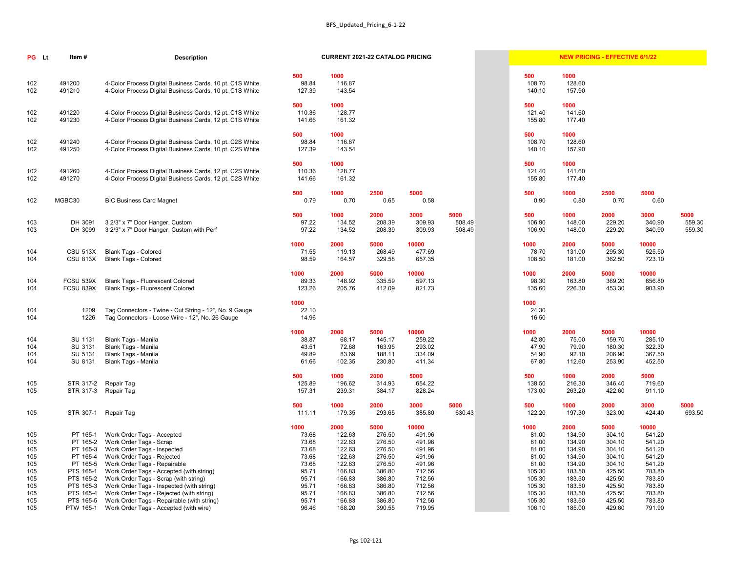| PG | Lt | Item # | Description | CURRENT 2021-22 CATALOG PRICING | | | | | NEW PRICING - EFFECTIVE 6/1/22 | | | | |
|---|---|---|---|---|---|---|---|---|---|---|---|---|---|
| | | | | 500 | 1000 | | | | 500 | 1000 | | | |
| 102 | | 491200 | 4-Color Process Digital Business Cards, 10 pt. C1S White | 98.84 | 116.87 | | | | 108.70 | 128.60 | | | |
| 102 | | 491210 | 4-Color Process Digital Business Cards, 10 pt. C1S White | 127.39 | 143.54 | | | | 140.10 | 157.90 | | | |
| | | | | 500 | 1000 | | | | 500 | 1000 | | | |
| 102 | | 491220 | 4-Color Process Digital Business Cards, 12 pt. C1S White | 110.36 | 128.77 | | | | 121.40 | 141.60 | | | |
| 102 | | 491230 | 4-Color Process Digital Business Cards, 12 pt. C1S White | 141.66 | 161.32 | | | | 155.80 | 177.40 | | | |
| | | | | 500 | 1000 | | | | 500 | 1000 | | | |
| 102 | | 491240 | 4-Color Process Digital Business Cards, 10 pt. C2S White | 98.84 | 116.87 | | | | 108.70 | 128.60 | | | |
| 102 | | 491250 | 4-Color Process Digital Business Cards, 10 pt. C2S White | 127.39 | 143.54 | | | | 140.10 | 157.90 | | | |
| | | | | 500 | 1000 | | | | 500 | 1000 | | | |
| 102 | | 491260 | 4-Color Process Digital Business Cards, 12 pt. C2S White | 110.36 | 128.77 | | | | 121.40 | 141.60 | | | |
| 102 | | 491270 | 4-Color Process Digital Business Cards, 12 pt. C2S White | 141.66 | 161.32 | | | | 155.80 | 177.40 | | | |
| | | | | 500 | 1000 | 2500 | 5000 | | 500 | 1000 | 2500 | 5000 | |
| 102 | | MGBC30 | BIC Business Card Magnet | 0.79 | 0.70 | 0.65 | 0.58 | | 0.90 | 0.80 | 0.70 | 0.60 | |
| | | | | 500 | 1000 | 2000 | 3000 | 5000 | 500 | 1000 | 2000 | 3000 | 5000 |
| 103 | | DH 3091 | 3 2/3" x 7" Door Hanger, Custom | 97.22 | 134.52 | 208.39 | 309.93 | 508.49 | 106.90 | 148.00 | 229.20 | 340.90 | 559.30 |
| 103 | | DH 3099 | 3 2/3" x 7" Door Hanger, Custom with Perf | 97.22 | 134.52 | 208.39 | 309.93 | 508.49 | 106.90 | 148.00 | 229.20 | 340.90 | 559.30 |
| | | | | 1000 | 2000 | 5000 | 10000 | | 1000 | 2000 | 5000 | 10000 | |
| 104 | | CSU 513X | Blank Tags - Colored | 71.55 | 119.13 | 268.49 | 477.69 | | 78.70 | 131.00 | 295.30 | 525.50 | |
| 104 | | CSU 813X | Blank Tags - Colored | 98.59 | 164.57 | 329.58 | 657.35 | | 108.50 | 181.00 | 362.50 | 723.10 | |
| | | | | 1000 | 2000 | 5000 | 10000 | | 1000 | 2000 | 5000 | 10000 | |
| 104 | | FCSU 539X | Blank Tags - Fluorescent Colored | 89.33 | 148.92 | 335.59 | 597.13 | | 98.30 | 163.80 | 369.20 | 656.80 | |
| 104 | | FCSU 839X | Blank Tags - Fluorescent Colored | 123.26 | 205.76 | 412.09 | 821.73 | | 135.60 | 226.30 | 453.30 | 903.90 | |
| | | | | 1000 | | | | | 1000 | | | | |
| 104 | | 1209 | Tag Connectors - Twine - Cut String - 12", No. 9 Gauge | 22.10 | | | | | 24.30 | | | | |
| 104 | | 1226 | Tag Connectors - Loose Wire - 12", No. 26 Gauge | 14.96 | | | | | 16.50 | | | | |
| | | | | 1000 | 2000 | 5000 | 10000 | | 1000 | 2000 | 5000 | 10000 | |
| 104 | | SU 1131 | Blank Tags - Manila | 38.87 | 68.17 | 145.17 | 259.22 | | 42.80 | 75.00 | 159.70 | 285.10 | |
| 104 | | SU 3131 | Blank Tags - Manila | 43.51 | 72.68 | 163.95 | 293.02 | | 47.90 | 79.90 | 180.30 | 322.30 | |
| 104 | | SU 5131 | Blank Tags - Manila | 49.89 | 83.69 | 188.11 | 334.09 | | 54.90 | 92.10 | 206.90 | 367.50 | |
| 104 | | SU 8131 | Blank Tags - Manila | 61.66 | 102.35 | 230.80 | 411.34 | | 67.80 | 112.60 | 253.90 | 452.50 | |
| | | | | 500 | 1000 | 2000 | 5000 | | 500 | 1000 | 2000 | 5000 | |
| 105 | | STR 317-2 | Repair Tag | 125.89 | 196.62 | 314.93 | 654.22 | | 138.50 | 216.30 | 346.40 | 719.60 | |
| 105 | | STR 317-3 | Repair Tag | 157.31 | 239.31 | 384.17 | 828.24 | | 173.00 | 263.20 | 422.60 | 911.10 | |
| | | | | 500 | 1000 | 2000 | 3000 | 5000 | 500 | 1000 | 2000 | 3000 | 5000 |
| 105 | | STR 307-1 | Repair Tag | 111.11 | 179.35 | 293.65 | 385.80 | 630.43 | 122.20 | 197.30 | 323.00 | 424.40 | 693.50 |
| | | | | 1000 | 2000 | 5000 | 10000 | | 1000 | 2000 | 5000 | 10000 | |
| 105 | | PT 165-1 | Work Order Tags - Accepted | 73.68 | 122.63 | 276.50 | 491.96 | | 81.00 | 134.90 | 304.10 | 541.20 | |
| 105 | | PT 165-2 | Work Order Tags - Scrap | 73.68 | 122.63 | 276.50 | 491.96 | | 81.00 | 134.90 | 304.10 | 541.20 | |
| 105 | | PT 165-3 | Work Order Tags - Inspected | 73.68 | 122.63 | 276.50 | 491.96 | | 81.00 | 134.90 | 304.10 | 541.20 | |
| 105 | | PT 165-4 | Work Order Tags - Rejected | 73.68 | 122.63 | 276.50 | 491.96 | | 81.00 | 134.90 | 304.10 | 541.20 | |
| 105 | | PT 165-5 | Work Order Tags - Repairable | 73.68 | 122.63 | 276.50 | 491.96 | | 81.00 | 134.90 | 304.10 | 541.20 | |
| 105 | | PTS 165-1 | Work Order Tags - Accepted (with string) | 95.71 | 166.83 | 386.80 | 712.56 | | 105.30 | 183.50 | 425.50 | 783.80 | |
| 105 | | PTS 165-2 | Work Order Tags - Scrap (with string) | 95.71 | 166.83 | 386.80 | 712.56 | | 105.30 | 183.50 | 425.50 | 783.80 | |
| 105 | | PTS 165-3 | Work Order Tags - Inspected (with string) | 95.71 | 166.83 | 386.80 | 712.56 | | 105.30 | 183.50 | 425.50 | 783.80 | |
| 105 | | PTS 165-4 | Work Order Tags - Rejected (with string) | 95.71 | 166.83 | 386.80 | 712.56 | | 105.30 | 183.50 | 425.50 | 783.80 | |
| 105 | | PTS 165-5 | Work Order Tags - Repairable (with string) | 95.71 | 166.83 | 386.80 | 712.56 | | 105.30 | 183.50 | 425.50 | 783.80 | |
| 105 | | PTW 165-1 | Work Order Tags - Accepted (with wire) | 96.46 | 168.20 | 390.55 | 719.95 | | 106.10 | 185.00 | 429.60 | 791.90 | |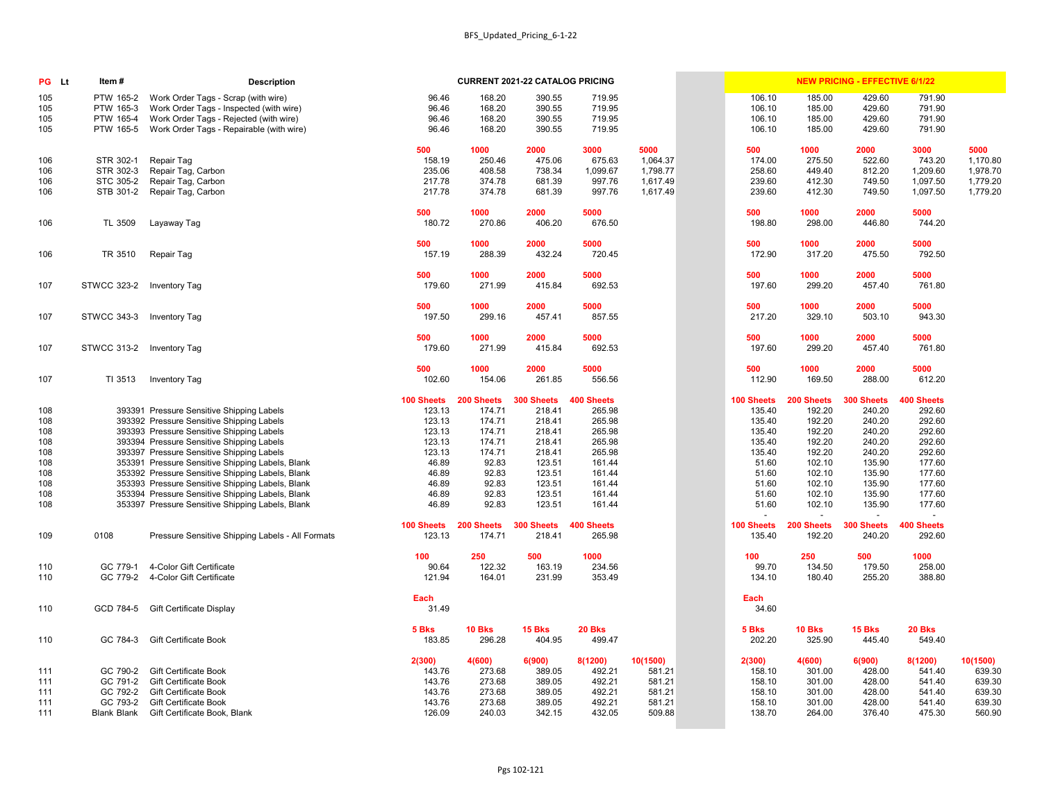| PG | Lt | Item # | Description | CURRENT 2021-22 CATALOG PRICING | | | | | | NEW PRICING - EFFECTIVE 6/1/22 | | | | |
|---|---|---|---|---|---|---|---|---|---|---|---|---|---|---|
| 105 | | PTW 165-2 | Work Order Tags - Scrap (with wire) | 96.46 | 168.20 | 390.55 | 719.95 | | | 106.10 | 185.00 | 429.60 | 791.90 | |
| 105 | | PTW 165-3 | Work Order Tags - Inspected (with wire) | 96.46 | 168.20 | 390.55 | 719.95 | | | 106.10 | 185.00 | 429.60 | 791.90 | |
| 105 | | PTW 165-4 | Work Order Tags - Rejected (with wire) | 96.46 | 168.20 | 390.55 | 719.95 | | | 106.10 | 185.00 | 429.60 | 791.90 | |
| 105 | | PTW 165-5 | Work Order Tags - Repairable (with wire) | 96.46 | 168.20 | 390.55 | 719.95 | | | 106.10 | 185.00 | 429.60 | 791.90 | |
| | | | | **500** | **1000** | **2000** | **3000** | **5000** | | **500** | **1000** | **2000** | **3000** | **5000** |
| 106 | | STR 302-1 | Repair Tag | 158.19 | 250.46 | 475.06 | 675.63 | 1,064.37 | | 174.00 | 275.50 | 522.60 | 743.20 | 1,170.80 |
| 106 | | STR 302-3 | Repair Tag, Carbon | 235.06 | 408.58 | 738.34 | 1,099.67 | 1,798.77 | | 258.60 | 449.40 | 812.20 | 1,209.60 | 1,978.70 |
| 106 | | STC 305-2 | Repair Tag, Carbon | 217.78 | 374.78 | 681.39 | 997.76 | 1,617.49 | | 239.60 | 412.30 | 749.50 | 1,097.50 | 1,779.20 |
| 106 | | STB 301-2 | Repair Tag, Carbon | 217.78 | 374.78 | 681.39 | 997.76 | 1,617.49 | | 239.60 | 412.30 | 749.50 | 1,097.50 | 1,779.20 |
| | | | | **500** | **1000** | **2000** | **5000** | | | **500** | **1000** | **2000** | **5000** | |
| 106 | | TL 3509 | Layaway Tag | 180.72 | 270.86 | 406.20 | 676.50 | | | 198.80 | 298.00 | 446.80 | 744.20 | |
| | | | | **500** | **1000** | **2000** | **5000** | | | **500** | **1000** | **2000** | **5000** | |
| 106 | | TR 3510 | Repair Tag | 157.19 | 288.39 | 432.24 | 720.45 | | | 172.90 | 317.20 | 475.50 | 792.50 | |
| | | | | **500** | **1000** | **2000** | **5000** | | | **500** | **1000** | **2000** | **5000** | |
| 107 | | STWCC 323-2 | Inventory Tag | 179.60 | 271.99 | 415.84 | 692.53 | | | 197.60 | 299.20 | 457.40 | 761.80 | |
| | | | | **500** | **1000** | **2000** | **5000** | | | **500** | **1000** | **2000** | **5000** | |
| 107 | | STWCC 343-3 | Inventory Tag | 197.50 | 299.16 | 457.41 | 857.55 | | | 217.20 | 329.10 | 503.10 | 943.30 | |
| | | | | **500** | **1000** | **2000** | **5000** | | | **500** | **1000** | **2000** | **5000** | |
| 107 | | STWCC 313-2 | Inventory Tag | 179.60 | 271.99 | 415.84 | 692.53 | | | 197.60 | 299.20 | 457.40 | 761.80 | |
| | | | | **500** | **1000** | **2000** | **5000** | | | **500** | **1000** | **2000** | **5000** | |
| 107 | | TI 3513 | Inventory Tag | 102.60 | 154.06 | 261.85 | 556.56 | | | 112.90 | 169.50 | 288.00 | 612.20 | |
| | | | | **100 Sheets** | **200 Sheets** | **300 Sheets** | **400 Sheets** | | | **100 Sheets** | **200 Sheets** | **300 Sheets** | **400 Sheets** | |
| 108 | | 393391 | Pressure Sensitive Shipping Labels | 123.13 | 174.71 | 218.41 | 265.98 | | | 135.40 | 192.20 | 240.20 | 292.60 | |
| 108 | | 393392 | Pressure Sensitive Shipping Labels | 123.13 | 174.71 | 218.41 | 265.98 | | | 135.40 | 192.20 | 240.20 | 292.60 | |
| 108 | | 393393 | Pressure Sensitive Shipping Labels | 123.13 | 174.71 | 218.41 | 265.98 | | | 135.40 | 192.20 | 240.20 | 292.60 | |
| 108 | | 393394 | Pressure Sensitive Shipping Labels | 123.13 | 174.71 | 218.41 | 265.98 | | | 135.40 | 192.20 | 240.20 | 292.60 | |
| 108 | | 393397 | Pressure Sensitive Shipping Labels | 123.13 | 174.71 | 218.41 | 265.98 | | | 135.40 | 192.20 | 240.20 | 292.60 | |
| 108 | | 353391 | Pressure Sensitive Shipping Labels, Blank | 46.89 | 92.83 | 123.51 | 161.44 | | | 51.60 | 102.10 | 135.90 | 177.60 | |
| 108 | | 353392 | Pressure Sensitive Shipping Labels, Blank | 46.89 | 92.83 | 123.51 | 161.44 | | | 51.60 | 102.10 | 135.90 | 177.60 | |
| 108 | | 353393 | Pressure Sensitive Shipping Labels, Blank | 46.89 | 92.83 | 123.51 | 161.44 | | | 51.60 | 102.10 | 135.90 | 177.60 | |
| 108 | | 353394 | Pressure Sensitive Shipping Labels, Blank | 46.89 | 92.83 | 123.51 | 161.44 | | | 51.60 | 102.10 | 135.90 | 177.60 | |
| 108 | | 353397 | Pressure Sensitive Shipping Labels, Blank | 46.89 | 92.83 | 123.51 | 161.44 | | | 51.60 | 102.10 | 135.90 | 177.60 | |
| | | | | | | | | | | - | - | - | - | |
| | | | | **100 Sheets** | **200 Sheets** | **300 Sheets** | **400 Sheets** | | | **100 Sheets** | **200 Sheets** | **300 Sheets** | **400 Sheets** | |
| 109 | | 0108 | Pressure Sensitive Shipping Labels - All Formats | 123.13 | 174.71 | 218.41 | 265.98 | | | 135.40 | 192.20 | 240.20 | 292.60 | |
| | | | | **100** | **250** | **500** | **1000** | | | **100** | **250** | **500** | **1000** | |
| 110 | | GC 779-1 | 4-Color Gift Certificate | 90.64 | 122.32 | 163.19 | 234.56 | | | 99.70 | 134.50 | 179.50 | 258.00 | |
| 110 | | GC 779-2 | 4-Color Gift Certificate | 121.94 | 164.01 | 231.99 | 353.49 | | | 134.10 | 180.40 | 255.20 | 388.80 | |
| | | | | **Each** | | | | | | **Each** | | | | |
| 110 | | GCD 784-5 | Gift Certificate Display | 31.49 | | | | | | 34.60 | | | | |
| | | | | **5 Bks** | **10 Bks** | **15 Bks** | **20 Bks** | | | **5 Bks** | **10 Bks** | **15 Bks** | **20 Bks** | |
| 110 | | GC 784-3 | Gift Certificate Book | 183.85 | 296.28 | 404.95 | 499.47 | | | 202.20 | 325.90 | 445.40 | 549.40 | |
| | | | | **2(300)** | **4(600)** | **6(900)** | **8(1200)** | **10(1500)** | | **2(300)** | **4(600)** | **6(900)** | **8(1200)** | **10(1500)** |
| 111 | | GC 790-2 | Gift Certificate Book | 143.76 | 273.68 | 389.05 | 492.21 | 581.21 | | 158.10 | 301.00 | 428.00 | 541.40 | 639.30 |
| 111 | | GC 791-2 | Gift Certificate Book | 143.76 | 273.68 | 389.05 | 492.21 | 581.21 | | 158.10 | 301.00 | 428.00 | 541.40 | 639.30 |
| 111 | | GC 792-2 | Gift Certificate Book | 143.76 | 273.68 | 389.05 | 492.21 | 581.21 | | 158.10 | 301.00 | 428.00 | 541.40 | 639.30 |
| 111 | | GC 793-2 | Gift Certificate Book | 143.76 | 273.68 | 389.05 | 492.21 | 581.21 | | 158.10 | 301.00 | 428.00 | 541.40 | 639.30 |
| 111 | | Blank Blank | Gift Certificate Book, Blank | 126.09 | 240.03 | 342.15 | 432.05 | 509.88 | | 138.70 | 264.00 | 376.40 | 475.30 | 560.90 |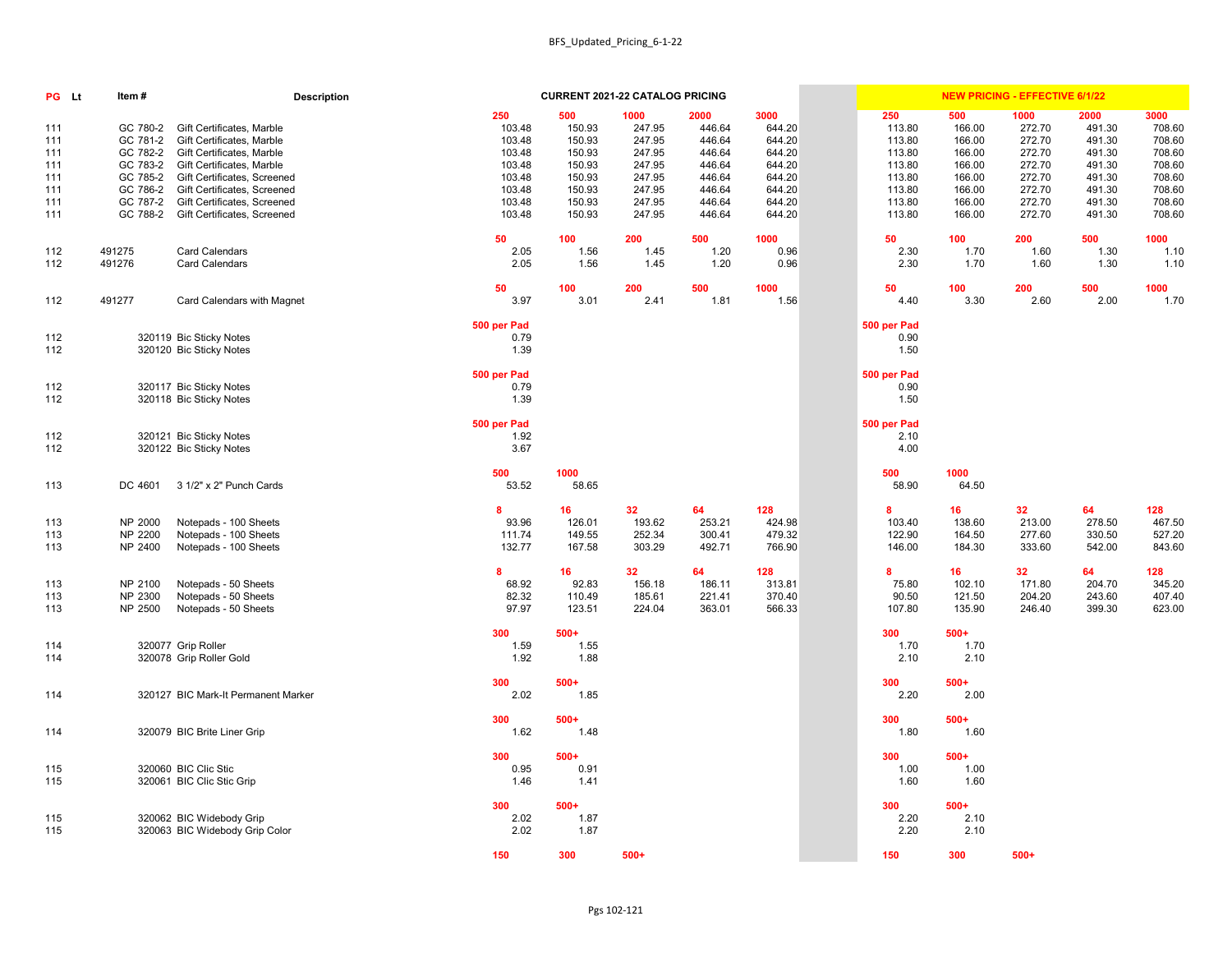| PG | Lt | Item # | Description | CURRENT 2021-22 CATALOG PRICING | | | | | | NEW PRICING - EFFECTIVE 6/1/22 | | | | |
|---|---|---|---|---|---|---|---|---|---|---|---|---|---|---|
| | | | | 250 | 500 | 1000 | 2000 | 3000 | | 250 | 500 | 1000 | 2000 | 3000 |
| 111 | | GC 780-2 | Gift Certificates, Marble | 103.48 | 150.93 | 247.95 | 446.64 | 644.20 | | 113.80 | 166.00 | 272.70 | 491.30 | 708.60 |
| 111 | | GC 781-2 | Gift Certificates, Marble | 103.48 | 150.93 | 247.95 | 446.64 | 644.20 | | 113.80 | 166.00 | 272.70 | 491.30 | 708.60 |
| 111 | | GC 782-2 | Gift Certificates, Marble | 103.48 | 150.93 | 247.95 | 446.64 | 644.20 | | 113.80 | 166.00 | 272.70 | 491.30 | 708.60 |
| 111 | | GC 783-2 | Gift Certificates, Marble | 103.48 | 150.93 | 247.95 | 446.64 | 644.20 | | 113.80 | 166.00 | 272.70 | 491.30 | 708.60 |
| 111 | | GC 785-2 | Gift Certificates, Screened | 103.48 | 150.93 | 247.95 | 446.64 | 644.20 | | 113.80 | 166.00 | 272.70 | 491.30 | 708.60 |
| 111 | | GC 786-2 | Gift Certificates, Screened | 103.48 | 150.93 | 247.95 | 446.64 | 644.20 | | 113.80 | 166.00 | 272.70 | 491.30 | 708.60 |
| 111 | | GC 787-2 | Gift Certificates, Screened | 103.48 | 150.93 | 247.95 | 446.64 | 644.20 | | 113.80 | 166.00 | 272.70 | 491.30 | 708.60 |
| 111 | | GC 788-2 | Gift Certificates, Screened | 103.48 | 150.93 | 247.95 | 446.64 | 644.20 | | 113.80 | 166.00 | 272.70 | 491.30 | 708.60 |
| | | | | 50 | 100 | 200 | 500 | 1000 | | 50 | 100 | 200 | 500 | 1000 |
| 112 | | 491275 | Card Calendars | 2.05 | 1.56 | 1.45 | 1.20 | 0.96 | | 2.30 | 1.70 | 1.60 | 1.30 | 1.10 |
| 112 | | 491276 | Card Calendars | 2.05 | 1.56 | 1.45 | 1.20 | 0.96 | | 2.30 | 1.70 | 1.60 | 1.30 | 1.10 |
| | | | | 50 | 100 | 200 | 500 | 1000 | | 50 | 100 | 200 | 500 | 1000 |
| 112 | | 491277 | Card Calendars with Magnet | 3.97 | 3.01 | 2.41 | 1.81 | 1.56 | | 4.40 | 3.30 | 2.60 | 2.00 | 1.70 |
| | | | | 500 per Pad | | | | | | 500 per Pad | | | | |
| 112 | | 320119 | Bic Sticky Notes | 0.79 | | | | | | 0.90 | | | | |
| 112 | | 320120 | Bic Sticky Notes | 1.39 | | | | | | 1.50 | | | | |
| | | | | 500 per Pad | | | | | | 500 per Pad | | | | |
| 112 | | 320117 | Bic Sticky Notes | 0.79 | | | | | | 0.90 | | | | |
| 112 | | 320118 | Bic Sticky Notes | 1.39 | | | | | | 1.50 | | | | |
| | | | | 500 per Pad | | | | | | 500 per Pad | | | | |
| 112 | | 320121 | Bic Sticky Notes | 1.92 | | | | | | 2.10 | | | | |
| 112 | | 320122 | Bic Sticky Notes | 3.67 | | | | | | 4.00 | | | | |
| | | | | 500 | 1000 | | | | | 500 | 1000 | | | |
| 113 | | DC 4601 | 3 1/2" x 2" Punch Cards | 53.52 | 58.65 | | | | | 58.90 | 64.50 | | | |
| | | | | 8 | 16 | 32 | 64 | 128 | | 8 | 16 | 32 | 64 | 128 |
| 113 | | NP 2000 | Notepads - 100 Sheets | 93.96 | 126.01 | 193.62 | 253.21 | 424.98 | | 103.40 | 138.60 | 213.00 | 278.50 | 467.50 |
| 113 | | NP 2200 | Notepads - 100 Sheets | 111.74 | 149.55 | 252.34 | 300.41 | 479.32 | | 122.90 | 164.50 | 277.60 | 330.50 | 527.20 |
| 113 | | NP 2400 | Notepads - 100 Sheets | 132.77 | 167.58 | 303.29 | 492.71 | 766.90 | | 146.00 | 184.30 | 333.60 | 542.00 | 843.60 |
| | | | | 8 | 16 | 32 | 64 | 128 | | 8 | 16 | 32 | 64 | 128 |
| 113 | | NP 2100 | Notepads - 50 Sheets | 68.92 | 92.83 | 156.18 | 186.11 | 313.81 | | 75.80 | 102.10 | 171.80 | 204.70 | 345.20 |
| 113 | | NP 2300 | Notepads - 50 Sheets | 82.32 | 110.49 | 185.61 | 221.41 | 370.40 | | 90.50 | 121.50 | 204.20 | 243.60 | 407.40 |
| 113 | | NP 2500 | Notepads - 50 Sheets | 97.97 | 123.51 | 224.04 | 363.01 | 566.33 | | 107.80 | 135.90 | 246.40 | 399.30 | 623.00 |
| | | | | 300 | 500+ | | | | | 300 | 500+ | | | |
| 114 | | 320077 | Grip Roller | 1.59 | 1.55 | | | | | 1.70 | 1.70 | | | |
| 114 | | 320078 | Grip Roller Gold | 1.92 | 1.88 | | | | | 2.10 | 2.10 | | | |
| | | | | 300 | 500+ | | | | | 300 | 500+ | | | |
| 114 | | 320127 | BIC Mark-It Permanent Marker | 2.02 | 1.85 | | | | | 2.20 | 2.00 | | | |
| | | | | 300 | 500+ | | | | | 300 | 500+ | | | |
| 114 | | 320079 | BIC Brite Liner Grip | 1.62 | 1.48 | | | | | 1.80 | 1.60 | | | |
| | | | | 300 | 500+ | | | | | 300 | 500+ | | | |
| 115 | | 320060 | BIC Clic Stic | 0.95 | 0.91 | | | | | 1.00 | 1.00 | | | |
| 115 | | 320061 | BIC Clic Stic Grip | 1.46 | 1.41 | | | | | 1.60 | 1.60 | | | |
| | | | | 300 | 500+ | | | | | 300 | 500+ | | | |
| 115 | | 320062 | BIC Widebody Grip | 2.02 | 1.87 | | | | | 2.20 | 2.10 | | | |
| 115 | | 320063 | BIC Widebody Grip Color | 2.02 | 1.87 | | | | | 2.20 | 2.10 | | | |
| | | | | 150 | 300 | 500+ | | | | 150 | 300 | 500+ | | |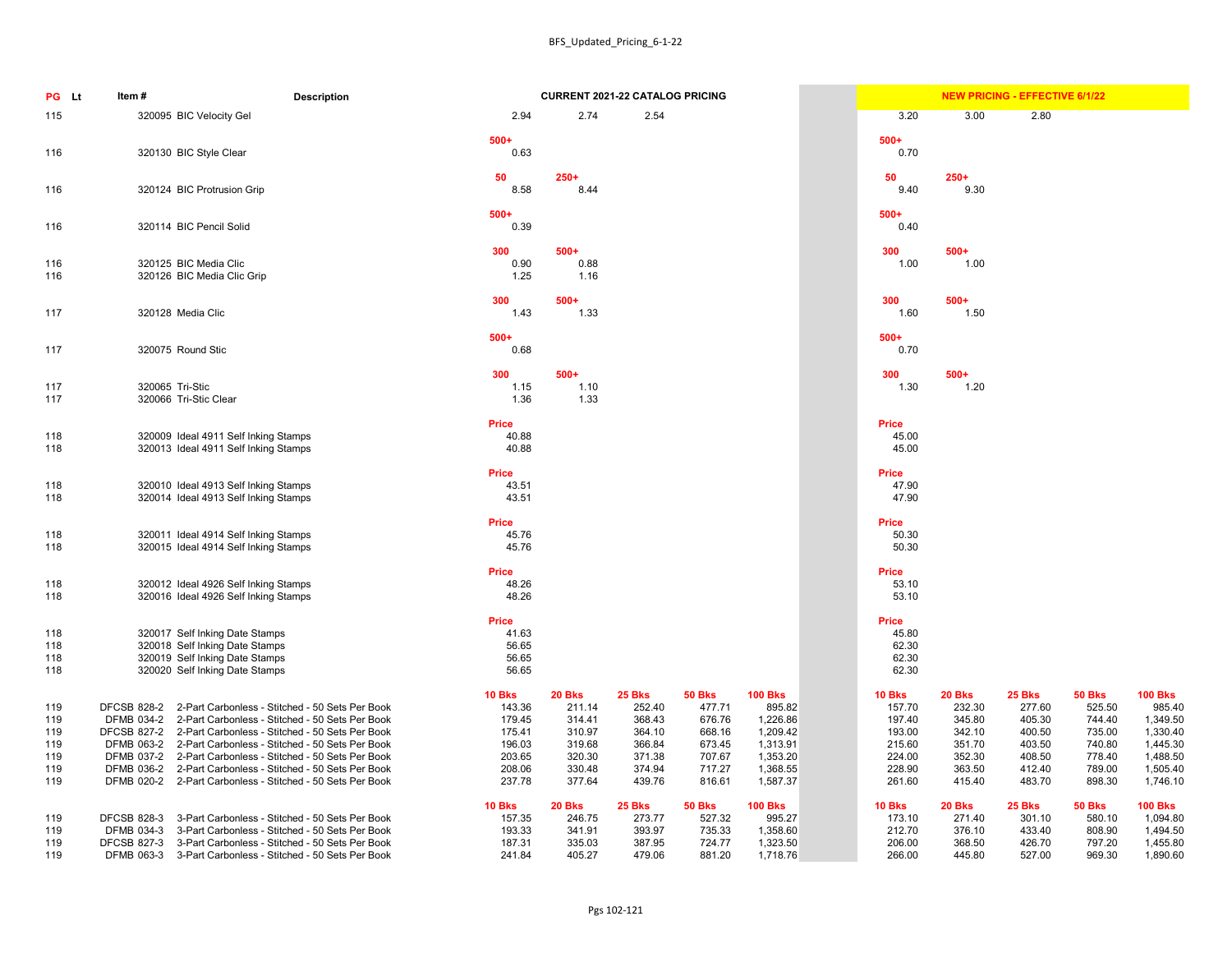| PG | Lt | Item # | Description | CURRENT 2021-22 CATALOG PRICING | | | | | | NEW PRICING - EFFECTIVE 6/1/22 | | | | |
|---|---|---|---|---|---|---|---|---|---|---|---|---|---|---|
| 115 | | 320095 | BIC Velocity Gel | 2.94 | 2.74 | 2.54 | | | | 3.20 | 3.00 | 2.80 | | |
| | | | | 500+ | | | | | | 500+ | | | | |
| 116 | | 320130 | BIC Style Clear | 0.63 | | | | | | 0.70 | | | | |
| | | | | 50 | 250+ | | | | | 50 | 250+ | | | |
| 116 | | 320124 | BIC Protrusion Grip | 8.58 | 8.44 | | | | | 9.40 | 9.30 | | | |
| | | | | 500+ | | | | | | 500+ | | | | |
| 116 | | 320114 | BIC Pencil Solid | 0.39 | | | | | | 0.40 | | | | |
| | | | | 300 | 500+ | | | | | 300 | 500+ | | | |
| 116 | | 320125 | BIC Media Clic | 0.90 | 0.88 | | | | | 1.00 | 1.00 | | | |
| 116 | | 320126 | BIC Media Clic Grip | 1.25 | 1.16 | | | | | | | | | |
| | | | | 300 | 500+ | | | | | 300 | 500+ | | | |
| 117 | | 320128 | Media Clic | 1.43 | 1.33 | | | | | 1.60 | 1.50 | | | |
| | | | | 500+ | | | | | | 500+ | | | | |
| 117 | | 320075 | Round Stic | 0.68 | | | | | | 0.70 | | | | |
| | | | | 300 | 500+ | | | | | 300 | 500+ | | | |
| 117 | | 320065 | Tri-Stic | 1.15 | 1.10 | | | | | 1.30 | 1.20 | | | |
| 117 | | 320066 | Tri-Stic Clear | 1.36 | 1.33 | | | | | | | | | |
| | | | | Price | | | | | | Price | | | | |
| 118 | | 320009 | Ideal 4911 Self Inking Stamps | 40.88 | | | | | | 45.00 | | | | |
| 118 | | 320013 | Ideal 4911 Self Inking Stamps | 40.88 | | | | | | 45.00 | | | | |
| | | | | Price | | | | | | Price | | | | |
| 118 | | 320010 | Ideal 4913 Self Inking Stamps | 43.51 | | | | | | 47.90 | | | | |
| 118 | | 320014 | Ideal 4913 Self Inking Stamps | 43.51 | | | | | | 47.90 | | | | |
| | | | | Price | | | | | | Price | | | | |
| 118 | | 320011 | Ideal 4914 Self Inking Stamps | 45.76 | | | | | | 50.30 | | | | |
| 118 | | 320015 | Ideal 4914 Self Inking Stamps | 45.76 | | | | | | 50.30 | | | | |
| | | | | Price | | | | | | Price | | | | |
| 118 | | 320012 | Ideal 4926 Self Inking Stamps | 48.26 | | | | | | 53.10 | | | | |
| 118 | | 320016 | Ideal 4926 Self Inking Stamps | 48.26 | | | | | | 53.10 | | | | |
| | | | | Price | | | | | | Price | | | | |
| 118 | | 320017 | Self Inking Date Stamps | 41.63 | | | | | | 45.80 | | | | |
| 118 | | 320018 | Self Inking Date Stamps | 56.65 | | | | | | 62.30 | | | | |
| 118 | | 320019 | Self Inking Date Stamps | 56.65 | | | | | | 62.30 | | | | |
| 118 | | 320020 | Self Inking Date Stamps | 56.65 | | | | | | 62.30 | | | | |
| | | | | 10 Bks | 20 Bks | 25 Bks | 50 Bks | 100 Bks | | 10 Bks | 20 Bks | 25 Bks | 50 Bks | 100 Bks |
| 119 | | DFCSB 828-2 | 2-Part Carbonless - Stitched - 50 Sets Per Book | 143.36 | 211.14 | 252.40 | 477.71 | 895.82 | | 157.70 | 232.30 | 277.60 | 525.50 | 985.40 |
| 119 | | DFMB 034-2 | 2-Part Carbonless - Stitched - 50 Sets Per Book | 179.45 | 314.41 | 368.43 | 676.76 | 1,226.86 | | 197.40 | 345.80 | 405.30 | 744.40 | 1,349.50 |
| 119 | | DFCSB 827-2 | 2-Part Carbonless - Stitched - 50 Sets Per Book | 175.41 | 310.97 | 364.10 | 668.16 | 1,209.42 | | 193.00 | 342.10 | 400.50 | 735.00 | 1,330.40 |
| 119 | | DFMB 063-2 | 2-Part Carbonless - Stitched - 50 Sets Per Book | 196.03 | 319.68 | 366.84 | 673.45 | 1,313.91 | | 215.60 | 351.70 | 403.50 | 740.80 | 1,445.30 |
| 119 | | DFMB 037-2 | 2-Part Carbonless - Stitched - 50 Sets Per Book | 203.65 | 320.30 | 371.38 | 707.67 | 1,353.20 | | 224.00 | 352.30 | 408.50 | 778.40 | 1,488.50 |
| 119 | | DFMB 036-2 | 2-Part Carbonless - Stitched - 50 Sets Per Book | 208.06 | 330.48 | 374.94 | 717.27 | 1,368.55 | | 228.90 | 363.50 | 412.40 | 789.00 | 1,505.40 |
| 119 | | DFMB 020-2 | 2-Part Carbonless - Stitched - 50 Sets Per Book | 237.78 | 377.64 | 439.76 | 816.61 | 1,587.37 | | 261.60 | 415.40 | 483.70 | 898.30 | 1,746.10 |
| | | | | 10 Bks | 20 Bks | 25 Bks | 50 Bks | 100 Bks | | 10 Bks | 20 Bks | 25 Bks | 50 Bks | 100 Bks |
| 119 | | DFCSB 828-3 | 3-Part Carbonless - Stitched - 50 Sets Per Book | 157.35 | 246.75 | 273.77 | 527.32 | 995.27 | | 173.10 | 271.40 | 301.10 | 580.10 | 1,094.80 |
| 119 | | DFMB 034-3 | 3-Part Carbonless - Stitched - 50 Sets Per Book | 193.33 | 341.91 | 393.97 | 735.33 | 1,358.60 | | 212.70 | 376.10 | 433.40 | 808.90 | 1,494.50 |
| 119 | | DFCSB 827-3 | 3-Part Carbonless - Stitched - 50 Sets Per Book | 187.31 | 335.03 | 387.95 | 724.77 | 1,323.50 | | 206.00 | 368.50 | 426.70 | 797.20 | 1,455.80 |
| 119 | | DFMB 063-3 | 3-Part Carbonless - Stitched - 50 Sets Per Book | 241.84 | 405.27 | 479.06 | 881.20 | 1,718.76 | | 266.00 | 445.80 | 527.00 | 969.30 | 1,890.60 |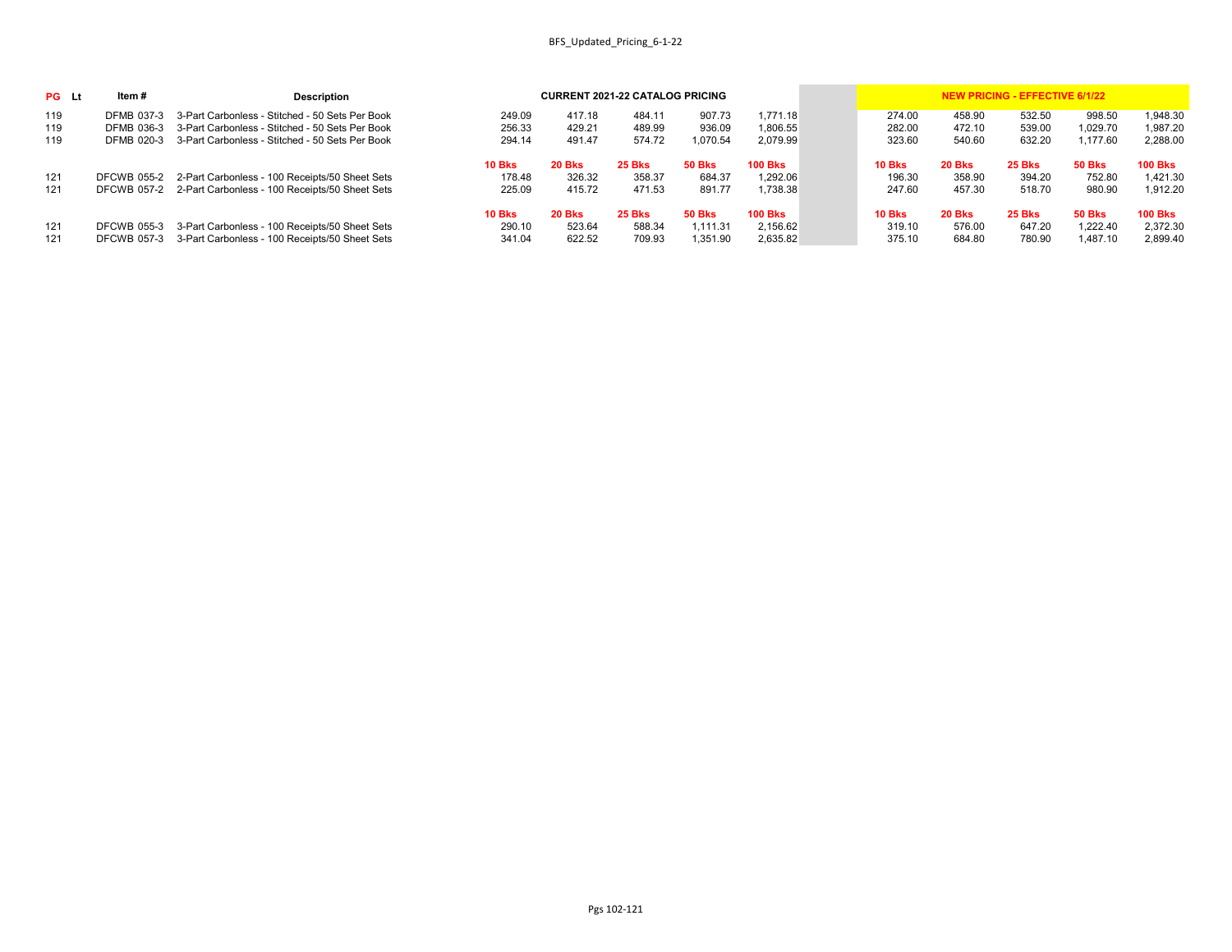| PG | Lt | Item # | Description | CURRENT 2021-22 CATALOG PRICING | | | | | | NEW PRICING - EFFECTIVE 6/1/22 | | | | |
|---|---|---|---|---|---|---|---|---|---|---|---|---|---|---|
| 119 | | DFMB 037-3 | 3-Part Carbonless - Stitched - 50 Sets Per Book | 249.09 | 417.18 | 484.11 | 907.73 | 1,771.18 | | 274.00 | 458.90 | 532.50 | 998.50 | 1,948.30 |
| 119 | | DFMB 036-3 | 3-Part Carbonless - Stitched - 50 Sets Per Book | 256.33 | 429.21 | 489.99 | 936.09 | 1,806.55 | | 282.00 | 472.10 | 539.00 | 1,029.70 | 1,987.20 |
| 119 | | DFMB 020-3 | 3-Part Carbonless - Stitched - 50 Sets Per Book | 294.14 | 491.47 | 574.72 | 1,070.54 | 2,079.99 | | 323.60 | 540.60 | 632.20 | 1,177.60 | 2,288.00 |
| | | | | **10 Bks** | **20 Bks** | **25 Bks** | **50 Bks** | **100 Bks** | | **10 Bks** | **20 Bks** | **25 Bks** | **50 Bks** | **100 Bks** |
| 121 | | DFCWB 055-2 | 2-Part Carbonless - 100 Receipts/50 Sheet Sets | 178.48 | 326.32 | 358.37 | 684.37 | 1,292.06 | | 196.30 | 358.90 | 394.20 | 752.80 | 1,421.30 |
| 121 | | DFCWB 057-2 | 2-Part Carbonless - 100 Receipts/50 Sheet Sets | 225.09 | 415.72 | 471.53 | 891.77 | 1,738.38 | | 247.60 | 457.30 | 518.70 | 980.90 | 1,912.20 |
| | | | | **10 Bks** | **20 Bks** | **25 Bks** | **50 Bks** | **100 Bks** | | **10 Bks** | **20 Bks** | **25 Bks** | **50 Bks** | **100 Bks** |
| 121 | | DFCWB 055-3 | 3-Part Carbonless - 100 Receipts/50 Sheet Sets | 290.10 | 523.64 | 588.34 | 1,111.31 | 2,156.62 | | 319.10 | 576.00 | 647.20 | 1,222.40 | 2,372.30 |
| 121 | | DFCWB 057-3 | 3-Part Carbonless - 100 Receipts/50 Sheet Sets | 341.04 | 622.52 | 709.93 | 1,351.90 | 2,635.82 | | 375.10 | 684.80 | 780.90 | 1,487.10 | 2,899.40 |

Pgs 102-121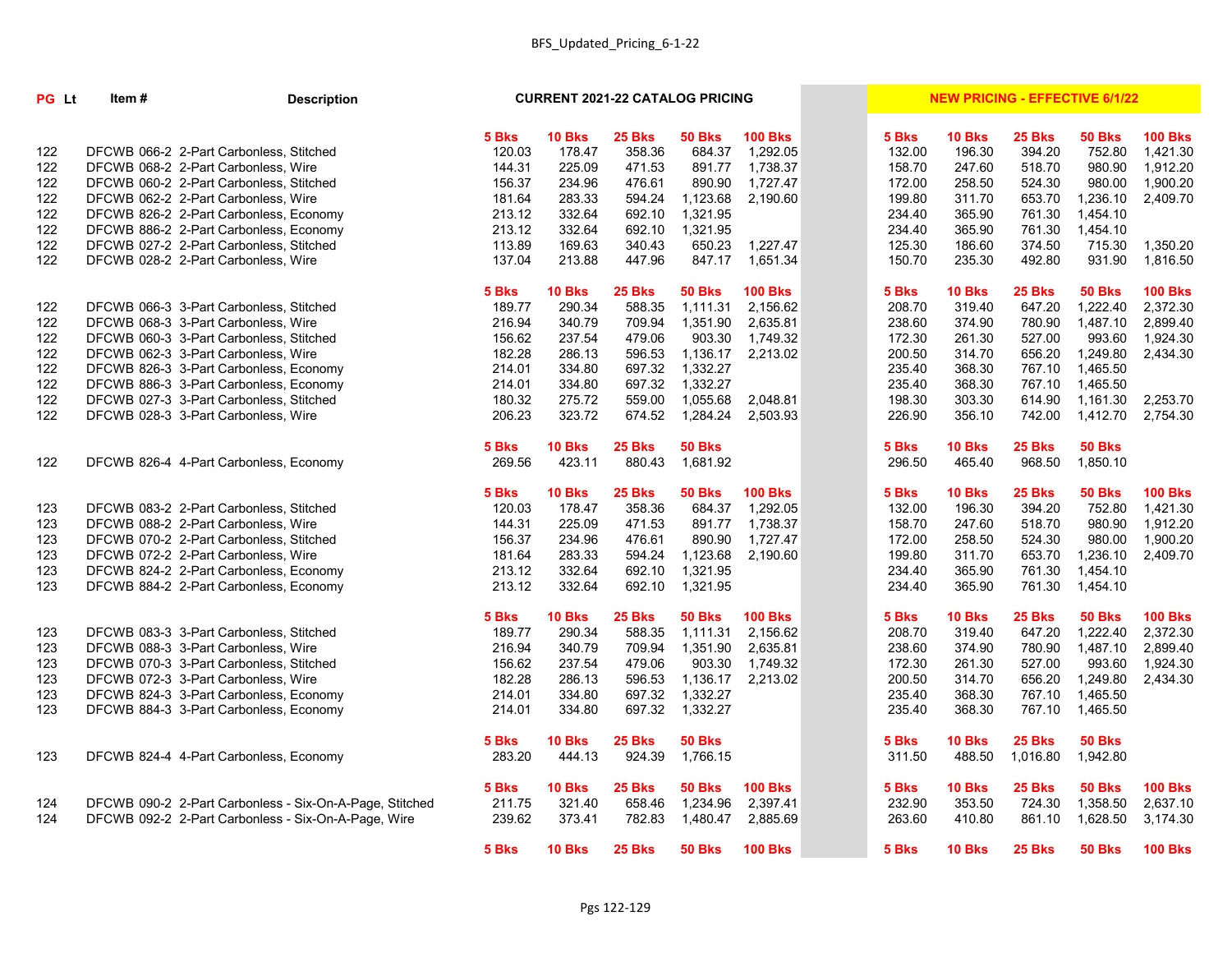BFS_Updated_Pricing_6-1-22

| PG | Lt | Item # | Description | CURRENT 2021-22 CATALOG PRICING | | | | | NEW PRICING - EFFECTIVE 6/1/22 | | | | |
|---|---|---|---|---|---|---|---|---|---|---|---|---|---|
| | | | | 5 Bks | 10 Bks | 25 Bks | 50 Bks | 100 Bks | 5 Bks | 10 Bks | 25 Bks | 50 Bks | 100 Bks |
| 122 | | DFCWB 066-2 | 2-Part Carbonless, Stitched | 120.03 | 178.47 | 358.36 | 684.37 | 1,292.05 | 132.00 | 196.30 | 394.20 | 752.80 | 1,421.30 |
| 122 | | DFCWB 068-2 | 2-Part Carbonless, Wire | 144.31 | 225.09 | 471.53 | 891.77 | 1,738.37 | 158.70 | 247.60 | 518.70 | 980.90 | 1,912.20 |
| 122 | | DFCWB 060-2 | 2-Part Carbonless, Stitched | 156.37 | 234.96 | 476.61 | 890.90 | 1,727.47 | 172.00 | 258.50 | 524.30 | 980.00 | 1,900.20 |
| 122 | | DFCWB 062-2 | 2-Part Carbonless, Wire | 181.64 | 283.33 | 594.24 | 1,123.68 | 2,190.60 | 199.80 | 311.70 | 653.70 | 1,236.10 | 2,409.70 |
| 122 | | DFCWB 826-2 | 2-Part Carbonless, Economy | 213.12 | 332.64 | 692.10 | 1,321.95 | | 234.40 | 365.90 | 761.30 | 1,454.10 | |
| 122 | | DFCWB 886-2 | 2-Part Carbonless, Economy | 213.12 | 332.64 | 692.10 | 1,321.95 | | 234.40 | 365.90 | 761.30 | 1,454.10 | |
| 122 | | DFCWB 027-2 | 2-Part Carbonless, Stitched | 113.89 | 169.63 | 340.43 | 650.23 | 1,227.47 | 125.30 | 186.60 | 374.50 | 715.30 | 1,350.20 |
| 122 | | DFCWB 028-2 | 2-Part Carbonless, Wire | 137.04 | 213.88 | 447.96 | 847.17 | 1,651.34 | 150.70 | 235.30 | 492.80 | 931.90 | 1,816.50 |
| | | | | 5 Bks | 10 Bks | 25 Bks | 50 Bks | 100 Bks | 5 Bks | 10 Bks | 25 Bks | 50 Bks | 100 Bks |
| 122 | | DFCWB 066-3 | 3-Part Carbonless, Stitched | 189.77 | 290.34 | 588.35 | 1,111.31 | 2,156.62 | 208.70 | 319.40 | 647.20 | 1,222.40 | 2,372.30 |
| 122 | | DFCWB 068-3 | 3-Part Carbonless, Wire | 216.94 | 340.79 | 709.94 | 1,351.90 | 2,635.81 | 238.60 | 374.90 | 780.90 | 1,487.10 | 2,899.40 |
| 122 | | DFCWB 060-3 | 3-Part Carbonless, Stitched | 156.62 | 237.54 | 479.06 | 903.30 | 1,749.32 | 172.30 | 261.30 | 527.00 | 993.60 | 1,924.30 |
| 122 | | DFCWB 062-3 | 3-Part Carbonless, Wire | 182.28 | 286.13 | 596.53 | 1,136.17 | 2,213.02 | 200.50 | 314.70 | 656.20 | 1,249.80 | 2,434.30 |
| 122 | | DFCWB 826-3 | 3-Part Carbonless, Economy | 214.01 | 334.80 | 697.32 | 1,332.27 | | 235.40 | 368.30 | 767.10 | 1,465.50 | |
| 122 | | DFCWB 886-3 | 3-Part Carbonless, Economy | 214.01 | 334.80 | 697.32 | 1,332.27 | | 235.40 | 368.30 | 767.10 | 1,465.50 | |
| 122 | | DFCWB 027-3 | 3-Part Carbonless, Stitched | 180.32 | 275.72 | 559.00 | 1,055.68 | 2,048.81 | 198.30 | 303.30 | 614.90 | 1,161.30 | 2,253.70 |
| 122 | | DFCWB 028-3 | 3-Part Carbonless, Wire | 206.23 | 323.72 | 674.52 | 1,284.24 | 2,503.93 | 226.90 | 356.10 | 742.00 | 1,412.70 | 2,754.30 |
| | | | | 5 Bks | 10 Bks | 25 Bks | 50 Bks | | 5 Bks | 10 Bks | 25 Bks | 50 Bks | |
| 122 | | DFCWB 826-4 | 4-Part Carbonless, Economy | 269.56 | 423.11 | 880.43 | 1,681.92 | | 296.50 | 465.40 | 968.50 | 1,850.10 | |
| | | | | 5 Bks | 10 Bks | 25 Bks | 50 Bks | 100 Bks | 5 Bks | 10 Bks | 25 Bks | 50 Bks | 100 Bks |
| 123 | | DFCWB 083-2 | 2-Part Carbonless, Stitched | 120.03 | 178.47 | 358.36 | 684.37 | 1,292.05 | 132.00 | 196.30 | 394.20 | 752.80 | 1,421.30 |
| 123 | | DFCWB 088-2 | 2-Part Carbonless, Wire | 144.31 | 225.09 | 471.53 | 891.77 | 1,738.37 | 158.70 | 247.60 | 518.70 | 980.90 | 1,912.20 |
| 123 | | DFCWB 070-2 | 2-Part Carbonless, Stitched | 156.37 | 234.96 | 476.61 | 890.90 | 1,727.47 | 172.00 | 258.50 | 524.30 | 980.00 | 1,900.20 |
| 123 | | DFCWB 072-2 | 2-Part Carbonless, Wire | 181.64 | 283.33 | 594.24 | 1,123.68 | 2,190.60 | 199.80 | 311.70 | 653.70 | 1,236.10 | 2,409.70 |
| 123 | | DFCWB 824-2 | 2-Part Carbonless, Economy | 213.12 | 332.64 | 692.10 | 1,321.95 | | 234.40 | 365.90 | 761.30 | 1,454.10 | |
| 123 | | DFCWB 884-2 | 2-Part Carbonless, Economy | 213.12 | 332.64 | 692.10 | 1,321.95 | | 234.40 | 365.90 | 761.30 | 1,454.10 | |
| | | | | 5 Bks | 10 Bks | 25 Bks | 50 Bks | 100 Bks | 5 Bks | 10 Bks | 25 Bks | 50 Bks | 100 Bks |
| 123 | | DFCWB 083-3 | 3-Part Carbonless, Stitched | 189.77 | 290.34 | 588.35 | 1,111.31 | 2,156.62 | 208.70 | 319.40 | 647.20 | 1,222.40 | 2,372.30 |
| 123 | | DFCWB 088-3 | 3-Part Carbonless, Wire | 216.94 | 340.79 | 709.94 | 1,351.90 | 2,635.81 | 238.60 | 374.90 | 780.90 | 1,487.10 | 2,899.40 |
| 123 | | DFCWB 070-3 | 3-Part Carbonless, Stitched | 156.62 | 237.54 | 479.06 | 903.30 | 1,749.32 | 172.30 | 261.30 | 527.00 | 993.60 | 1,924.30 |
| 123 | | DFCWB 072-3 | 3-Part Carbonless, Wire | 182.28 | 286.13 | 596.53 | 1,136.17 | 2,213.02 | 200.50 | 314.70 | 656.20 | 1,249.80 | 2,434.30 |
| 123 | | DFCWB 824-3 | 3-Part Carbonless, Economy | 214.01 | 334.80 | 697.32 | 1,332.27 | | 235.40 | 368.30 | 767.10 | 1,465.50 | |
| 123 | | DFCWB 884-3 | 3-Part Carbonless, Economy | 214.01 | 334.80 | 697.32 | 1,332.27 | | 235.40 | 368.30 | 767.10 | 1,465.50 | |
| | | | | 5 Bks | 10 Bks | 25 Bks | 50 Bks | | 5 Bks | 10 Bks | 25 Bks | 50 Bks | |
| 123 | | DFCWB 824-4 | 4-Part Carbonless, Economy | 283.20 | 444.13 | 924.39 | 1,766.15 | | 311.50 | 488.50 | 1,016.80 | 1,942.80 | |
| | | | | 5 Bks | 10 Bks | 25 Bks | 50 Bks | 100 Bks | 5 Bks | 10 Bks | 25 Bks | 50 Bks | 100 Bks |
| 124 | | DFCWB 090-2 | 2-Part Carbonless - Six-On-A-Page, Stitched | 211.75 | 321.40 | 658.46 | 1,234.96 | 2,397.41 | 232.90 | 353.50 | 724.30 | 1,358.50 | 2,637.10 |
| 124 | | DFCWB 092-2 | 2-Part Carbonless - Six-On-A-Page, Wire | 239.62 | 373.41 | 782.83 | 1,480.47 | 2,885.69 | 263.60 | 410.80 | 861.10 | 1,628.50 | 3,174.30 |
| | | | | 5 Bks | 10 Bks | 25 Bks | 50 Bks | 100 Bks | 5 Bks | 10 Bks | 25 Bks | 50 Bks | 100 Bks |

Pgs 122-129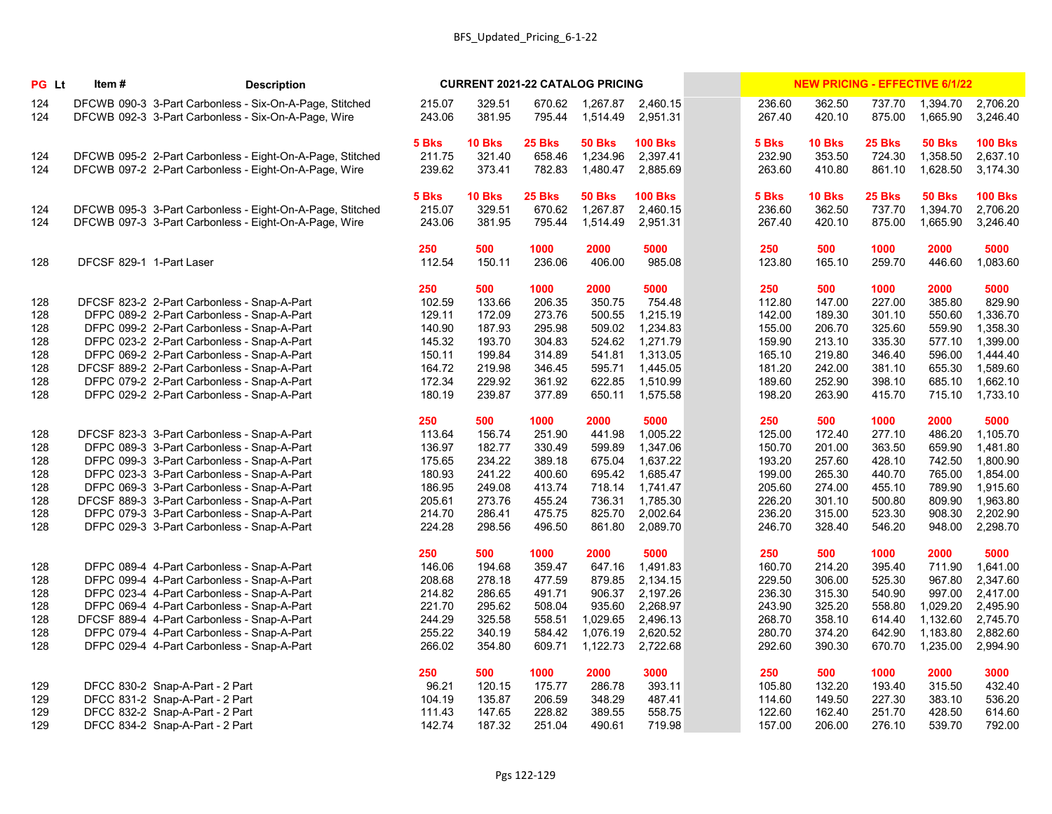BFS_Updated_Pricing_6-1-22

| PG | Lt | Item # | Description | CURRENT 2021-22 CATALOG PRICING | | | | | | NEW PRICING - EFFECTIVE 6/1/22 | | | | |
|---|---|---|---|---|---|---|---|---|---|---|---|---|---|---|
| 124 | | DFCWB 090-3 | 3-Part Carbonless - Six-On-A-Page, Stitched | 215.07 | 329.51 | 670.62 | 1,267.87 | 2,460.15 | | 236.60 | 362.50 | 737.70 | 1,394.70 | 2,706.20 |
| 124 | | DFCWB 092-3 | 3-Part Carbonless - Six-On-A-Page, Wire | 243.06 | 381.95 | 795.44 | 1,514.49 | 2,951.31 | | 267.40 | 420.10 | 875.00 | 1,665.90 | 3,246.40 |
| | | | | **5 Bks** | **10 Bks** | **25 Bks** | **50 Bks** | **100 Bks** | | **5 Bks** | **10 Bks** | **25 Bks** | **50 Bks** | **100 Bks** |
| 124 | | DFCWB 095-2 | 2-Part Carbonless - Eight-On-A-Page, Stitched | 211.75 | 321.40 | 658.46 | 1,234.96 | 2,397.41 | | 232.90 | 353.50 | 724.30 | 1,358.50 | 2,637.10 |
| 124 | | DFCWB 097-2 | 2-Part Carbonless - Eight-On-A-Page, Wire | 239.62 | 373.41 | 782.83 | 1,480.47 | 2,885.69 | | 263.60 | 410.80 | 861.10 | 1,628.50 | 3,174.30 |
| | | | | **5 Bks** | **10 Bks** | **25 Bks** | **50 Bks** | **100 Bks** | | **5 Bks** | **10 Bks** | **25 Bks** | **50 Bks** | **100 Bks** |
| 124 | | DFCWB 095-3 | 3-Part Carbonless - Eight-On-A-Page, Stitched | 215.07 | 329.51 | 670.62 | 1,267.87 | 2,460.15 | | 236.60 | 362.50 | 737.70 | 1,394.70 | 2,706.20 |
| 124 | | DFCWB 097-3 | 3-Part Carbonless - Eight-On-A-Page, Wire | 243.06 | 381.95 | 795.44 | 1,514.49 | 2,951.31 | | 267.40 | 420.10 | 875.00 | 1,665.90 | 3,246.40 |
| | | | | **250** | **500** | **1000** | **2000** | **5000** | | **250** | **500** | **1000** | **2000** | **5000** |
| 128 | | DFCSF 829-1 | 1-Part Laser | 112.54 | 150.11 | 236.06 | 406.00 | 985.08 | | 123.80 | 165.10 | 259.70 | 446.60 | 1,083.60 |
| | | | | **250** | **500** | **1000** | **2000** | **5000** | | **250** | **500** | **1000** | **2000** | **5000** |
| 128 | | DFCSF 823-2 | 2-Part Carbonless - Snap-A-Part | 102.59 | 133.66 | 206.35 | 350.75 | 754.48 | | 112.80 | 147.00 | 227.00 | 385.80 | 829.90 |
| 128 | | DFPC 089-2 | 2-Part Carbonless - Snap-A-Part | 129.11 | 172.09 | 273.76 | 500.55 | 1,215.19 | | 142.00 | 189.30 | 301.10 | 550.60 | 1,336.70 |
| 128 | | DFPC 099-2 | 2-Part Carbonless - Snap-A-Part | 140.90 | 187.93 | 295.98 | 509.02 | 1,234.83 | | 155.00 | 206.70 | 325.60 | 559.90 | 1,358.30 |
| 128 | | DFPC 023-2 | 2-Part Carbonless - Snap-A-Part | 145.32 | 193.70 | 304.83 | 524.62 | 1,271.79 | | 159.90 | 213.10 | 335.30 | 577.10 | 1,399.00 |
| 128 | | DFPC 069-2 | 2-Part Carbonless - Snap-A-Part | 150.11 | 199.84 | 314.89 | 541.81 | 1,313.05 | | 165.10 | 219.80 | 346.40 | 596.00 | 1,444.40 |
| 128 | | DFCSF 889-2 | 2-Part Carbonless - Snap-A-Part | 164.72 | 219.98 | 346.45 | 595.71 | 1,445.05 | | 181.20 | 242.00 | 381.10 | 655.30 | 1,589.60 |
| 128 | | DFPC 079-2 | 2-Part Carbonless - Snap-A-Part | 172.34 | 229.92 | 361.92 | 622.85 | 1,510.99 | | 189.60 | 252.90 | 398.10 | 685.10 | 1,662.10 |
| 128 | | DFPC 029-2 | 2-Part Carbonless - Snap-A-Part | 180.19 | 239.87 | 377.89 | 650.11 | 1,575.58 | | 198.20 | 263.90 | 415.70 | 715.10 | 1,733.10 |
| | | | | **250** | **500** | **1000** | **2000** | **5000** | | **250** | **500** | **1000** | **2000** | **5000** |
| 128 | | DFCSF 823-3 | 3-Part Carbonless - Snap-A-Part | 113.64 | 156.74 | 251.90 | 441.98 | 1,005.22 | | 125.00 | 172.40 | 277.10 | 486.20 | 1,105.70 |
| 128 | | DFPC 089-3 | 3-Part Carbonless - Snap-A-Part | 136.97 | 182.77 | 330.49 | 599.89 | 1,347.06 | | 150.70 | 201.00 | 363.50 | 659.90 | 1,481.80 |
| 128 | | DFPC 099-3 | 3-Part Carbonless - Snap-A-Part | 175.65 | 234.22 | 389.18 | 675.04 | 1,637.22 | | 193.20 | 257.60 | 428.10 | 742.50 | 1,800.90 |
| 128 | | DFPC 023-3 | 3-Part Carbonless - Snap-A-Part | 180.93 | 241.22 | 400.60 | 695.42 | 1,685.47 | | 199.00 | 265.30 | 440.70 | 765.00 | 1,854.00 |
| 128 | | DFPC 069-3 | 3-Part Carbonless - Snap-A-Part | 186.95 | 249.08 | 413.74 | 718.14 | 1,741.47 | | 205.60 | 274.00 | 455.10 | 789.90 | 1,915.60 |
| 128 | | DFCSF 889-3 | 3-Part Carbonless - Snap-A-Part | 205.61 | 273.76 | 455.24 | 736.31 | 1,785.30 | | 226.20 | 301.10 | 500.80 | 809.90 | 1,963.80 |
| 128 | | DFPC 079-3 | 3-Part Carbonless - Snap-A-Part | 214.70 | 286.41 | 475.75 | 825.70 | 2,002.64 | | 236.20 | 315.00 | 523.30 | 908.30 | 2,202.90 |
| 128 | | DFPC 029-3 | 3-Part Carbonless - Snap-A-Part | 224.28 | 298.56 | 496.50 | 861.80 | 2,089.70 | | 246.70 | 328.40 | 546.20 | 948.00 | 2,298.70 |
| | | | | **250** | **500** | **1000** | **2000** | **5000** | | **250** | **500** | **1000** | **2000** | **5000** |
| 128 | | DFPC 089-4 | 4-Part Carbonless - Snap-A-Part | 146.06 | 194.68 | 359.47 | 647.16 | 1,491.83 | | 160.70 | 214.20 | 395.40 | 711.90 | 1,641.00 |
| 128 | | DFPC 099-4 | 4-Part Carbonless - Snap-A-Part | 208.68 | 278.18 | 477.59 | 879.85 | 2,134.15 | | 229.50 | 306.00 | 525.30 | 967.80 | 2,347.60 |
| 128 | | DFPC 023-4 | 4-Part Carbonless - Snap-A-Part | 214.82 | 286.65 | 491.71 | 906.37 | 2,197.26 | | 236.30 | 315.30 | 540.90 | 997.00 | 2,417.00 |
| 128 | | DFPC 069-4 | 4-Part Carbonless - Snap-A-Part | 221.70 | 295.62 | 508.04 | 935.60 | 2,268.97 | | 243.90 | 325.20 | 558.80 | 1,029.20 | 2,495.90 |
| 128 | | DFCSF 889-4 | 4-Part Carbonless - Snap-A-Part | 244.29 | 325.58 | 558.51 | 1,029.65 | 2,496.13 | | 268.70 | 358.10 | 614.40 | 1,132.60 | 2,745.70 |
| 128 | | DFPC 079-4 | 4-Part Carbonless - Snap-A-Part | 255.22 | 340.19 | 584.42 | 1,076.19 | 2,620.52 | | 280.70 | 374.20 | 642.90 | 1,183.80 | 2,882.60 |
| 128 | | DFPC 029-4 | 4-Part Carbonless - Snap-A-Part | 266.02 | 354.80 | 609.71 | 1,122.73 | 2,722.68 | | 292.60 | 390.30 | 670.70 | 1,235.00 | 2,994.90 |
| | | | | **250** | **500** | **1000** | **2000** | **3000** | | **250** | **500** | **1000** | **2000** | **3000** |
| 129 | | DFCC 830-2 | Snap-A-Part - 2 Part | 96.21 | 120.15 | 175.77 | 286.78 | 393.11 | | 105.80 | 132.20 | 193.40 | 315.50 | 432.40 |
| 129 | | DFCC 831-2 | Snap-A-Part - 2 Part | 104.19 | 135.87 | 206.59 | 348.29 | 487.41 | | 114.60 | 149.50 | 227.30 | 383.10 | 536.20 |
| 129 | | DFCC 832-2 | Snap-A-Part - 2 Part | 111.43 | 147.65 | 228.82 | 389.55 | 558.75 | | 122.60 | 162.40 | 251.70 | 428.50 | 614.60 |
| 129 | | DFCC 834-2 | Snap-A-Part - 2 Part | 142.74 | 187.32 | 251.04 | 490.61 | 719.98 | | 157.00 | 206.00 | 276.10 | 539.70 | 792.00 |

Pgs 122-129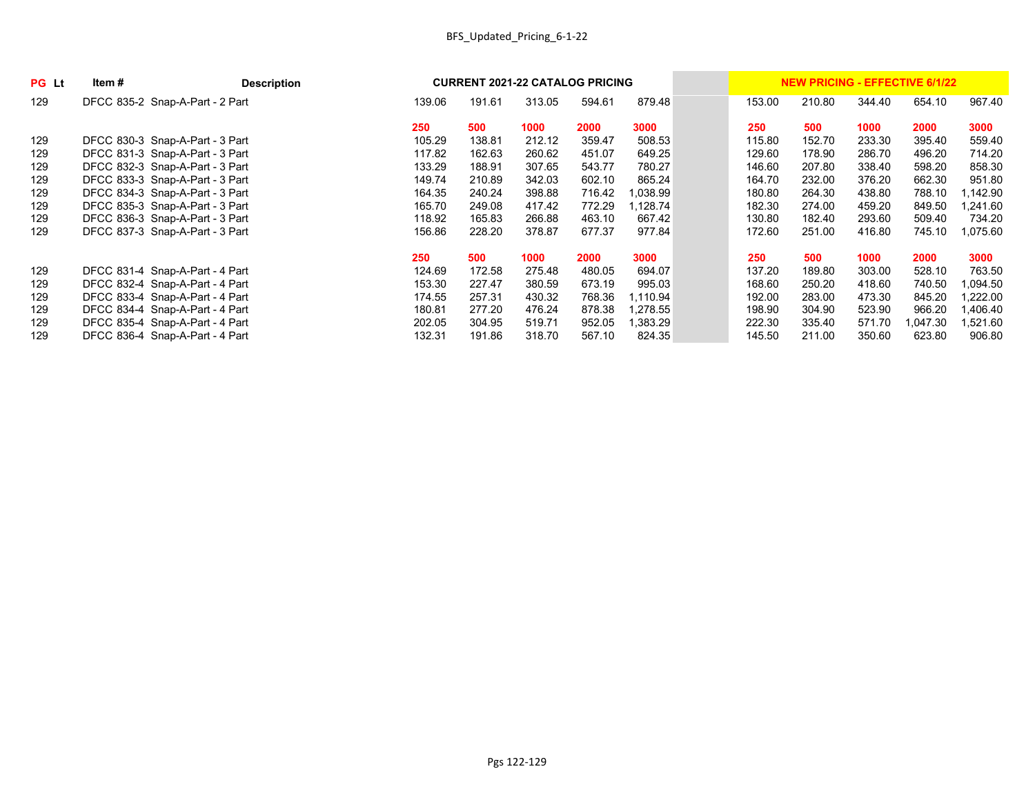| PG | Lt | Item # | Description | CURRENT 2021-22 CATALOG PRICING | | | | | | NEW PRICING - EFFECTIVE 6/1/22 | | | | |
|---|---|---|---|---|---|---|---|---|---|---|---|---|---|---|
| 129 | | DFCC 835-2 | Snap-A-Part - 2 Part | 139.06 | 191.61 | 313.05 | 594.61 | 879.48 | | 153.00 | 210.80 | 344.40 | 654.10 | 967.40 |
| | | | | **250** | **500** | **1000** | **2000** | **3000** | | **250** | **500** | **1000** | **2000** | **3000** |
| 129 | | DFCC 830-3 | Snap-A-Part - 3 Part | 105.29 | 138.81 | 212.12 | 359.47 | 508.53 | | 115.80 | 152.70 | 233.30 | 395.40 | 559.40 |
| 129 | | DFCC 831-3 | Snap-A-Part - 3 Part | 117.82 | 162.63 | 260.62 | 451.07 | 649.25 | | 129.60 | 178.90 | 286.70 | 496.20 | 714.20 |
| 129 | | DFCC 832-3 | Snap-A-Part - 3 Part | 133.29 | 188.91 | 307.65 | 543.77 | 780.27 | | 146.60 | 207.80 | 338.40 | 598.20 | 858.30 |
| 129 | | DFCC 833-3 | Snap-A-Part - 3 Part | 149.74 | 210.89 | 342.03 | 602.10 | 865.24 | | 164.70 | 232.00 | 376.20 | 662.30 | 951.80 |
| 129 | | DFCC 834-3 | Snap-A-Part - 3 Part | 164.35 | 240.24 | 398.88 | 716.42 | 1,038.99 | | 180.80 | 264.30 | 438.80 | 788.10 | 1,142.90 |
| 129 | | DFCC 835-3 | Snap-A-Part - 3 Part | 165.70 | 249.08 | 417.42 | 772.29 | 1,128.74 | | 182.30 | 274.00 | 459.20 | 849.50 | 1,241.60 |
| 129 | | DFCC 836-3 | Snap-A-Part - 3 Part | 118.92 | 165.83 | 266.88 | 463.10 | 667.42 | | 130.80 | 182.40 | 293.60 | 509.40 | 734.20 |
| 129 | | DFCC 837-3 | Snap-A-Part - 3 Part | 156.86 | 228.20 | 378.87 | 677.37 | 977.84 | | 172.60 | 251.00 | 416.80 | 745.10 | 1,075.60 |
| | | | | **250** | **500** | **1000** | **2000** | **3000** | | **250** | **500** | **1000** | **2000** | **3000** |
| 129 | | DFCC 831-4 | Snap-A-Part - 4 Part | 124.69 | 172.58 | 275.48 | 480.05 | 694.07 | | 137.20 | 189.80 | 303.00 | 528.10 | 763.50 |
| 129 | | DFCC 832-4 | Snap-A-Part - 4 Part | 153.30 | 227.47 | 380.59 | 673.19 | 995.03 | | 168.60 | 250.20 | 418.60 | 740.50 | 1,094.50 |
| 129 | | DFCC 833-4 | Snap-A-Part - 4 Part | 174.55 | 257.31 | 430.32 | 768.36 | 1,110.94 | | 192.00 | 283.00 | 473.30 | 845.20 | 1,222.00 |
| 129 | | DFCC 834-4 | Snap-A-Part - 4 Part | 180.81 | 277.20 | 476.24 | 878.38 | 1,278.55 | | 198.90 | 304.90 | 523.90 | 966.20 | 1,406.40 |
| 129 | | DFCC 835-4 | Snap-A-Part - 4 Part | 202.05 | 304.95 | 519.71 | 952.05 | 1,383.29 | | 222.30 | 335.40 | 571.70 | 1,047.30 | 1,521.60 |
| 129 | | DFCC 836-4 | Snap-A-Part - 4 Part | 132.31 | 191.86 | 318.70 | 567.10 | 824.35 | | 145.50 | 211.00 | 350.60 | 623.80 | 906.80 |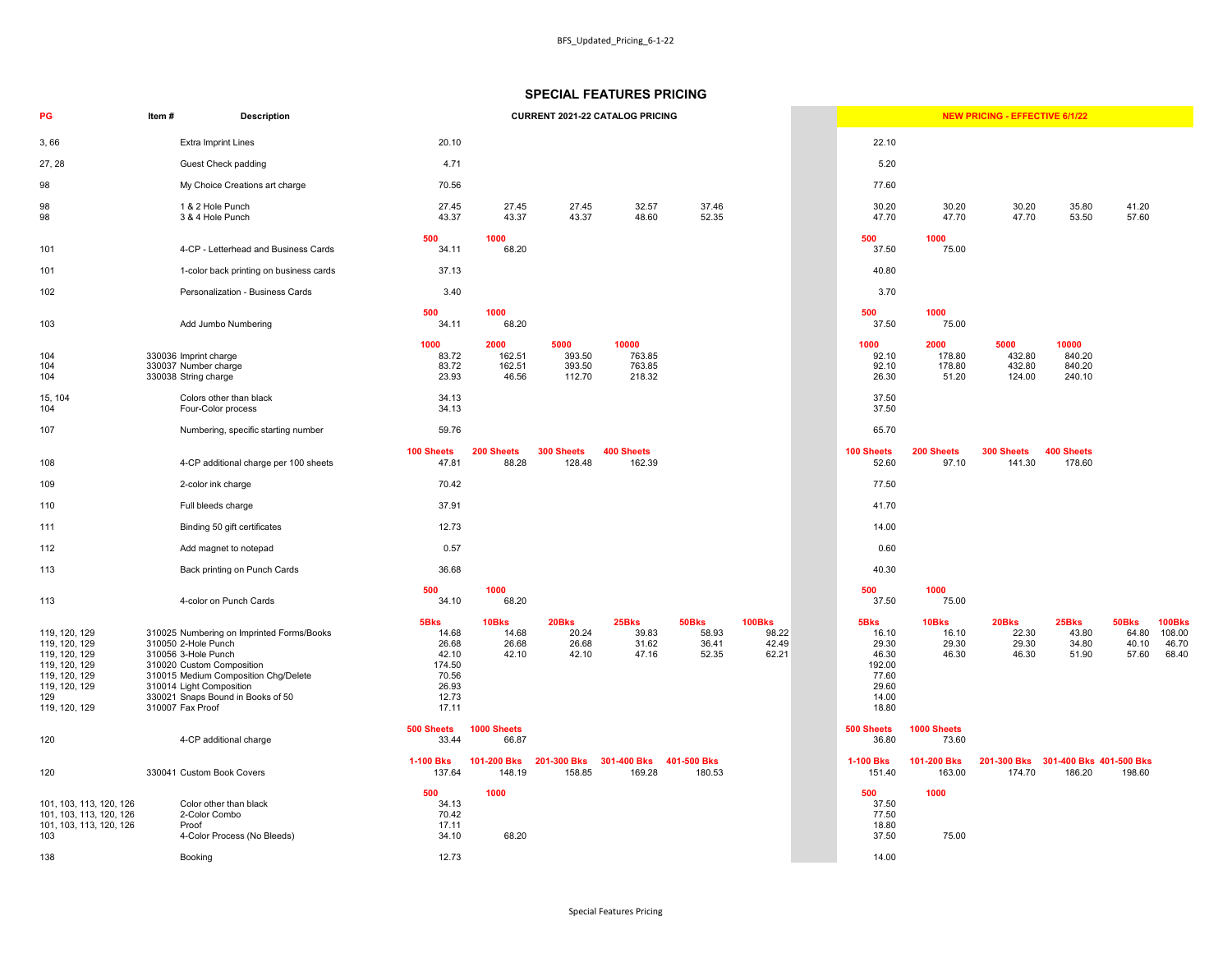# SPECIAL FEATURES PRICING

| PG | Item # | Description | CURRENT 2021-22 CATALOG PRICING | | | | | | NEW PRICING - EFFECTIVE 6/1/22 | | | | | |
|---|---|---|---|---|---|---|---|---|---|---|---|---|---|---|
| 3, 66 | | Extra Imprint Lines | 20.10 | | | | | | 22.10 | | | | | |
| 27, 28 | | Guest Check padding | 4.71 | | | | | | 5.20 | | | | | |
| 98 | | My Choice Creations art charge | 70.56 | | | | | | 77.60 | | | | | |
| 98 | | 1 & 2 Hole Punch | 27.45 | 27.45 | 27.45 | 32.57 | 37.46 | | 30.20 | 30.20 | 30.20 | 35.80 | 41.20 | |
| 98 | | 3 & 4 Hole Punch | 43.37 | 43.37 | 43.37 | 48.60 | 52.35 | | 47.70 | 47.70 | 47.70 | 53.50 | 57.60 | |
| | | | **500** | **1000** | | | | | **500** | **1000** | | | | |
| 101 | | 4-CP - Letterhead and Business Cards | 34.11 | 68.20 | | | | | 37.50 | 75.00 | | | | |
| 101 | | 1-color back printing on business cards | 37.13 | | | | | | 40.80 | | | | | |
| 102 | | Personalization - Business Cards | 3.40 | | | | | | 3.70 | | | | | |
| | | | **500** | **1000** | | | | | **500** | **1000** | | | | |
| 103 | | Add Jumbo Numbering | 34.11 | 68.20 | | | | | 37.50 | 75.00 | | | | |
| | | | **1000** | **2000** | **5000** | **10000** | | | **1000** | **2000** | **5000** | **10000** | | |
| 104 | 330036 | Imprint charge | 83.72 | 162.51 | 393.50 | 763.85 | | | 92.10 | 178.80 | 432.80 | 840.20 | | |
| 104 | 330037 | Number charge | 83.72 | 162.51 | 393.50 | 763.85 | | | 92.10 | 178.80 | 432.80 | 840.20 | | |
| 104 | 330038 | String charge | 23.93 | 46.56 | 112.70 | 218.32 | | | 26.30 | 51.20 | 124.00 | 240.10 | | |
| 15, 104 | | Colors other than black | 34.13 | | | | | | 37.50 | | | | | |
| 104 | | Four-Color process | 34.13 | | | | | | 37.50 | | | | | |
| 107 | | Numbering, specific starting number | 59.76 | | | | | | 65.70 | | | | | |
| | | | **100 Sheets** | **200 Sheets** | **300 Sheets** | **400 Sheets** | | | **100 Sheets** | **200 Sheets** | **300 Sheets** | **400 Sheets** | | |
| 108 | | 4-CP additional charge per 100 sheets | 47.81 | 88.28 | 128.48 | 162.39 | | | 52.60 | 97.10 | 141.30 | 178.60 | | |
| 109 | | 2-color ink charge | 70.42 | | | | | | 77.50 | | | | | |
| 110 | | Full bleeds charge | 37.91 | | | | | | 41.70 | | | | | |
| 111 | | Binding 50 gift certificates | 12.73 | | | | | | 14.00 | | | | | |
| 112 | | Add magnet to notepad | 0.57 | | | | | | 0.60 | | | | | |
| 113 | | Back printing on Punch Cards | 36.68 | | | | | | 40.30 | | | | | |
| | | | **500** | **1000** | | | | | **500** | **1000** | | | | |
| 113 | | 4-color on Punch Cards | 34.10 | 68.20 | | | | | 37.50 | 75.00 | | | | |
| | | | **5Bks** | **10Bks** | **20Bks** | **25Bks** | **50Bks** | **100Bks** | **5Bks** | **10Bks** | **20Bks** | **25Bks** | **50Bks** | **100Bks** |
| 119, 120, 129 | 310025 | Numbering on Imprinted Forms/Books | 14.68 | 14.68 | 20.24 | 39.83 | 58.93 | 98.22 | 16.10 | 16.10 | 22.30 | 43.80 | 64.80 | 108.00 |
| 119, 120, 129 | 310050 | 2-Hole Punch | 26.68 | 26.68 | 26.68 | 31.62 | 36.41 | 42.49 | 29.30 | 29.30 | 29.30 | 34.80 | 40.10 | 46.70 |
| 119, 120, 129 | 310056 | 3-Hole Punch | 42.10 | 42.10 | 42.10 | 47.16 | 52.35 | 62.21 | 46.30 | 46.30 | 46.30 | 51.90 | 57.60 | 68.40 |
| 119, 120, 129 | 310020 | Custom Composition | 174.50 | | | | | | 192.00 | | | | | |
| 119, 120, 129 | 310015 | Medium Composition Chg/Delete | 70.56 | | | | | | 77.60 | | | | | |
| 119, 120, 129 | 310014 | Light Composition | 26.93 | | | | | | 29.60 | | | | | |
| 129 | 330021 | Snaps Bound in Books of 50 | 12.73 | | | | | | 14.00 | | | | | |
| 119, 120, 129 | 310007 | Fax Proof | 17.11 | | | | | | 18.80 | | | | | |
| | | | **500 Sheets** | **1000 Sheets** | | | | | **500 Sheets** | **1000 Sheets** | | | | |
| 120 | | 4-CP additional charge | 33.44 | 66.87 | | | | | 36.80 | 73.60 | | | | |
| | | | **1-100 Bks** | **101-200 Bks** | **201-300 Bks** | **301-400 Bks** | **401-500 Bks** | | **1-100 Bks** | **101-200 Bks** | **201-300 Bks** | **301-400 Bks** | **401-500 Bks** | |
| 120 | 330041 | Custom Book Covers | 137.64 | 148.19 | 158.85 | 169.28 | 180.53 | | 151.40 | 163.00 | 174.70 | 186.20 | 198.60 | |
| | | | **500** | **1000** | | | | | **500** | **1000** | | | | |
| 101, 103, 113, 120, 126 | | Color other than black | 34.13 | | | | | | 37.50 | | | | | |
| 101, 103, 113, 120, 126 | | 2-Color Combo | 70.42 | | | | | | 77.50 | | | | | |
| 101, 103, 113, 120, 126 | | Proof | 17.11 | | | | | | 18.80 | | | | | |
| 103 | | 4-Color Process (No Bleeds) | 34.10 | 68.20 | | | | | 37.50 | 75.00 | | | | |
| 138 | | Booking | 12.73 | | | | | | 14.00 | | | | | |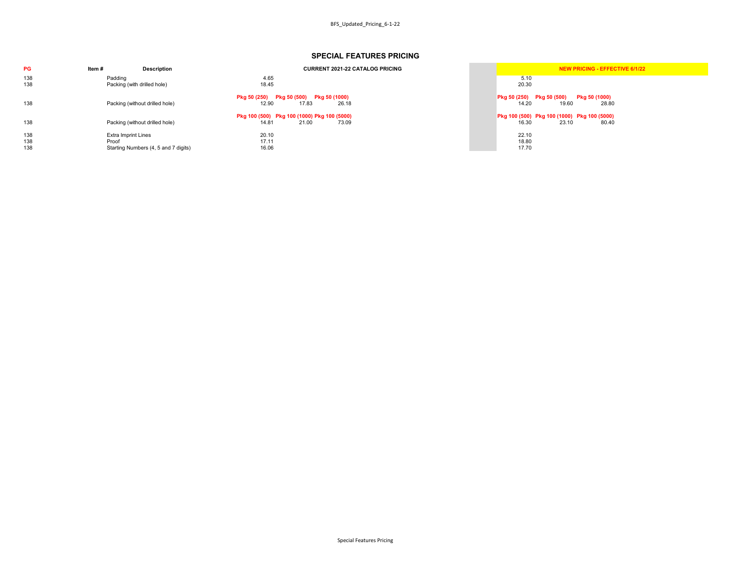## SPECIAL FEATURES PRICING

| PG | Item # | Description | CURRENT 2021-22 CATALOG PRICING | | | NEW PRICING - EFFECTIVE 6/1/22 | | |
|---|---|---|---|---|---|---|---|---|
| 138 | | Padding | 4.65 | | | 5.10 | | |
| 138 | | Packing (with drilled hole) | 18.45 | | | 20.30 | | |
| | | | Pkg 50 (250) | Pkg 50 (500) | Pkg 50 (1000) | Pkg 50 (250) | Pkg 50 (500) | Pkg 50 (1000) |
| 138 | | Packing (without drilled hole) | 12.90 | 17.83 | 26.18 | 14.20 | 19.60 | 28.80 |
| | | | Pkg 100 (500) | Pkg 100 (1000) | Pkg 100 (5000) | Pkg 100 (500) | Pkg 100 (1000) | Pkg 100 (5000) |
| 138 | | Packing (without drilled hole) | 14.81 | 21.00 | 73.09 | 16.30 | 23.10 | 80.40 |
| 138 | | Extra Imprint Lines | 20.10 | | | 22.10 | | |
| 138 | | Proof | 17.11 | | | 18.80 | | |
| 138 | | Starting Numbers (4, 5 and 7 digits) | 16.06 | | | 17.70 | | |